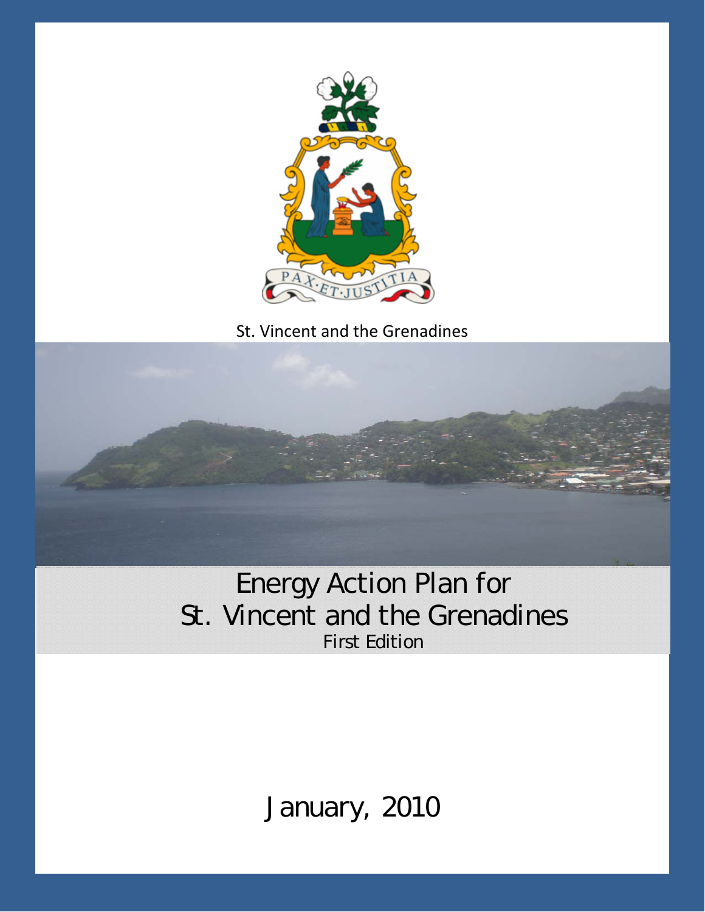PAX·ET·JUSTITIA

St. Vincent and the Grenadines

# Energy Action Plan for St. Vincent and the Grenadines

First Edition

January, 2010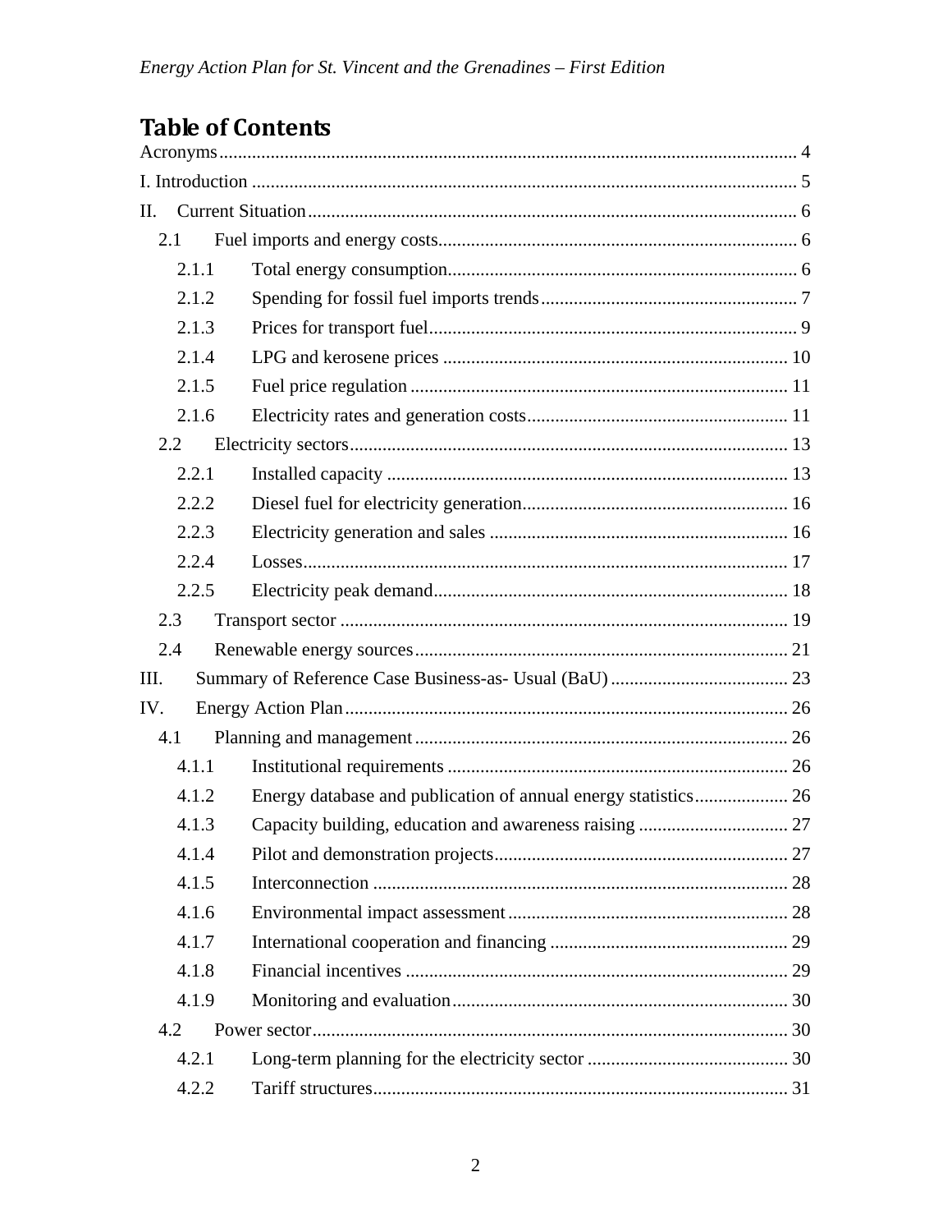# Table of Contents

Acronyms .......... 4

I. Introduction .......... 5

II. Current Situation .......... 6

- 2.1 Fuel imports and energy costs .......... 6
  - 2.1.1 Total energy consumption .......... 6
  - 2.1.2 Spending for fossil fuel imports trends .......... 7
  - 2.1.3 Prices for transport fuel .......... 9
  - 2.1.4 LPG and kerosene prices .......... 10
  - 2.1.5 Fuel price regulation .......... 11
  - 2.1.6 Electricity rates and generation costs .......... 11
- 2.2 Electricity sectors .......... 13
  - 2.2.1 Installed capacity .......... 13
  - 2.2.2 Diesel fuel for electricity generation .......... 16
  - 2.2.3 Electricity generation and sales .......... 16
  - 2.2.4 Losses .......... 17
  - 2.2.5 Electricity peak demand .......... 18
- 2.3 Transport sector .......... 19
- 2.4 Renewable energy sources .......... 21

III. Summary of Reference Case Business-as- Usual (BaU) .......... 23

IV. Energy Action Plan .......... 26

- 4.1 Planning and management .......... 26
  - 4.1.1 Institutional requirements .......... 26
  - 4.1.2 Energy database and publication of annual energy statistics .......... 26
  - 4.1.3 Capacity building, education and awareness raising .......... 27
  - 4.1.4 Pilot and demonstration projects .......... 27
  - 4.1.5 Interconnection .......... 28
  - 4.1.6 Environmental impact assessment .......... 28
  - 4.1.7 International cooperation and financing .......... 29
  - 4.1.8 Financial incentives .......... 29
  - 4.1.9 Monitoring and evaluation .......... 30
- 4.2 Power sector .......... 30
  - 4.2.1 Long-term planning for the electricity sector .......... 30
  - 4.2.2 Tariff structures .......... 31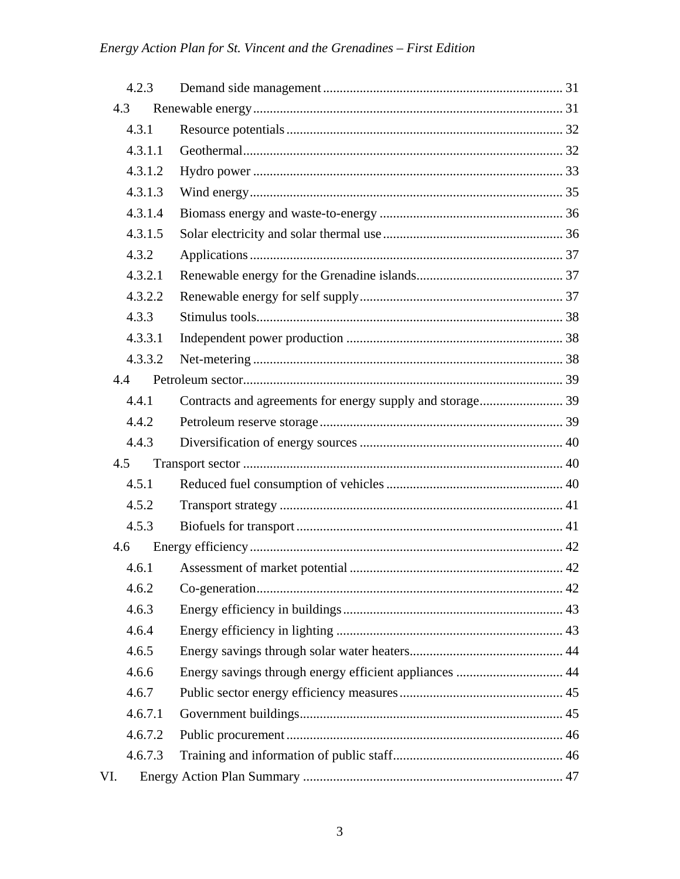- 4.2.3 Demand side management ..... 31
- 4.3 Renewable energy ..... 31
  - 4.3.1 Resource potentials ..... 32
  - 4.3.1.1 Geothermal ..... 32
  - 4.3.1.2 Hydro power ..... 33
  - 4.3.1.3 Wind energy ..... 35
  - 4.3.1.4 Biomass energy and waste-to-energy ..... 36
  - 4.3.1.5 Solar electricity and solar thermal use ..... 36
  - 4.3.2 Applications ..... 37
  - 4.3.2.1 Renewable energy for the Grenadine islands ..... 37
  - 4.3.2.2 Renewable energy for self supply ..... 37
  - 4.3.3 Stimulus tools ..... 38
  - 4.3.3.1 Independent power production ..... 38
  - 4.3.3.2 Net-metering ..... 38
- 4.4 Petroleum sector ..... 39
  - 4.4.1 Contracts and agreements for energy supply and storage ..... 39
  - 4.4.2 Petroleum reserve storage ..... 39
  - 4.4.3 Diversification of energy sources ..... 40
- 4.5 Transport sector ..... 40
  - 4.5.1 Reduced fuel consumption of vehicles ..... 40
  - 4.5.2 Transport strategy ..... 41
  - 4.5.3 Biofuels for transport ..... 41
- 4.6 Energy efficiency ..... 42
  - 4.6.1 Assessment of market potential ..... 42
  - 4.6.2 Co-generation ..... 42
  - 4.6.3 Energy efficiency in buildings ..... 43
  - 4.6.4 Energy efficiency in lighting ..... 43
  - 4.6.5 Energy savings through solar water heaters ..... 44
  - 4.6.6 Energy savings through energy efficient appliances ..... 44
  - 4.6.7 Public sector energy efficiency measures ..... 45
  - 4.6.7.1 Government buildings ..... 45
  - 4.6.7.2 Public procurement ..... 46
  - 4.6.7.3 Training and information of public staff ..... 46

VI. Energy Action Plan Summary ..... 47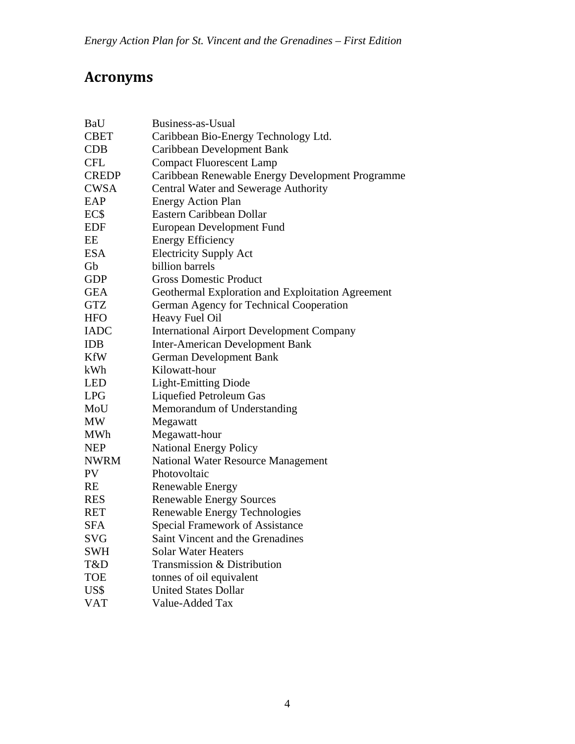# Acronyms

| | |
|---|---|
| BaU | Business-as-Usual |
| CBET | Caribbean Bio-Energy Technology Ltd. |
| CDB | Caribbean Development Bank |
| CFL | Compact Fluorescent Lamp |
| CREDP | Caribbean Renewable Energy Development Programme |
| CWSA | Central Water and Sewerage Authority |
| EAP | Energy Action Plan |
| EC$ | Eastern Caribbean Dollar |
| EDF | European Development Fund |
| EE | Energy Efficiency |
| ESA | Electricity Supply Act |
| Gb | billion barrels |
| GDP | Gross Domestic Product |
| GEA | Geothermal Exploration and Exploitation Agreement |
| GTZ | German Agency for Technical Cooperation |
| HFO | Heavy Fuel Oil |
| IADC | International Airport Development Company |
| IDB | Inter-American Development Bank |
| KfW | German Development Bank |
| kWh | Kilowatt-hour |
| LED | Light-Emitting Diode |
| LPG | Liquefied Petroleum Gas |
| MoU | Memorandum of Understanding |
| MW | Megawatt |
| MWh | Megawatt-hour |
| NEP | National Energy Policy |
| NWRM | National Water Resource Management |
| PV | Photovoltaic |
| RE | Renewable Energy |
| RES | Renewable Energy Sources |
| RET | Renewable Energy Technologies |
| SFA | Special Framework of Assistance |
| SVG | Saint Vincent and the Grenadines |
| SWH | Solar Water Heaters |
| T&D | Transmission & Distribution |
| TOE | tonnes of oil equivalent |
| US$ | United States Dollar |
| VAT | Value-Added Tax |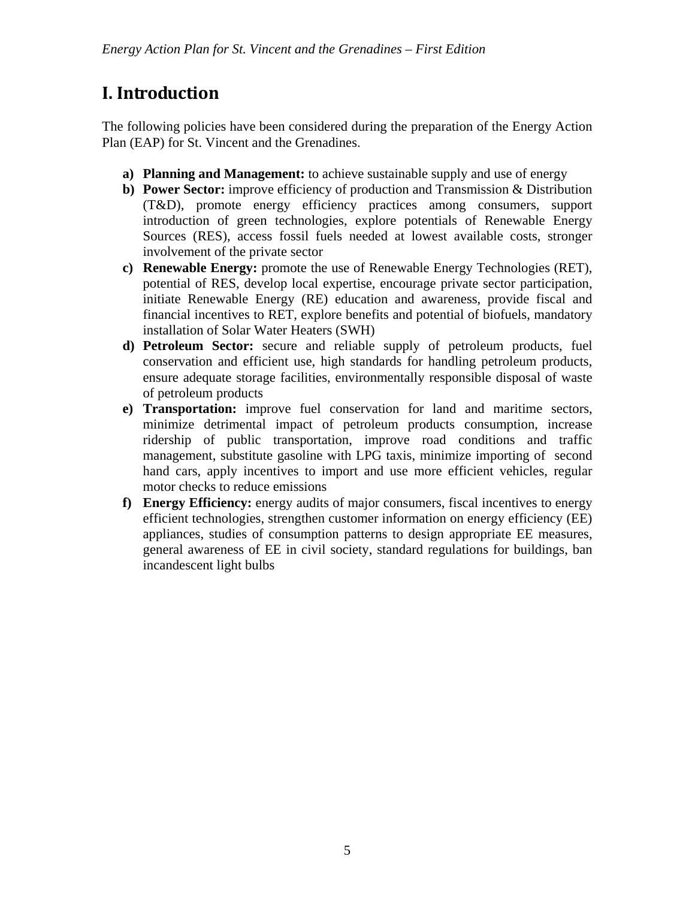# I. Introduction

The following policies have been considered during the preparation of the Energy Action Plan (EAP) for St. Vincent and the Grenadines.

a) **Planning and Management:** to achieve sustainable supply and use of energy
b) **Power Sector:** improve efficiency of production and Transmission & Distribution (T&D), promote energy efficiency practices among consumers, support introduction of green technologies, explore potentials of Renewable Energy Sources (RES), access fossil fuels needed at lowest available costs, stronger involvement of the private sector
c) **Renewable Energy:** promote the use of Renewable Energy Technologies (RET), potential of RES, develop local expertise, encourage private sector participation, initiate Renewable Energy (RE) education and awareness, provide fiscal and financial incentives to RET, explore benefits and potential of biofuels, mandatory installation of Solar Water Heaters (SWH)
d) **Petroleum Sector:** secure and reliable supply of petroleum products, fuel conservation and efficient use, high standards for handling petroleum products, ensure adequate storage facilities, environmentally responsible disposal of waste of petroleum products
e) **Transportation:** improve fuel conservation for land and maritime sectors, minimize detrimental impact of petroleum products consumption, increase ridership of public transportation, improve road conditions and traffic management, substitute gasoline with LPG taxis, minimize importing of second hand cars, apply incentives to import and use more efficient vehicles, regular motor checks to reduce emissions
f) **Energy Efficiency:** energy audits of major consumers, fiscal incentives to energy efficient technologies, strengthen customer information on energy efficiency (EE) appliances, studies of consumption patterns to design appropriate EE measures, general awareness of EE in civil society, standard regulations for buildings, ban incandescent light bulbs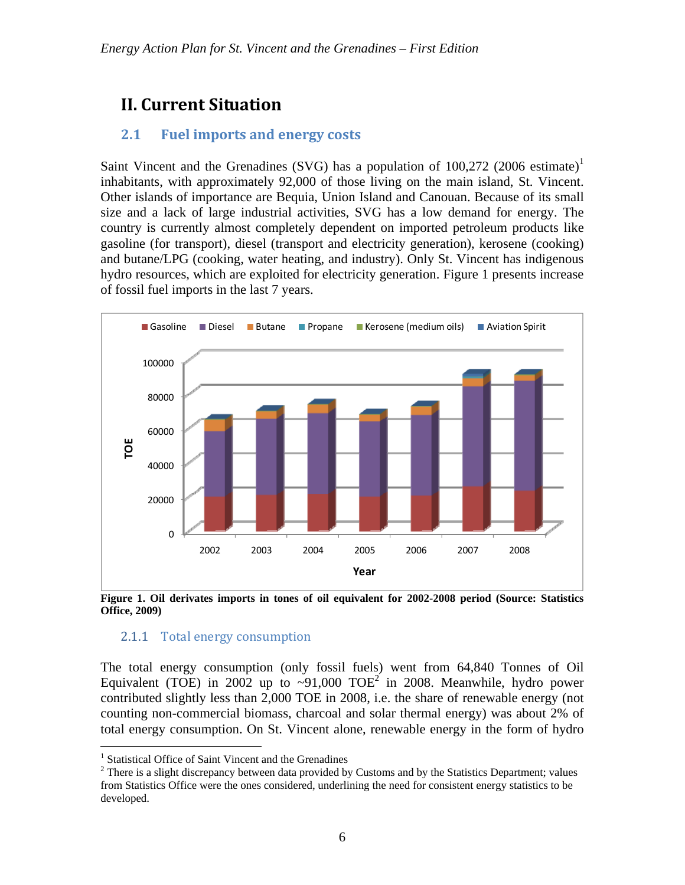# II. Current Situation

## 2.1 Fuel imports and energy costs

Saint Vincent and the Grenadines (SVG) has a population of 100,272 (2006 estimate)[1] inhabitants, with approximately 92,000 of those living on the main island, St. Vincent. Other islands of importance are Bequia, Union Island and Canouan. Because of its small size and a lack of large industrial activities, SVG has a low demand for energy. The country is currently almost completely dependent on imported petroleum products like gasoline (for transport), diesel (transport and electricity generation), kerosene (cooking) and butane/LPG (cooking, water heating, and industry). Only St. Vincent has indigenous hydro resources, which are exploited for electricity generation. Figure 1 presents increase of fossil fuel imports in the last 7 years.

**Figure 1. Oil derivates imports in tones of oil equivalent for 2002-2008 period (Source: Statistics Office, 2009)**

### 2.1.1 Total energy consumption

The total energy consumption (only fossil fuels) went from 64,840 Tonnes of Oil Equivalent (TOE) in 2002 up to ~91,000 TOE[2] in 2008. Meanwhile, hydro power contributed slightly less than 2,000 TOE in 2008, i.e. the share of renewable energy (not counting non-commercial biomass, charcoal and solar thermal energy) was about 2% of total energy consumption. On St. Vincent alone, renewable energy in the form of hydro

---

[1] Statistical Office of Saint Vincent and the Grenadines

[2] There is a slight discrepancy between data provided by Customs and by the Statistics Department; values from Statistics Office were the ones considered, underlining the need for consistent energy statistics to be developed.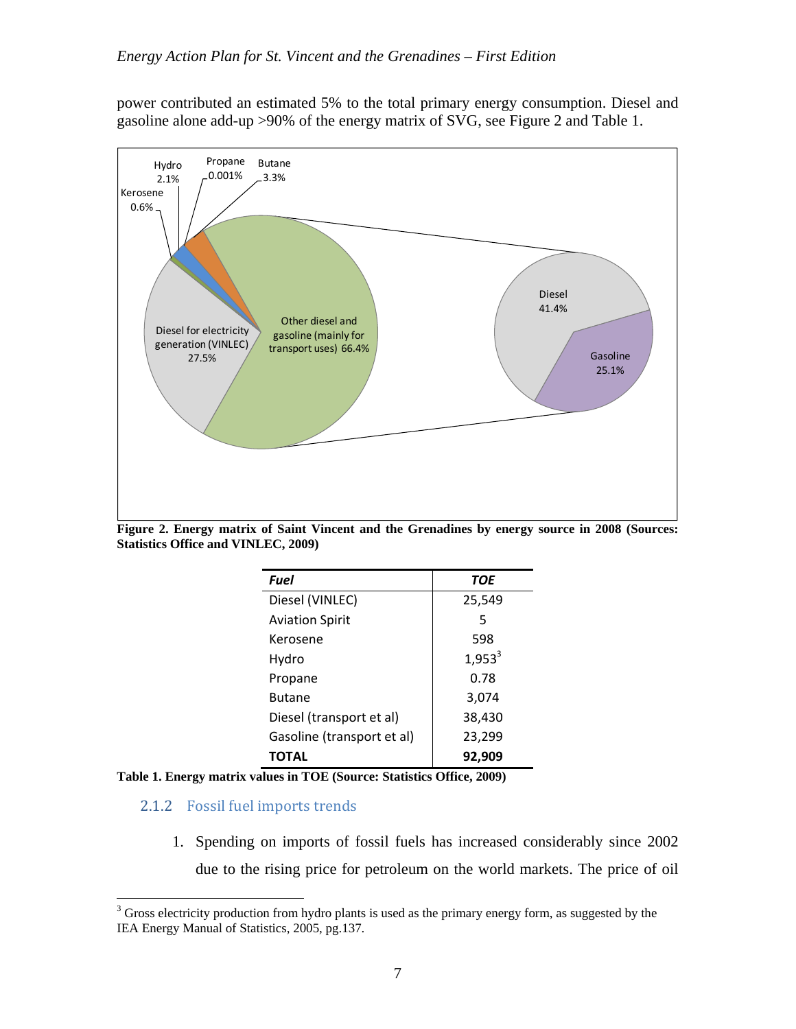power contributed an estimated 5% to the total primary energy consumption. Diesel and gasoline alone add-up >90% of the energy matrix of SVG, see Figure 2 and Table 1.

**Figure 2. Energy matrix of Saint Vincent and the Grenadines by energy source in 2008 (Sources: Statistics Office and VINLEC, 2009)**

| *Fuel* | *TOE* |
|---|---|
| Diesel (VINLEC) | 25,549 |
| Aviation Spirit | 5 |
| Kerosene | 598 |
| Hydro | 1,953[3] |
| Propane | 0.78 |
| Butane | 3,074 |
| Diesel (transport et al) | 38,430 |
| Gasoline (transport et al) | 23,299 |
| **TOTAL** | **92,909** |

**Table 1. Energy matrix values in TOE (Source: Statistics Office, 2009)**

### 2.1.2 Fossil fuel imports trends

1. Spending on imports of fossil fuels has increased considerably since 2002 due to the rising price for petroleum on the world markets. The price of oil

[3] Gross electricity production from hydro plants is used as the primary energy form, as suggested by the IEA Energy Manual of Statistics, 2005, pg.137.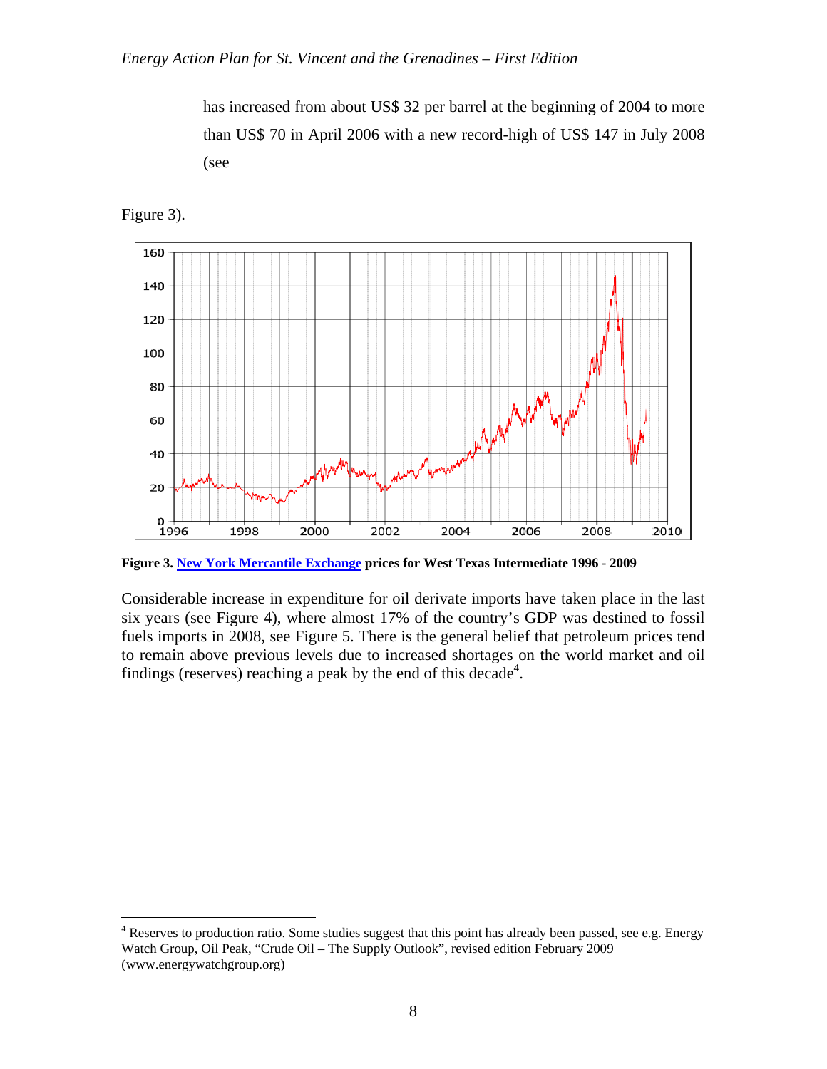has increased from about US$ 32 per barrel at the beginning of 2004 to more than US$ 70 in April 2006 with a new record-high of US$ 147 in July 2008 (see

Figure 3).

**Figure 3. New York Mercantile Exchange prices for West Texas Intermediate 1996 - 2009**

Considerable increase in expenditure for oil derivate imports have taken place in the last six years (see Figure 4), where almost 17% of the country's GDP was destined to fossil fuels imports in 2008, see Figure 5. There is the general belief that petroleum prices tend to remain above previous levels due to increased shortages on the world market and oil findings (reserves) reaching a peak by the end of this decade[4].

[4] Reserves to production ratio. Some studies suggest that this point has already been passed, see e.g. Energy Watch Group, Oil Peak, "Crude Oil – The Supply Outlook", revised edition February 2009 (www.energywatchgroup.org)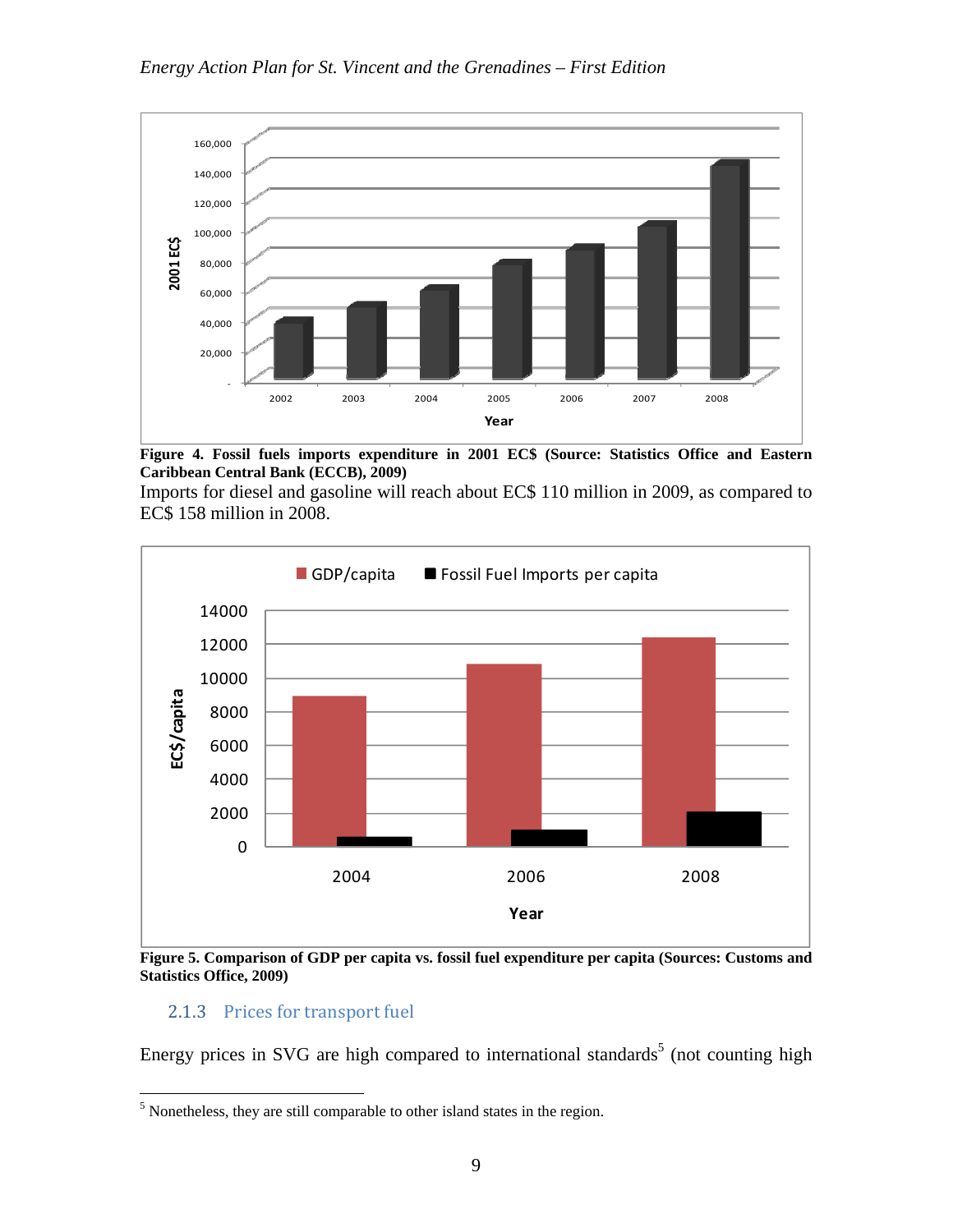**Figure 4. Fossil fuels imports expenditure in 2001 EC$ (Source: Statistics Office and Eastern Caribbean Central Bank (ECCB), 2009)**

Imports for diesel and gasoline will reach about EC$ 110 million in 2009, as compared to EC$ 158 million in 2008.

**Figure 5. Comparison of GDP per capita vs. fossil fuel expenditure per capita (Sources: Customs and Statistics Office, 2009)**

### 2.1.3 Prices for transport fuel

Energy prices in SVG are high compared to international standards[5] (not counting high

[5] Nonetheless, they are still comparable to other island states in the region.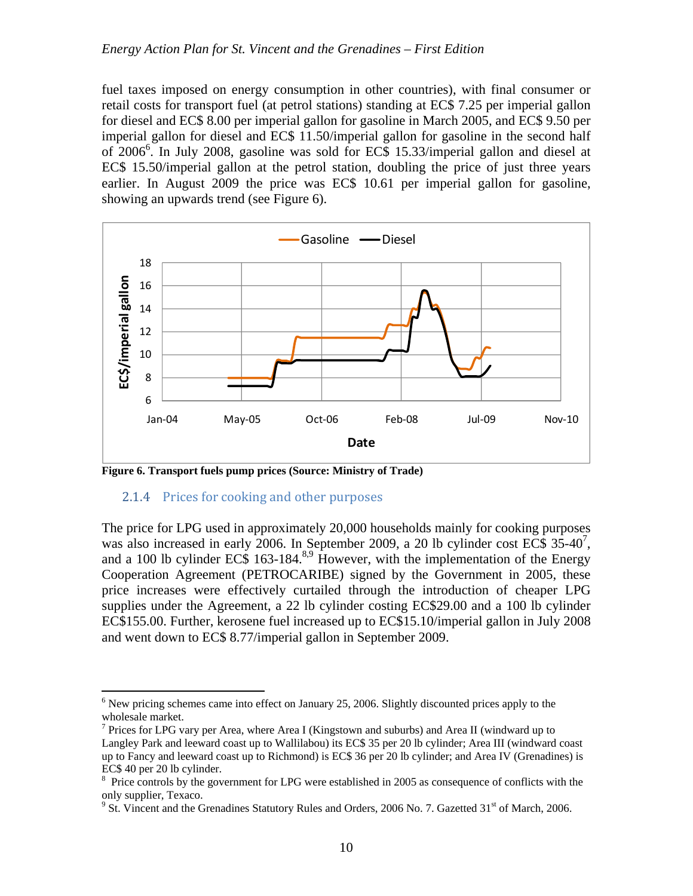fuel taxes imposed on energy consumption in other countries), with final consumer or retail costs for transport fuel (at petrol stations) standing at EC$ 7.25 per imperial gallon for diesel and EC$ 8.00 per imperial gallon for gasoline in March 2005, and EC$ 9.50 per imperial gallon for diesel and EC$ 11.50/imperial gallon for gasoline in the second half of 2006[6]. In July 2008, gasoline was sold for EC$ 15.33/imperial gallon and diesel at EC$ 15.50/imperial gallon at the petrol station, doubling the price of just three years earlier. In August 2009 the price was EC$ 10.61 per imperial gallon for gasoline, showing an upwards trend (see Figure 6).

**Figure 6. Transport fuels pump prices (Source: Ministry of Trade)**

### 2.1.4 Prices for cooking and other purposes

The price for LPG used in approximately 20,000 households mainly for cooking purposes was also increased in early 2006. In September 2009, a 20 lb cylinder cost EC$ 35-40[7], and a 100 lb cylinder EC$ 163-184.[8,9] However, with the implementation of the Energy Cooperation Agreement (PETROCARIBE) signed by the Government in 2005, these price increases were effectively curtailed through the introduction of cheaper LPG supplies under the Agreement, a 22 lb cylinder costing EC$29.00 and a 100 lb cylinder EC$155.00. Further, kerosene fuel increased up to EC$15.10/imperial gallon in July 2008 and went down to EC$ 8.77/imperial gallon in September 2009.

---

[6] New pricing schemes came into effect on January 25, 2006. Slightly discounted prices apply to the wholesale market.

[7] Prices for LPG vary per Area, where Area I (Kingstown and suburbs) and Area II (windward up to Langley Park and leeward coast up to Wallilabou) its EC$ 35 per 20 lb cylinder; Area III (windward coast up to Fancy and leeward coast up to Richmond) is EC$ 36 per 20 lb cylinder; and Area IV (Grenadines) is EC$ 40 per 20 lb cylinder.

[8] Price controls by the government for LPG were established in 2005 as consequence of conflicts with the only supplier, Texaco.

[9] St. Vincent and the Grenadines Statutory Rules and Orders, 2006 No. 7. Gazetted 31st of March, 2006.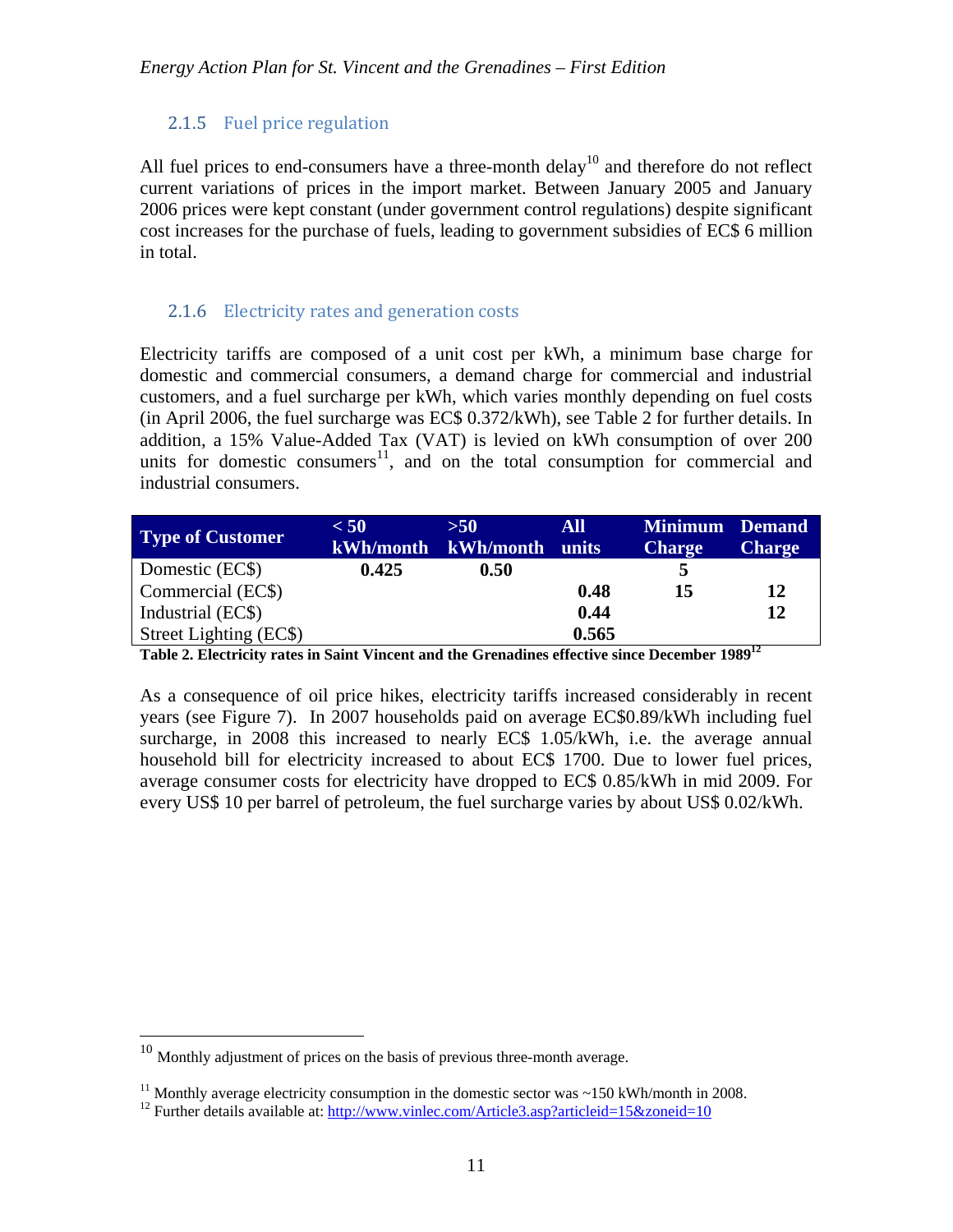### 2.1.5 Fuel price regulation

All fuel prices to end-consumers have a three-month delay[10] and therefore do not reflect current variations of prices in the import market. Between January 2005 and January 2006 prices were kept constant (under government control regulations) despite significant cost increases for the purchase of fuels, leading to government subsidies of EC$ 6 million in total.

### 2.1.6 Electricity rates and generation costs

Electricity tariffs are composed of a unit cost per kWh, a minimum base charge for domestic and commercial consumers, a demand charge for commercial and industrial customers, and a fuel surcharge per kWh, which varies monthly depending on fuel costs (in April 2006, the fuel surcharge was EC$ 0.372/kWh), see Table 2 for further details. In addition, a 15% Value-Added Tax (VAT) is levied on kWh consumption of over 200 units for domestic consumers[11], and on the total consumption for commercial and industrial consumers.

| Type of Customer | < 50 kWh/month | >50 kWh/month | All units | Minimum Charge | Demand Charge |
|---|---|---|---|---|---|
| Domestic (EC$) | **0.425** | **0.50** | | **5** | |
| Commercial (EC$) | | | **0.48** | **15** | **12** |
| Industrial (EC$) | | | **0.44** | | **12** |
| Street Lighting (EC$) | | | **0.565** | | |

**Table 2. Electricity rates in Saint Vincent and the Grenadines effective since December 1989[12]**

As a consequence of oil price hikes, electricity tariffs increased considerably in recent years (see Figure 7). In 2007 households paid on average EC$0.89/kWh including fuel surcharge, in 2008 this increased to nearly EC$ 1.05/kWh, i.e. the average annual household bill for electricity increased to about EC$ 1700. Due to lower fuel prices, average consumer costs for electricity have dropped to EC$ 0.85/kWh in mid 2009. For every US$ 10 per barrel of petroleum, the fuel surcharge varies by about US$ 0.02/kWh.

---

[10] Monthly adjustment of prices on the basis of previous three-month average.

[11] Monthly average electricity consumption in the domestic sector was ~150 kWh/month in 2008.

[12] Further details available at: http://www.vinlec.com/Article3.asp?articleid=15&zoneid=10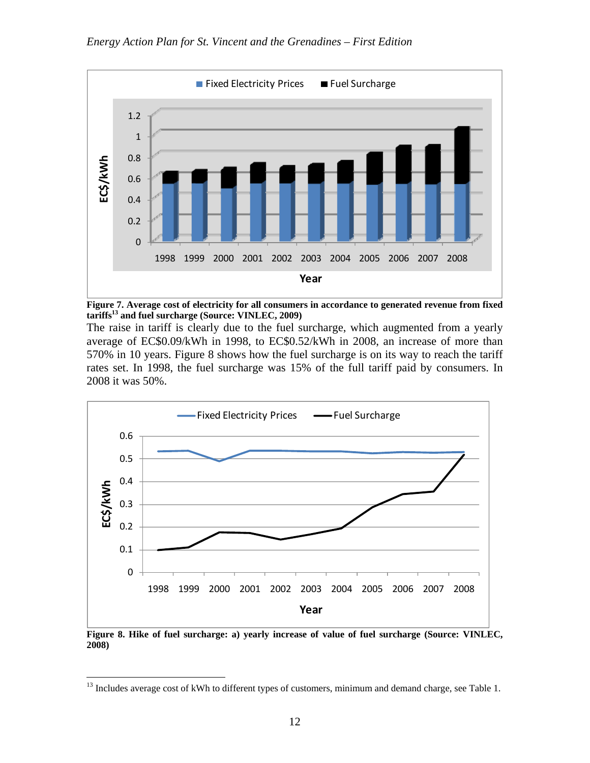Figure 7. Average cost of electricity for all consumers in accordance to generated revenue from fixed tariffs[13] and fuel surcharge (Source: VINLEC, 2009)

The raise in tariff is clearly due to the fuel surcharge, which augmented from a yearly average of EC\$0.09/kWh in 1998, to EC\$0.52/kWh in 2008, an increase of more than 570% in 10 years. Figure 8 shows how the fuel surcharge is on its way to reach the tariff rates set. In 1998, the fuel surcharge was 15% of the full tariff paid by consumers. In 2008 it was 50%.

Figure 8. Hike of fuel surcharge: a) yearly increase of value of fuel surcharge (Source: VINLEC, 2008)

[13] Includes average cost of kWh to different types of customers, minimum and demand charge, see Table 1.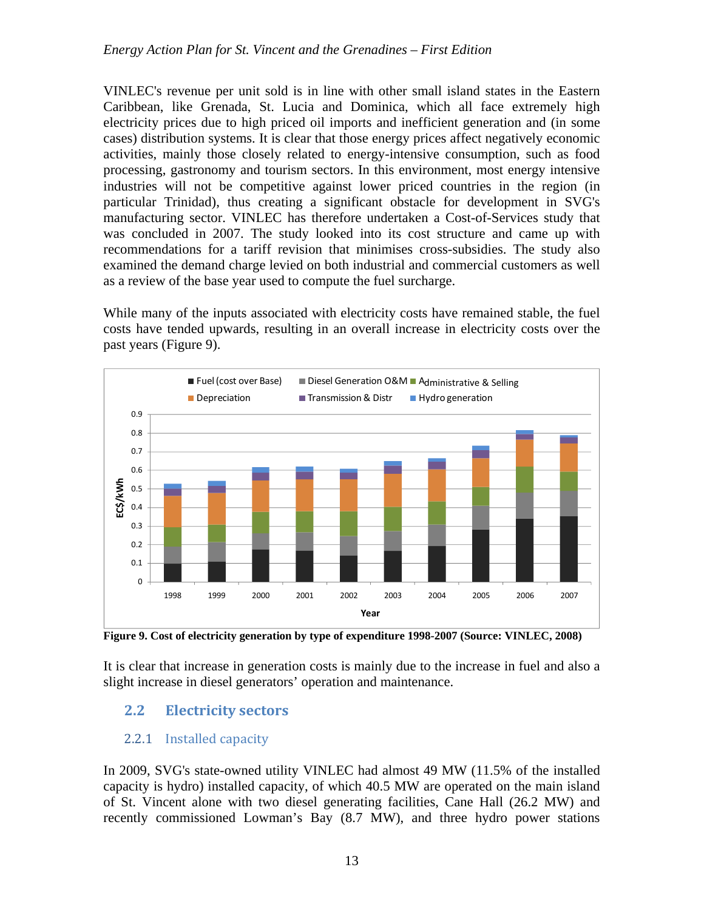VINLEC's revenue per unit sold is in line with other small island states in the Eastern Caribbean, like Grenada, St. Lucia and Dominica, which all face extremely high electricity prices due to high priced oil imports and inefficient generation and (in some cases) distribution systems. It is clear that those energy prices affect negatively economic activities, mainly those closely related to energy-intensive consumption, such as food processing, gastronomy and tourism sectors. In this environment, most energy intensive industries will not be competitive against lower priced countries in the region (in particular Trinidad), thus creating a significant obstacle for development in SVG's manufacturing sector. VINLEC has therefore undertaken a Cost-of-Services study that was concluded in 2007. The study looked into its cost structure and came up with recommendations for a tariff revision that minimises cross-subsidies. The study also examined the demand charge levied on both industrial and commercial customers as well as a review of the base year used to compute the fuel surcharge.

While many of the inputs associated with electricity costs have remained stable, the fuel costs have tended upwards, resulting in an overall increase in electricity costs over the past years (Figure 9).

**Figure 9. Cost of electricity generation by type of expenditure 1998-2007 (Source: VINLEC, 2008)**

It is clear that increase in generation costs is mainly due to the increase in fuel and also a slight increase in diesel generators' operation and maintenance.

## 2.2 Electricity sectors

### 2.2.1 Installed capacity

In 2009, SVG's state-owned utility VINLEC had almost 49 MW (11.5% of the installed capacity is hydro) installed capacity, of which 40.5 MW are operated on the main island of St. Vincent alone with two diesel generating facilities, Cane Hall (26.2 MW) and recently commissioned Lowman's Bay (8.7 MW), and three hydro power stations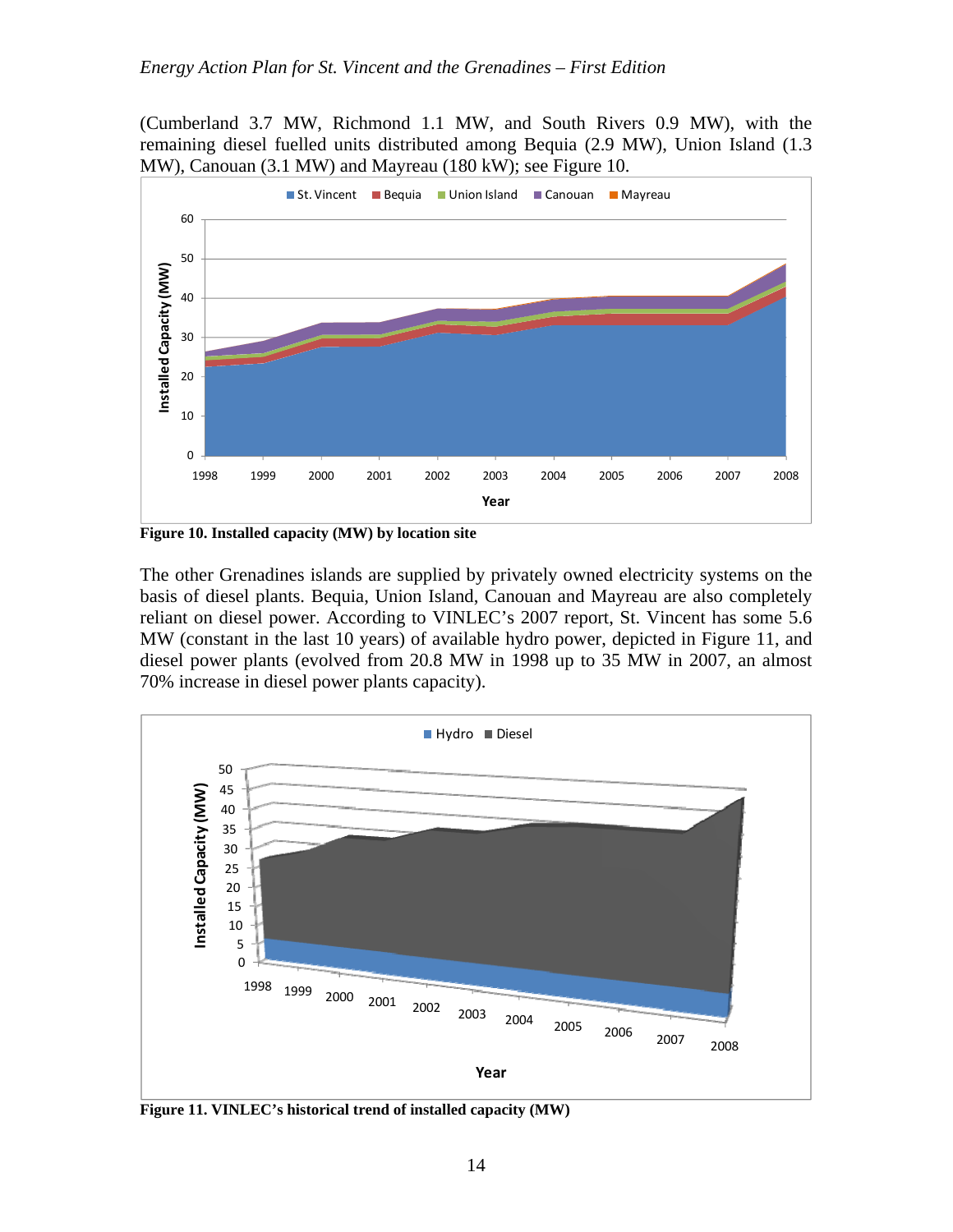(Cumberland 3.7 MW, Richmond 1.1 MW, and South Rivers 0.9 MW), with the remaining diesel fuelled units distributed among Bequia (2.9 MW), Union Island (1.3 MW), Canouan (3.1 MW) and Mayreau (180 kW); see Figure 10.

**Figure 10. Installed capacity (MW) by location site**

The other Grenadines islands are supplied by privately owned electricity systems on the basis of diesel plants. Bequia, Union Island, Canouan and Mayreau are also completely reliant on diesel power. According to VINLEC's 2007 report, St. Vincent has some 5.6 MW (constant in the last 10 years) of available hydro power, depicted in Figure 11, and diesel power plants (evolved from 20.8 MW in 1998 up to 35 MW in 2007, an almost 70% increase in diesel power plants capacity).

**Figure 11. VINLEC's historical trend of installed capacity (MW)**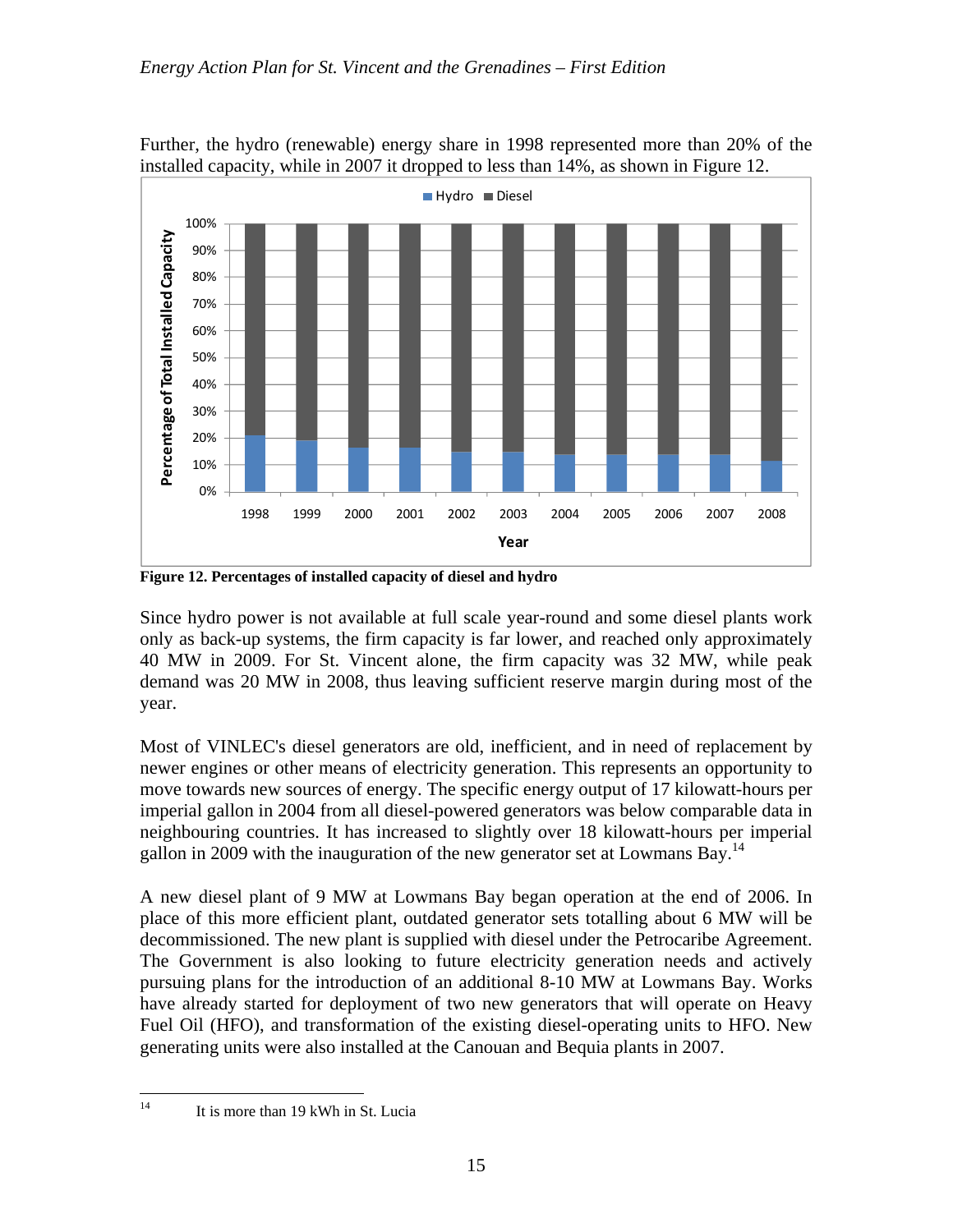Further, the hydro (renewable) energy share in 1998 represented more than 20% of the installed capacity, while in 2007 it dropped to less than 14%, as shown in Figure 12.

**Figure 12. Percentages of installed capacity of diesel and hydro**

Since hydro power is not available at full scale year-round and some diesel plants work only as back-up systems, the firm capacity is far lower, and reached only approximately 40 MW in 2009. For St. Vincent alone, the firm capacity was 32 MW, while peak demand was 20 MW in 2008, thus leaving sufficient reserve margin during most of the year.

Most of VINLEC's diesel generators are old, inefficient, and in need of replacement by newer engines or other means of electricity generation. This represents an opportunity to move towards new sources of energy. The specific energy output of 17 kilowatt-hours per imperial gallon in 2004 from all diesel-powered generators was below comparable data in neighbouring countries. It has increased to slightly over 18 kilowatt-hours per imperial gallon in 2009 with the inauguration of the new generator set at Lowmans Bay.[14]

A new diesel plant of 9 MW at Lowmans Bay began operation at the end of 2006. In place of this more efficient plant, outdated generator sets totalling about 6 MW will be decommissioned. The new plant is supplied with diesel under the Petrocaribe Agreement. The Government is also looking to future electricity generation needs and actively pursuing plans for the introduction of an additional 8-10 MW at Lowmans Bay. Works have already started for deployment of two new generators that will operate on Heavy Fuel Oil (HFO), and transformation of the existing diesel-operating units to HFO. New generating units were also installed at the Canouan and Bequia plants in 2007.

---

[14] It is more than 19 kWh in St. Lucia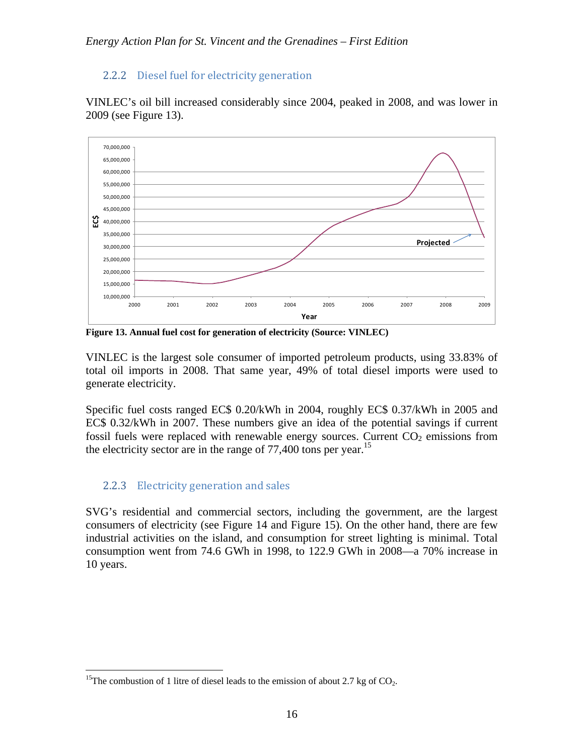### 2.2.2 Diesel fuel for electricity generation

VINLEC's oil bill increased considerably since 2004, peaked in 2008, and was lower in 2009 (see Figure 13).

**Figure 13. Annual fuel cost for generation of electricity (Source: VINLEC)**

VINLEC is the largest sole consumer of imported petroleum products, using 33.83% of total oil imports in 2008. That same year, 49% of total diesel imports were used to generate electricity.

Specific fuel costs ranged EC$ 0.20/kWh in 2004, roughly EC$ 0.37/kWh in 2005 and EC$ 0.32/kWh in 2007. These numbers give an idea of the potential savings if current fossil fuels were replaced with renewable energy sources. Current $CO_2$ emissions from the electricity sector are in the range of 77,400 tons per year.[15]

### 2.2.3 Electricity generation and sales

SVG's residential and commercial sectors, including the government, are the largest consumers of electricity (see Figure 14 and Figure 15). On the other hand, there are few industrial activities on the island, and consumption for street lighting is minimal. Total consumption went from 74.6 GWh in 1998, to 122.9 GWh in 2008—a 70% increase in 10 years.

---

[15] The combustion of 1 litre of diesel leads to the emission of about 2.7 kg of $CO_2$.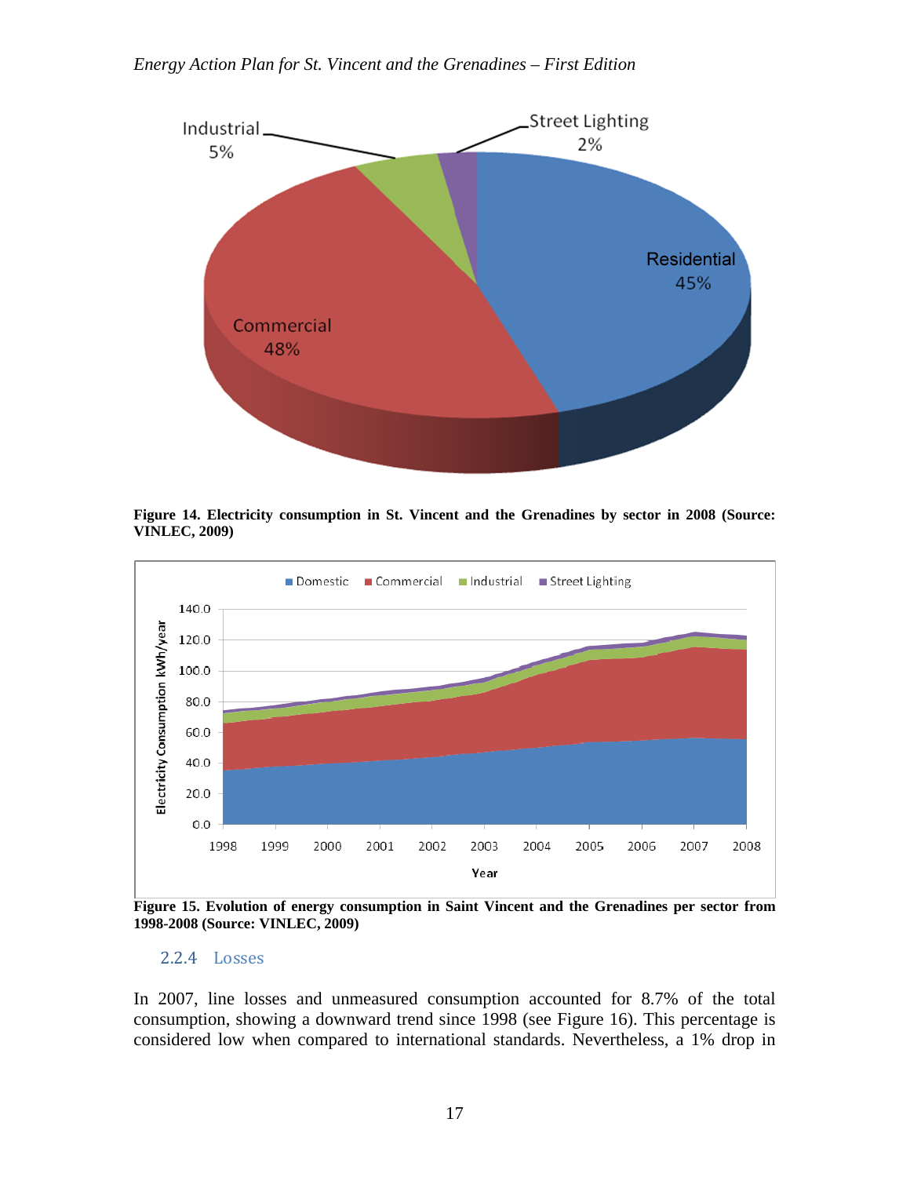Figure 14. Electricity consumption in St. Vincent and the Grenadines by sector in 2008 (Source: VINLEC, 2009)

Figure 15. Evolution of energy consumption in Saint Vincent and the Grenadines per sector from 1998-2008 (Source: VINLEC, 2009)

### 2.2.4 Losses

In 2007, line losses and unmeasured consumption accounted for 8.7% of the total consumption, showing a downward trend since 1998 (see Figure 16). This percentage is considered low when compared to international standards. Nevertheless, a 1% drop in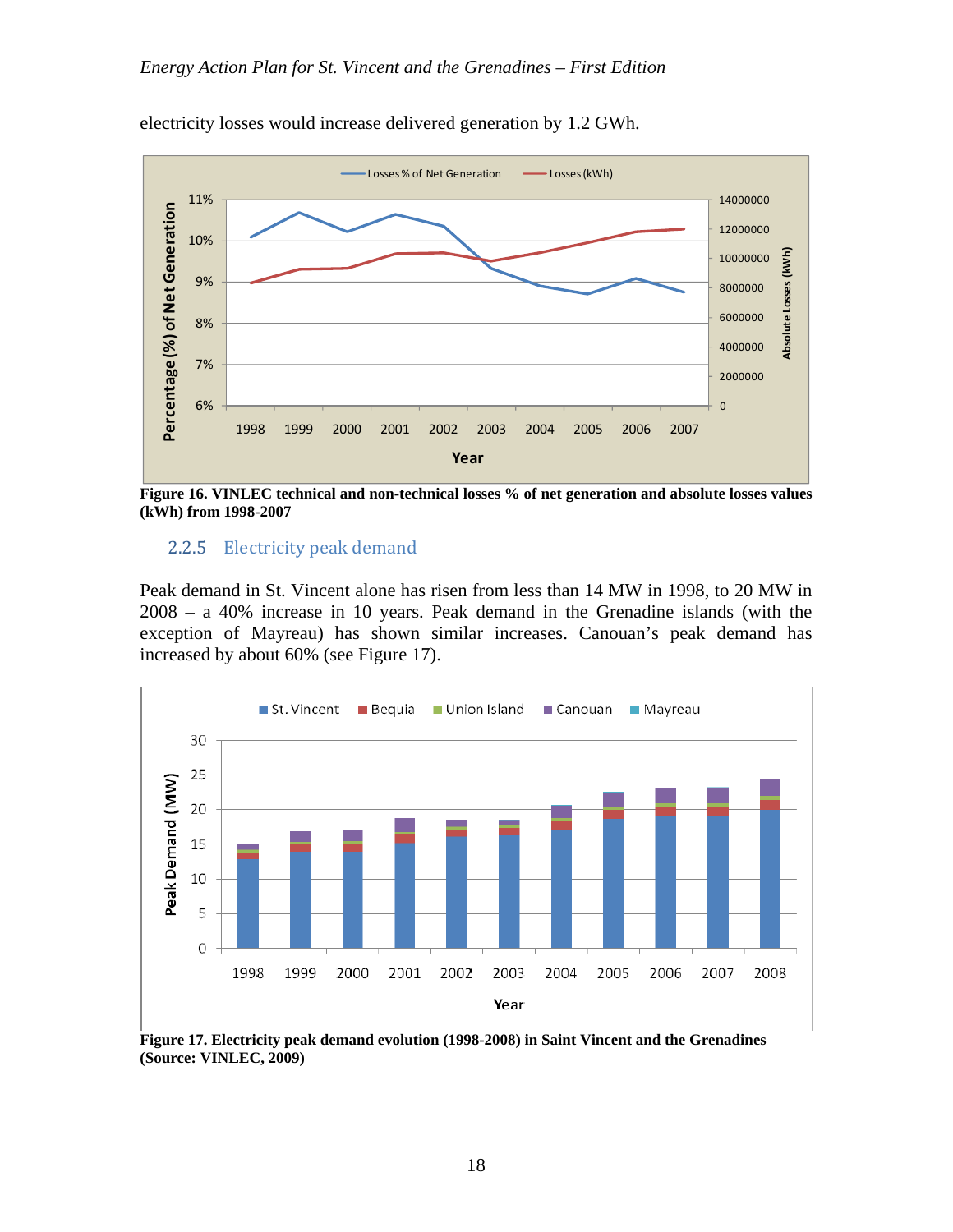electricity losses would increase delivered generation by 1.2 GWh.

**Figure 16. VINLEC technical and non-technical losses % of net generation and absolute losses values (kWh) from 1998-2007**

### 2.2.5 Electricity peak demand

Peak demand in St. Vincent alone has risen from less than 14 MW in 1998, to 20 MW in 2008 – a 40% increase in 10 years. Peak demand in the Grenadine islands (with the exception of Mayreau) has shown similar increases. Canouan's peak demand has increased by about 60% (see Figure 17).

**Figure 17. Electricity peak demand evolution (1998-2008) in Saint Vincent and the Grenadines (Source: VINLEC, 2009)**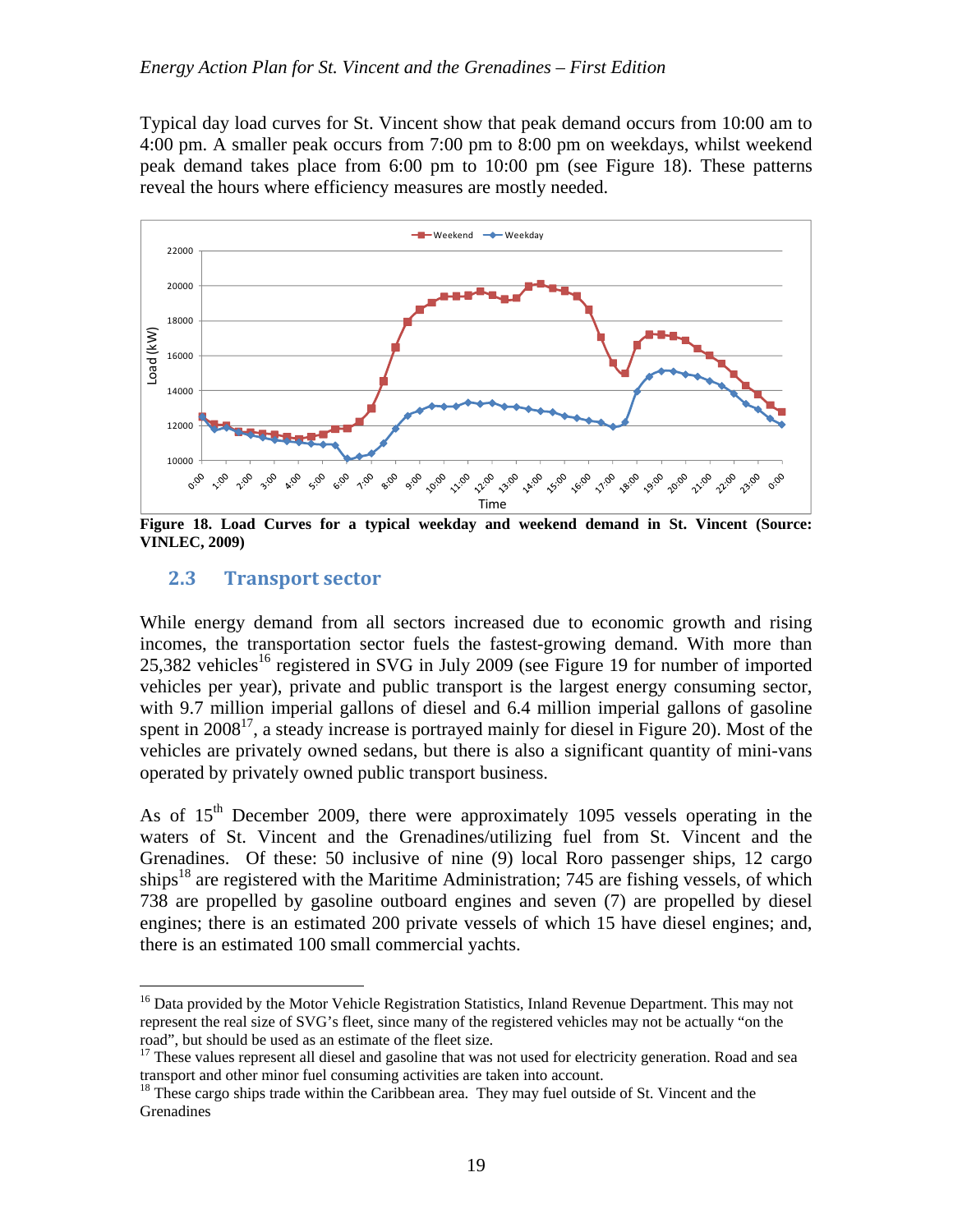Typical day load curves for St. Vincent show that peak demand occurs from 10:00 am to 4:00 pm. A smaller peak occurs from 7:00 pm to 8:00 pm on weekdays, whilst weekend peak demand takes place from 6:00 pm to 10:00 pm (see Figure 18). These patterns reveal the hours where efficiency measures are mostly needed.

**Figure 18. Load Curves for a typical weekday and weekend demand in St. Vincent (Source: VINLEC, 2009)**

## 2.3 Transport sector

While energy demand from all sectors increased due to economic growth and rising incomes, the transportation sector fuels the fastest-growing demand. With more than 25,382 vehicles[16] registered in SVG in July 2009 (see Figure 19 for number of imported vehicles per year), private and public transport is the largest energy consuming sector, with 9.7 million imperial gallons of diesel and 6.4 million imperial gallons of gasoline spent in 2008[17], a steady increase is portrayed mainly for diesel in Figure 20). Most of the vehicles are privately owned sedans, but there is also a significant quantity of mini-vans operated by privately owned public transport business.

As of 15th December 2009, there were approximately 1095 vessels operating in the waters of St. Vincent and the Grenadines/utilizing fuel from St. Vincent and the Grenadines. Of these: 50 inclusive of nine (9) local Roro passenger ships, 12 cargo ships[18] are registered with the Maritime Administration; 745 are fishing vessels, of which 738 are propelled by gasoline outboard engines and seven (7) are propelled by diesel engines; there is an estimated 200 private vessels of which 15 have diesel engines; and, there is an estimated 100 small commercial yachts.

---

[16] Data provided by the Motor Vehicle Registration Statistics, Inland Revenue Department. This may not represent the real size of SVG's fleet, since many of the registered vehicles may not be actually "on the road", but should be used as an estimate of the fleet size.

[17] These values represent all diesel and gasoline that was not used for electricity generation. Road and sea transport and other minor fuel consuming activities are taken into account.

[18] These cargo ships trade within the Caribbean area. They may fuel outside of St. Vincent and the Grenadines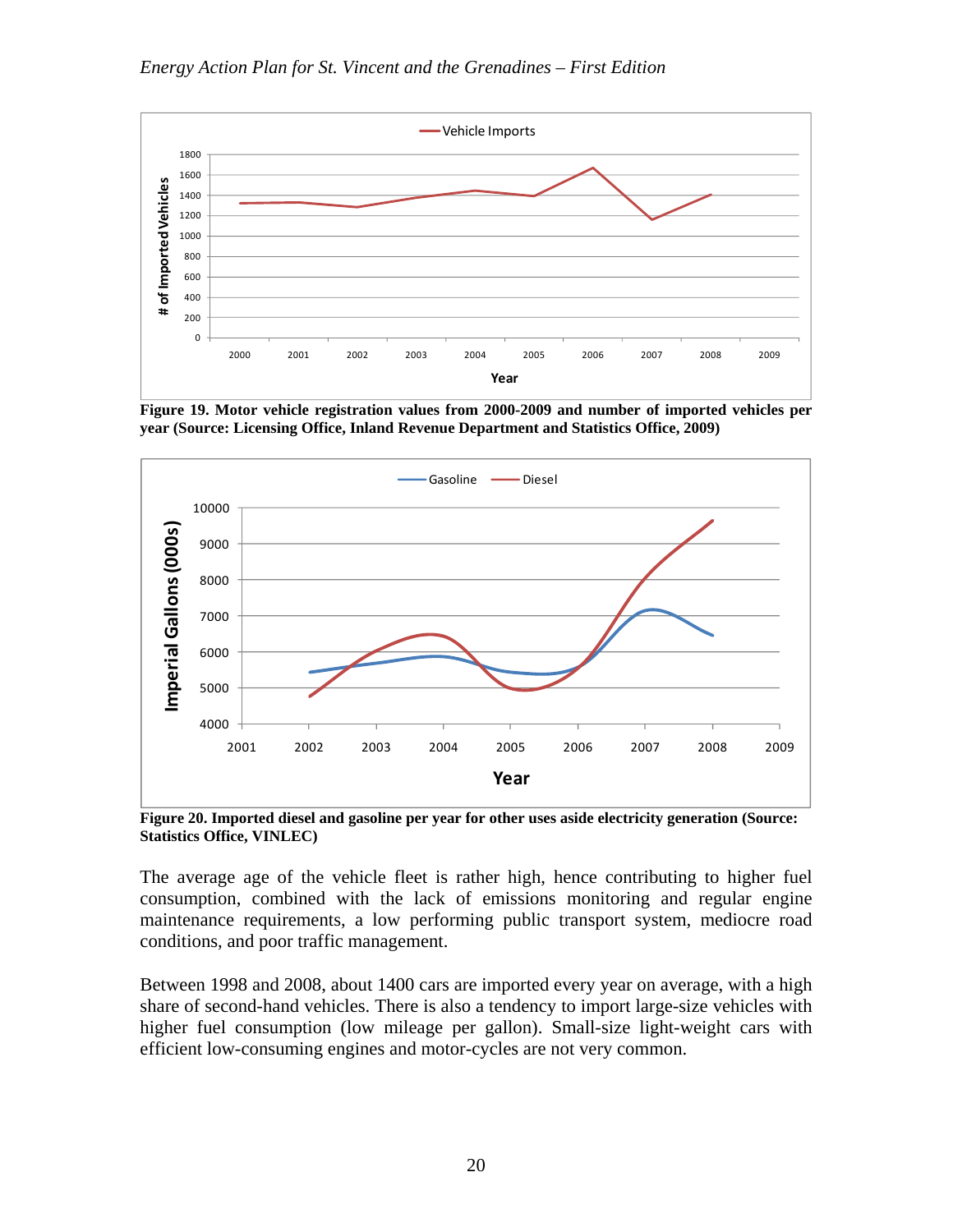Figure 19. Motor vehicle registration values from 2000-2009 and number of imported vehicles per year (Source: Licensing Office, Inland Revenue Department and Statistics Office, 2009)

Figure 20. Imported diesel and gasoline per year for other uses aside electricity generation (Source: Statistics Office, VINLEC)

The average age of the vehicle fleet is rather high, hence contributing to higher fuel consumption, combined with the lack of emissions monitoring and regular engine maintenance requirements, a low performing public transport system, mediocre road conditions, and poor traffic management.

Between 1998 and 2008, about 1400 cars are imported every year on average, with a high share of second-hand vehicles. There is also a tendency to import large-size vehicles with higher fuel consumption (low mileage per gallon). Small-size light-weight cars with efficient low-consuming engines and motor-cycles are not very common.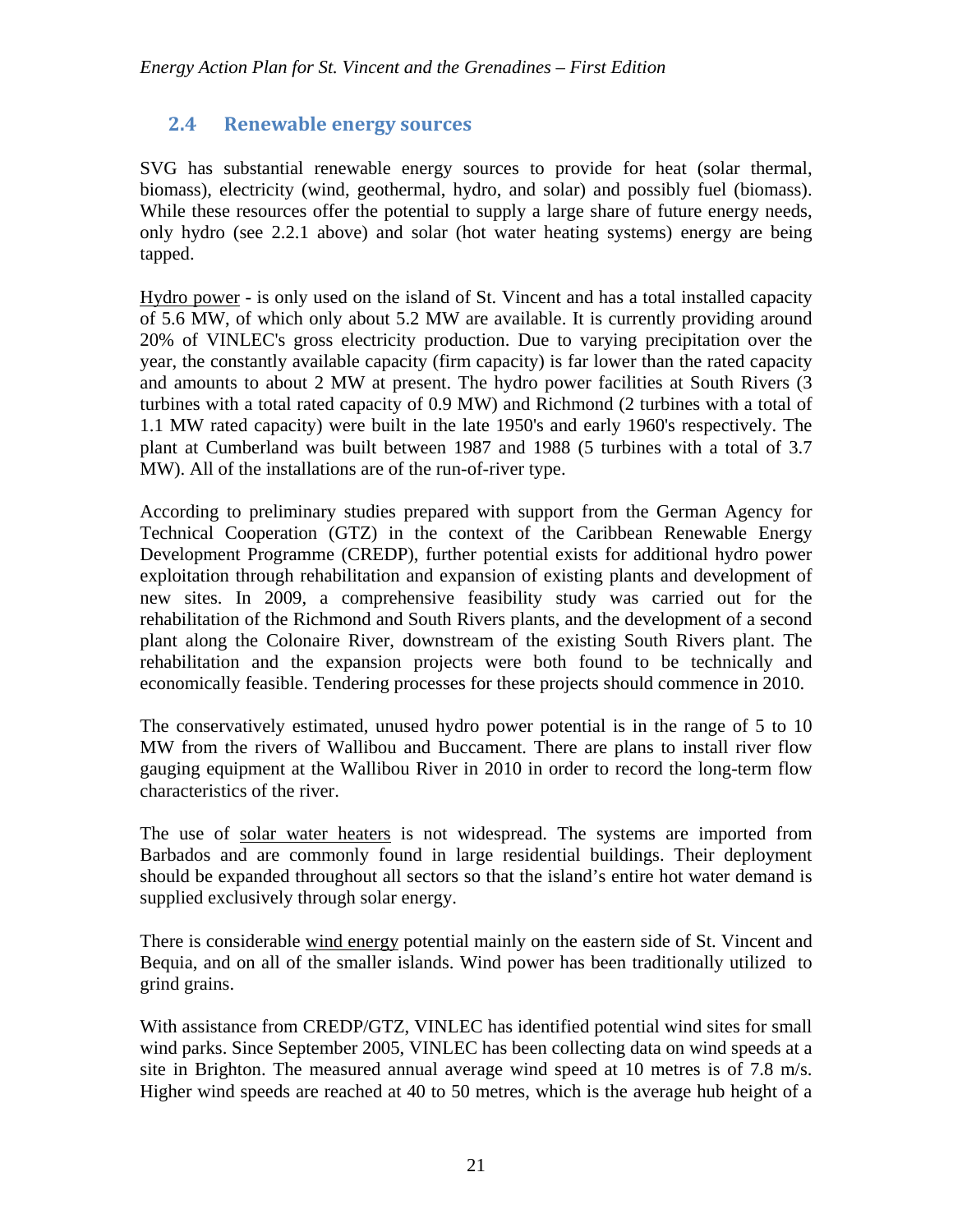## 2.4 Renewable energy sources

SVG has substantial renewable energy sources to provide for heat (solar thermal, biomass), electricity (wind, geothermal, hydro, and solar) and possibly fuel (biomass). While these resources offer the potential to supply a large share of future energy needs, only hydro (see 2.2.1 above) and solar (hot water heating systems) energy are being tapped.

Hydro power - is only used on the island of St. Vincent and has a total installed capacity of 5.6 MW, of which only about 5.2 MW are available. It is currently providing around 20% of VINLEC's gross electricity production. Due to varying precipitation over the year, the constantly available capacity (firm capacity) is far lower than the rated capacity and amounts to about 2 MW at present. The hydro power facilities at South Rivers (3 turbines with a total rated capacity of 0.9 MW) and Richmond (2 turbines with a total of 1.1 MW rated capacity) were built in the late 1950's and early 1960's respectively. The plant at Cumberland was built between 1987 and 1988 (5 turbines with a total of 3.7 MW). All of the installations are of the run-of-river type.

According to preliminary studies prepared with support from the German Agency for Technical Cooperation (GTZ) in the context of the Caribbean Renewable Energy Development Programme (CREDP), further potential exists for additional hydro power exploitation through rehabilitation and expansion of existing plants and development of new sites. In 2009, a comprehensive feasibility study was carried out for the rehabilitation of the Richmond and South Rivers plants, and the development of a second plant along the Colonaire River, downstream of the existing South Rivers plant. The rehabilitation and the expansion projects were both found to be technically and economically feasible. Tendering processes for these projects should commence in 2010.

The conservatively estimated, unused hydro power potential is in the range of 5 to 10 MW from the rivers of Wallibou and Buccament. There are plans to install river flow gauging equipment at the Wallibou River in 2010 in order to record the long-term flow characteristics of the river.

The use of solar water heaters is not widespread. The systems are imported from Barbados and are commonly found in large residential buildings. Their deployment should be expanded throughout all sectors so that the island's entire hot water demand is supplied exclusively through solar energy.

There is considerable wind energy potential mainly on the eastern side of St. Vincent and Bequia, and on all of the smaller islands. Wind power has been traditionally utilized to grind grains.

With assistance from CREDP/GTZ, VINLEC has identified potential wind sites for small wind parks. Since September 2005, VINLEC has been collecting data on wind speeds at a site in Brighton. The measured annual average wind speed at 10 metres is of 7.8 m/s. Higher wind speeds are reached at 40 to 50 metres, which is the average hub height of a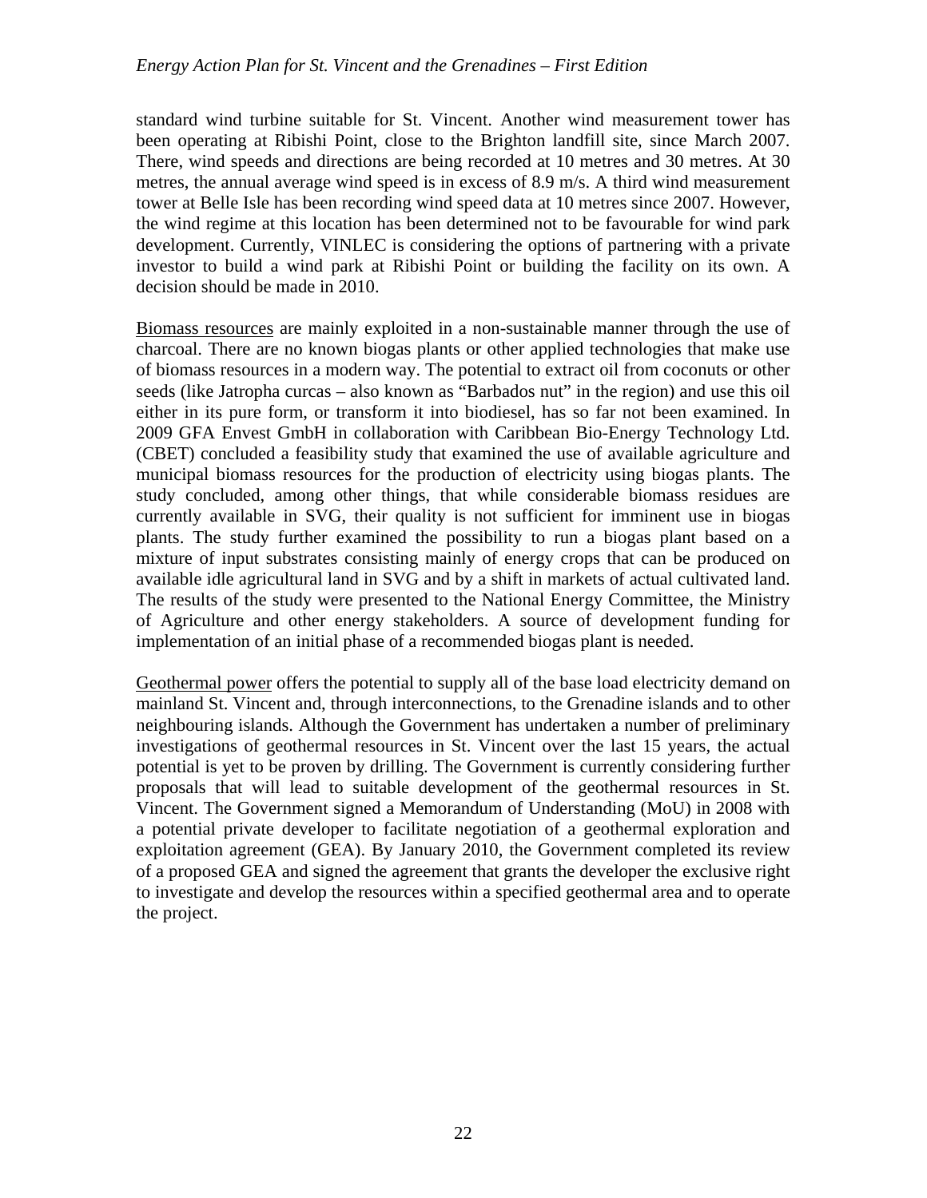standard wind turbine suitable for St. Vincent. Another wind measurement tower has been operating at Ribishi Point, close to the Brighton landfill site, since March 2007. There, wind speeds and directions are being recorded at 10 metres and 30 metres. At 30 metres, the annual average wind speed is in excess of 8.9 m/s. A third wind measurement tower at Belle Isle has been recording wind speed data at 10 metres since 2007. However, the wind regime at this location has been determined not to be favourable for wind park development. Currently, VINLEC is considering the options of partnering with a private investor to build a wind park at Ribishi Point or building the facility on its own. A decision should be made in 2010.

Biomass resources are mainly exploited in a non-sustainable manner through the use of charcoal. There are no known biogas plants or other applied technologies that make use of biomass resources in a modern way. The potential to extract oil from coconuts or other seeds (like Jatropha curcas – also known as "Barbados nut" in the region) and use this oil either in its pure form, or transform it into biodiesel, has so far not been examined. In 2009 GFA Envest GmbH in collaboration with Caribbean Bio-Energy Technology Ltd. (CBET) concluded a feasibility study that examined the use of available agriculture and municipal biomass resources for the production of electricity using biogas plants. The study concluded, among other things, that while considerable biomass residues are currently available in SVG, their quality is not sufficient for imminent use in biogas plants. The study further examined the possibility to run a biogas plant based on a mixture of input substrates consisting mainly of energy crops that can be produced on available idle agricultural land in SVG and by a shift in markets of actual cultivated land. The results of the study were presented to the National Energy Committee, the Ministry of Agriculture and other energy stakeholders. A source of development funding for implementation of an initial phase of a recommended biogas plant is needed.

Geothermal power offers the potential to supply all of the base load electricity demand on mainland St. Vincent and, through interconnections, to the Grenadine islands and to other neighbouring islands. Although the Government has undertaken a number of preliminary investigations of geothermal resources in St. Vincent over the last 15 years, the actual potential is yet to be proven by drilling. The Government is currently considering further proposals that will lead to suitable development of the geothermal resources in St. Vincent. The Government signed a Memorandum of Understanding (MoU) in 2008 with a potential private developer to facilitate negotiation of a geothermal exploration and exploitation agreement (GEA). By January 2010, the Government completed its review of a proposed GEA and signed the agreement that grants the developer the exclusive right to investigate and develop the resources within a specified geothermal area and to operate the project.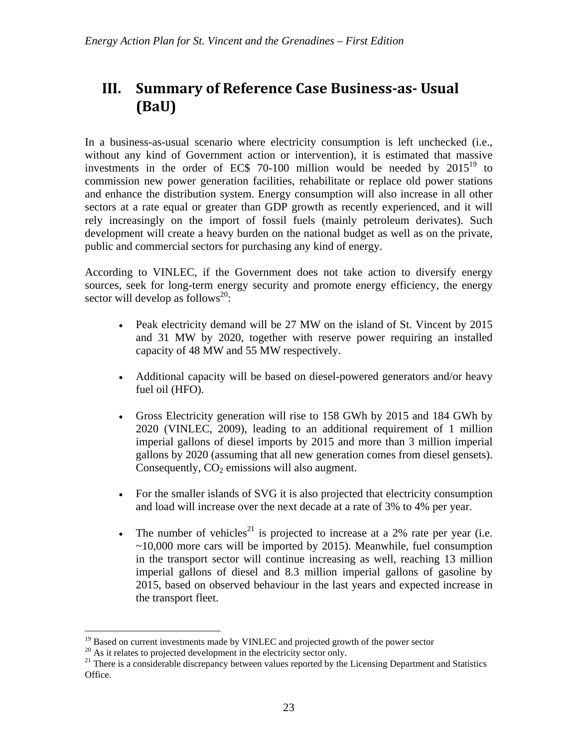# III. Summary of Reference Case Business-as- Usual (BaU)

In a business-as-usual scenario where electricity consumption is left unchecked (i.e., without any kind of Government action or intervention), it is estimated that massive investments in the order of EC$ 70-100 million would be needed by 2015[19] to commission new power generation facilities, rehabilitate or replace old power stations and enhance the distribution system. Energy consumption will also increase in all other sectors at a rate equal or greater than GDP growth as recently experienced, and it will rely increasingly on the import of fossil fuels (mainly petroleum derivates). Such development will create a heavy burden on the national budget as well as on the private, public and commercial sectors for purchasing any kind of energy.

According to VINLEC, if the Government does not take action to diversify energy sources, seek for long-term energy security and promote energy efficiency, the energy sector will develop as follows[20]:

- Peak electricity demand will be 27 MW on the island of St. Vincent by 2015 and 31 MW by 2020, together with reserve power requiring an installed capacity of 48 MW and 55 MW respectively.
- Additional capacity will be based on diesel-powered generators and/or heavy fuel oil (HFO).
- Gross Electricity generation will rise to 158 GWh by 2015 and 184 GWh by 2020 (VINLEC, 2009), leading to an additional requirement of 1 million imperial gallons of diesel imports by 2015 and more than 3 million imperial gallons by 2020 (assuming that all new generation comes from diesel gensets). Consequently, $CO_2$ emissions will also augment.
- For the smaller islands of SVG it is also projected that electricity consumption and load will increase over the next decade at a rate of 3% to 4% per year.
- The number of vehicles[21] is projected to increase at a 2% rate per year (i.e. ~10,000 more cars will be imported by 2015). Meanwhile, fuel consumption in the transport sector will continue increasing as well, reaching 13 million imperial gallons of diesel and 8.3 million imperial gallons of gasoline by 2015, based on observed behaviour in the last years and expected increase in the transport fleet.

[19] Based on current investments made by VINLEC and projected growth of the power sector

[20] As it relates to projected development in the electricity sector only.

[21] There is a considerable discrepancy between values reported by the Licensing Department and Statistics Office.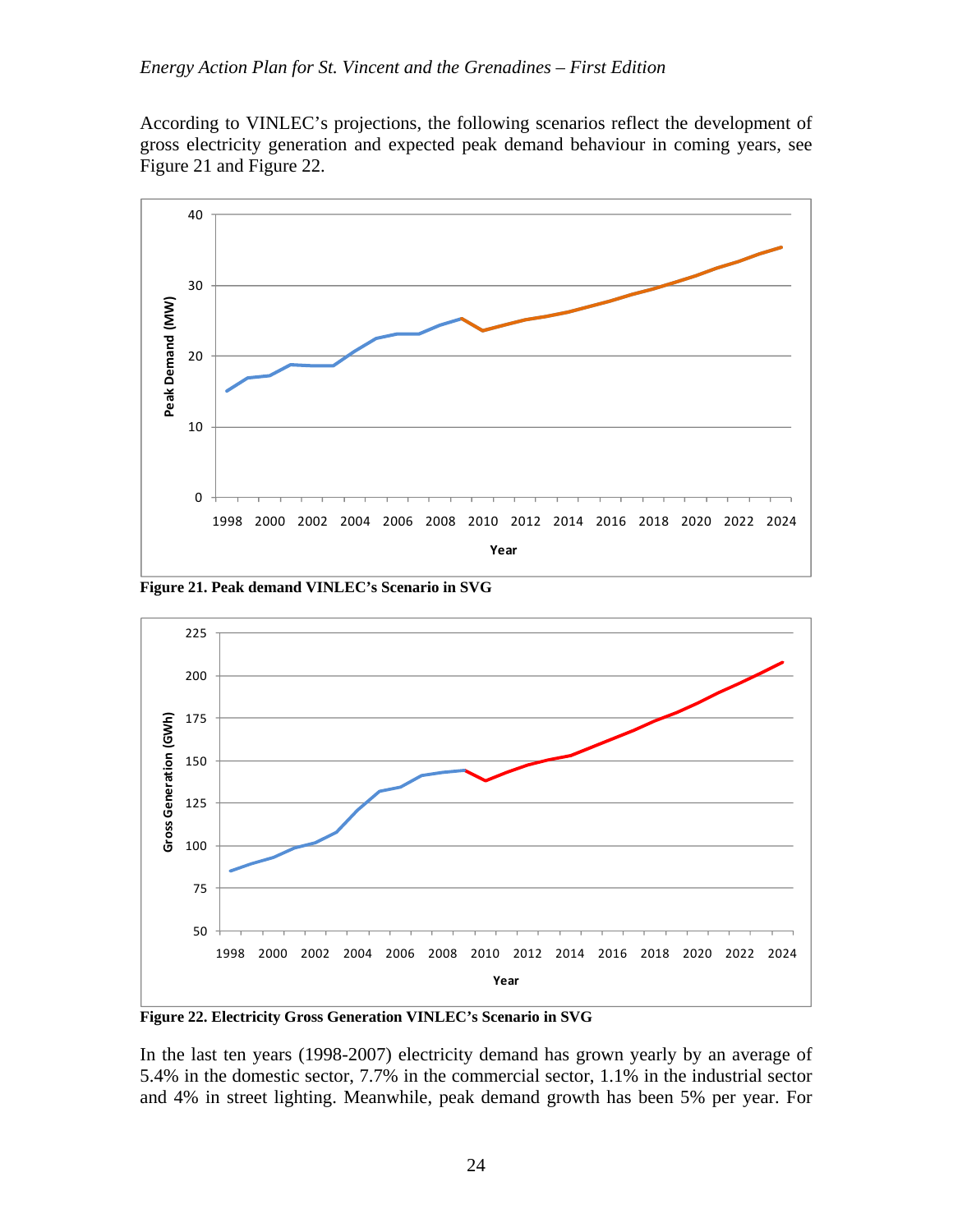According to VINLEC's projections, the following scenarios reflect the development of gross electricity generation and expected peak demand behaviour in coming years, see Figure 21 and Figure 22.

**Figure 21. Peak demand VINLEC's Scenario in SVG**

**Figure 22. Electricity Gross Generation VINLEC's Scenario in SVG**

In the last ten years (1998-2007) electricity demand has grown yearly by an average of 5.4% in the domestic sector, 7.7% in the commercial sector, 1.1% in the industrial sector and 4% in street lighting. Meanwhile, peak demand growth has been 5% per year. For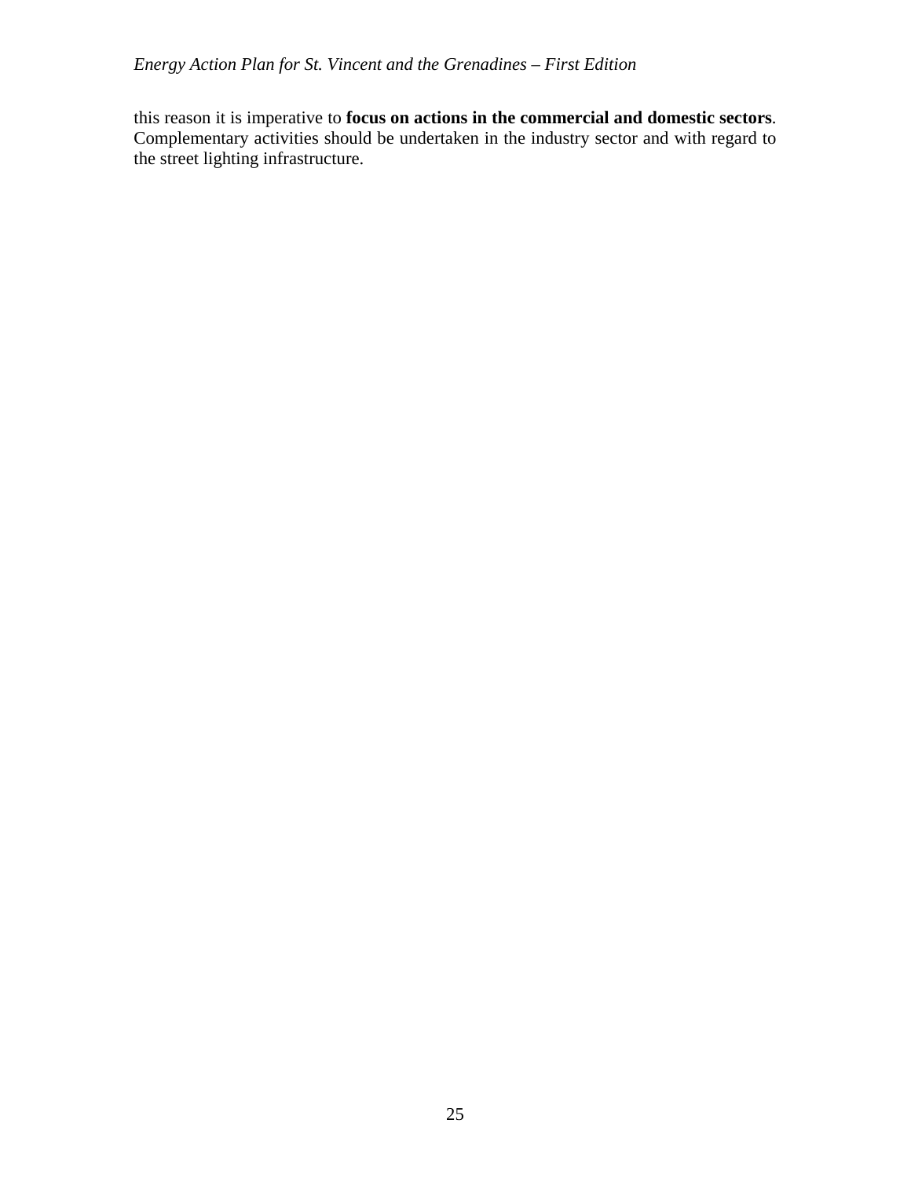this reason it is imperative to **focus on actions in the commercial and domestic sectors**. Complementary activities should be undertaken in the industry sector and with regard to the street lighting infrastructure.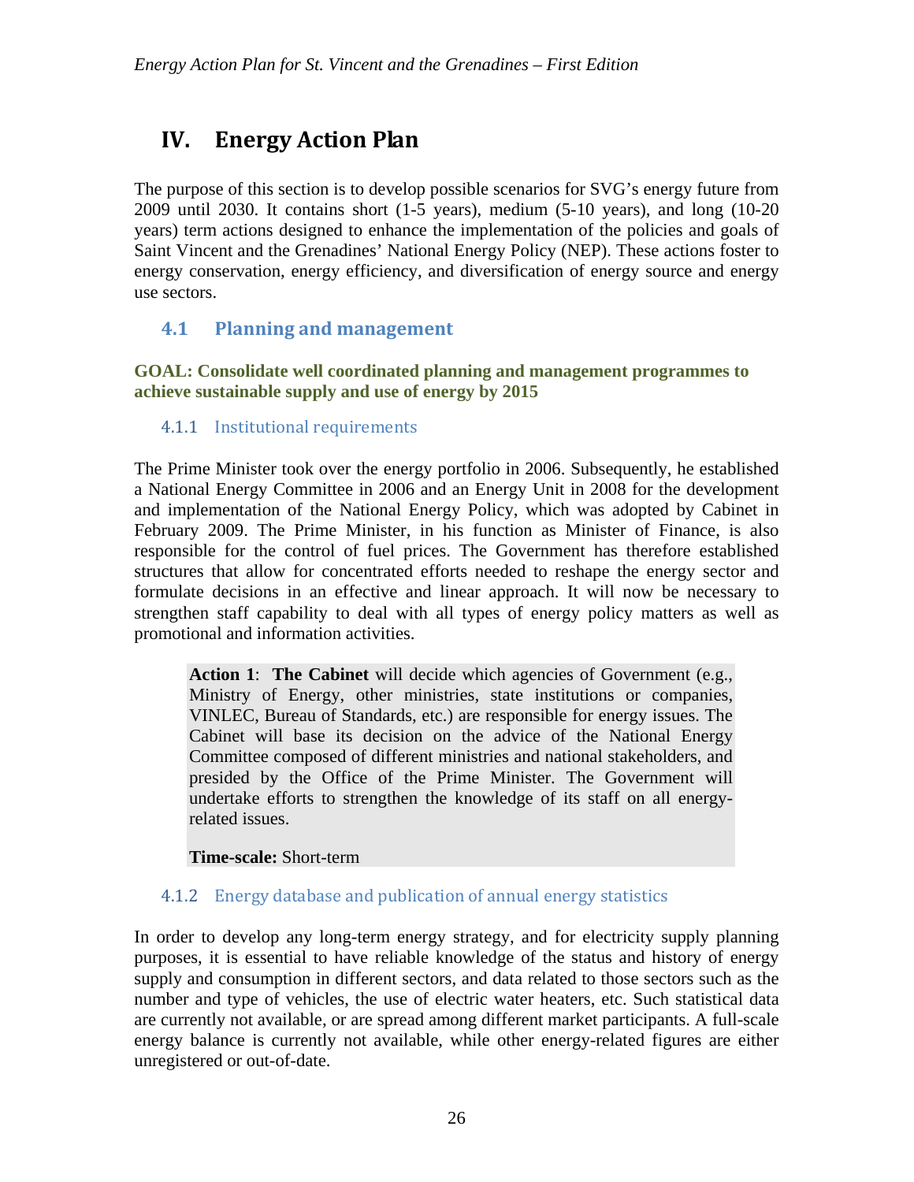# IV. Energy Action Plan

The purpose of this section is to develop possible scenarios for SVG's energy future from 2009 until 2030. It contains short (1-5 years), medium (5-10 years), and long (10-20 years) term actions designed to enhance the implementation of the policies and goals of Saint Vincent and the Grenadines' National Energy Policy (NEP). These actions foster to energy conservation, energy efficiency, and diversification of energy source and energy use sectors.

## 4.1 Planning and management

**GOAL: Consolidate well coordinated planning and management programmes to achieve sustainable supply and use of energy by 2015**

### 4.1.1 Institutional requirements

The Prime Minister took over the energy portfolio in 2006. Subsequently, he established a National Energy Committee in 2006 and an Energy Unit in 2008 for the development and implementation of the National Energy Policy, which was adopted by Cabinet in February 2009. The Prime Minister, in his function as Minister of Finance, is also responsible for the control of fuel prices. The Government has therefore established structures that allow for concentrated efforts needed to reshape the energy sector and formulate decisions in an effective and linear approach. It will now be necessary to strengthen staff capability to deal with all types of energy policy matters as well as promotional and information activities.

> **Action 1**: **The Cabinet** will decide which agencies of Government (e.g., Ministry of Energy, other ministries, state institutions or companies, VINLEC, Bureau of Standards, etc.) are responsible for energy issues. The Cabinet will base its decision on the advice of the National Energy Committee composed of different ministries and national stakeholders, and presided by the Office of the Prime Minister. The Government will undertake efforts to strengthen the knowledge of its staff on all energy-related issues.
>
> **Time-scale:** Short-term

### 4.1.2 Energy database and publication of annual energy statistics

In order to develop any long-term energy strategy, and for electricity supply planning purposes, it is essential to have reliable knowledge of the status and history of energy supply and consumption in different sectors, and data related to those sectors such as the number and type of vehicles, the use of electric water heaters, etc. Such statistical data are currently not available, or are spread among different market participants. A full-scale energy balance is currently not available, while other energy-related figures are either unregistered or out-of-date.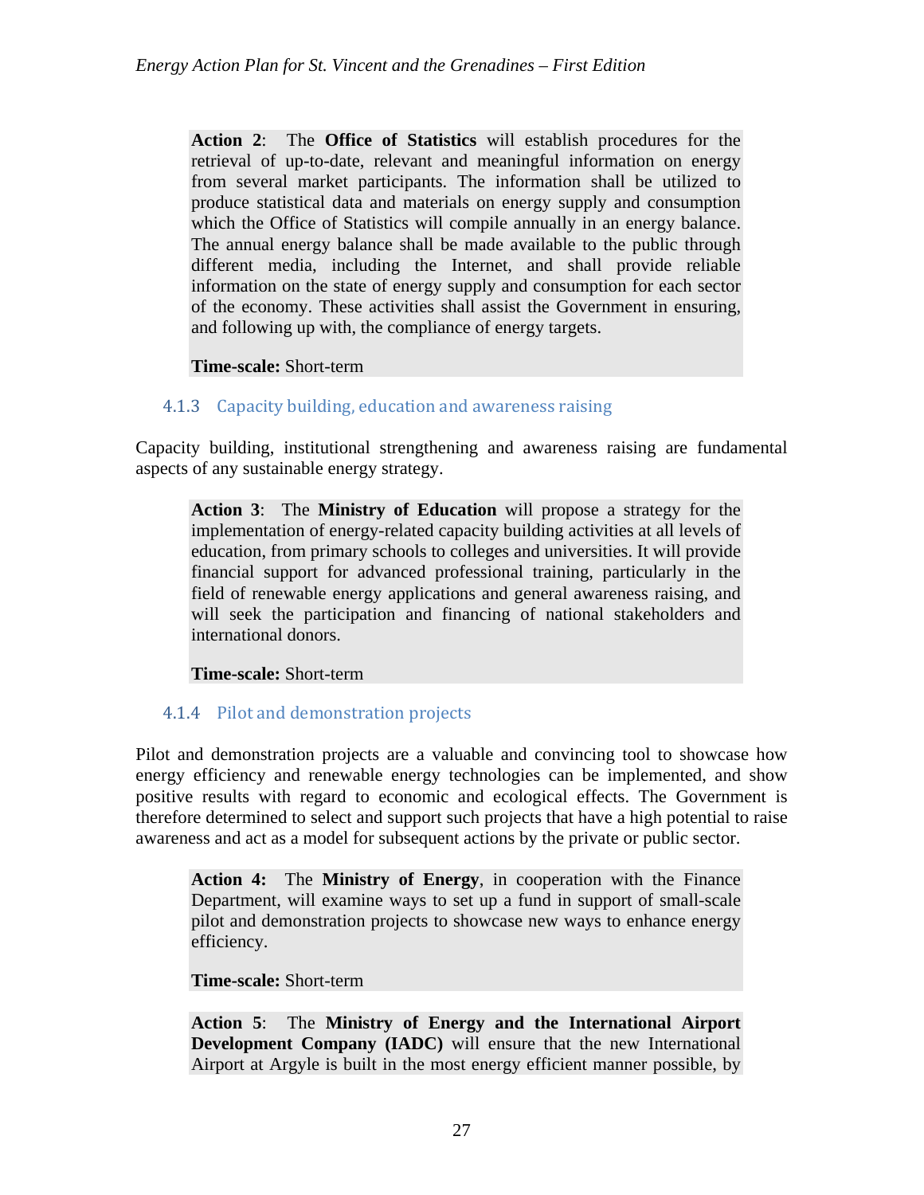**Action 2**: The **Office of Statistics** will establish procedures for the retrieval of up-to-date, relevant and meaningful information on energy from several market participants. The information shall be utilized to produce statistical data and materials on energy supply and consumption which the Office of Statistics will compile annually in an energy balance. The annual energy balance shall be made available to the public through different media, including the Internet, and shall provide reliable information on the state of energy supply and consumption for each sector of the economy. These activities shall assist the Government in ensuring, and following up with, the compliance of energy targets.

**Time-scale:** Short-term

### 4.1.3 Capacity building, education and awareness raising

Capacity building, institutional strengthening and awareness raising are fundamental aspects of any sustainable energy strategy.

**Action 3**: The **Ministry of Education** will propose a strategy for the implementation of energy-related capacity building activities at all levels of education, from primary schools to colleges and universities. It will provide financial support for advanced professional training, particularly in the field of renewable energy applications and general awareness raising, and will seek the participation and financing of national stakeholders and international donors.

**Time-scale:** Short-term

### 4.1.4 Pilot and demonstration projects

Pilot and demonstration projects are a valuable and convincing tool to showcase how energy efficiency and renewable energy technologies can be implemented, and show positive results with regard to economic and ecological effects. The Government is therefore determined to select and support such projects that have a high potential to raise awareness and act as a model for subsequent actions by the private or public sector.

**Action 4:** The **Ministry of Energy**, in cooperation with the Finance Department, will examine ways to set up a fund in support of small-scale pilot and demonstration projects to showcase new ways to enhance energy efficiency.

**Time-scale:** Short-term

**Action 5**: The **Ministry of Energy and the International Airport Development Company (IADC)** will ensure that the new International Airport at Argyle is built in the most energy efficient manner possible, by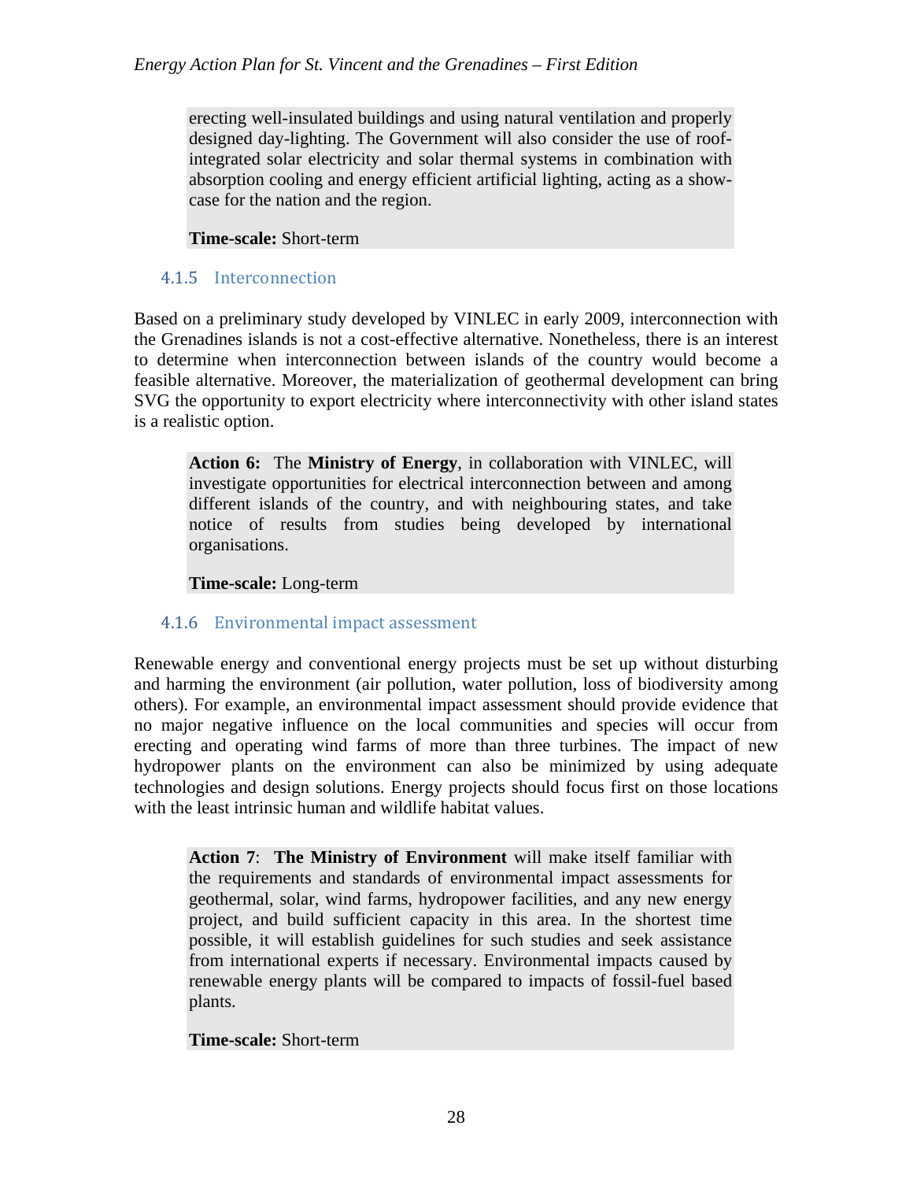erecting well-insulated buildings and using natural ventilation and properly designed day-lighting. The Government will also consider the use of roof-integrated solar electricity and solar thermal systems in combination with absorption cooling and energy efficient artificial lighting, acting as a show-case for the nation and the region.

**Time-scale:** Short-term

### 4.1.5 Interconnection

Based on a preliminary study developed by VINLEC in early 2009, interconnection with the Grenadines islands is not a cost-effective alternative. Nonetheless, there is an interest to determine when interconnection between islands of the country would become a feasible alternative. Moreover, the materialization of geothermal development can bring SVG the opportunity to export electricity where interconnectivity with other island states is a realistic option.

> **Action 6:** The **Ministry of Energy**, in collaboration with VINLEC, will investigate opportunities for electrical interconnection between and among different islands of the country, and with neighbouring states, and take notice of results from studies being developed by international organisations.
>
> **Time-scale:** Long-term

### 4.1.6 Environmental impact assessment

Renewable energy and conventional energy projects must be set up without disturbing and harming the environment (air pollution, water pollution, loss of biodiversity among others). For example, an environmental impact assessment should provide evidence that no major negative influence on the local communities and species will occur from erecting and operating wind farms of more than three turbines. The impact of new hydropower plants on the environment can also be minimized by using adequate technologies and design solutions. Energy projects should focus first on those locations with the least intrinsic human and wildlife habitat values.

> **Action 7**: **The Ministry of Environment** will make itself familiar with the requirements and standards of environmental impact assessments for geothermal, solar, wind farms, hydropower facilities, and any new energy project, and build sufficient capacity in this area. In the shortest time possible, it will establish guidelines for such studies and seek assistance from international experts if necessary. Environmental impacts caused by renewable energy plants will be compared to impacts of fossil-fuel based plants.
>
> **Time-scale:** Short-term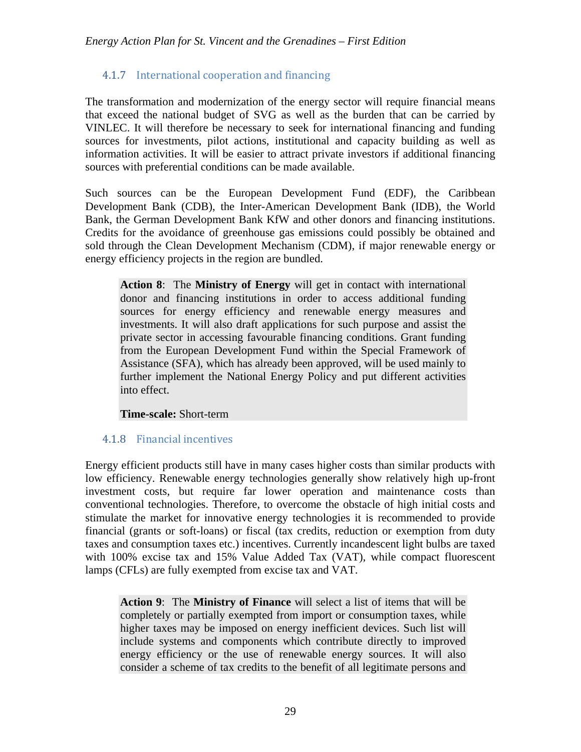### 4.1.7 International cooperation and financing

The transformation and modernization of the energy sector will require financial means that exceed the national budget of SVG as well as the burden that can be carried by VINLEC. It will therefore be necessary to seek for international financing and funding sources for investments, pilot actions, institutional and capacity building as well as information activities. It will be easier to attract private investors if additional financing sources with preferential conditions can be made available.

Such sources can be the European Development Fund (EDF), the Caribbean Development Bank (CDB), the Inter-American Development Bank (IDB), the World Bank, the German Development Bank KfW and other donors and financing institutions. Credits for the avoidance of greenhouse gas emissions could possibly be obtained and sold through the Clean Development Mechanism (CDM), if major renewable energy or energy efficiency projects in the region are bundled.

> **Action 8**: The **Ministry of Energy** will get in contact with international donor and financing institutions in order to access additional funding sources for energy efficiency and renewable energy measures and investments. It will also draft applications for such purpose and assist the private sector in accessing favourable financing conditions. Grant funding from the European Development Fund within the Special Framework of Assistance (SFA), which has already been approved, will be used mainly to further implement the National Energy Policy and put different activities into effect.
>
> **Time-scale:** Short-term

### 4.1.8 Financial incentives

Energy efficient products still have in many cases higher costs than similar products with low efficiency. Renewable energy technologies generally show relatively high up-front investment costs, but require far lower operation and maintenance costs than conventional technologies. Therefore, to overcome the obstacle of high initial costs and stimulate the market for innovative energy technologies it is recommended to provide financial (grants or soft-loans) or fiscal (tax credits, reduction or exemption from duty taxes and consumption taxes etc.) incentives. Currently incandescent light bulbs are taxed with 100% excise tax and 15% Value Added Tax (VAT), while compact fluorescent lamps (CFLs) are fully exempted from excise tax and VAT.

> **Action 9**: The **Ministry of Finance** will select a list of items that will be completely or partially exempted from import or consumption taxes, while higher taxes may be imposed on energy inefficient devices. Such list will include systems and components which contribute directly to improved energy efficiency or the use of renewable energy sources. It will also consider a scheme of tax credits to the benefit of all legitimate persons and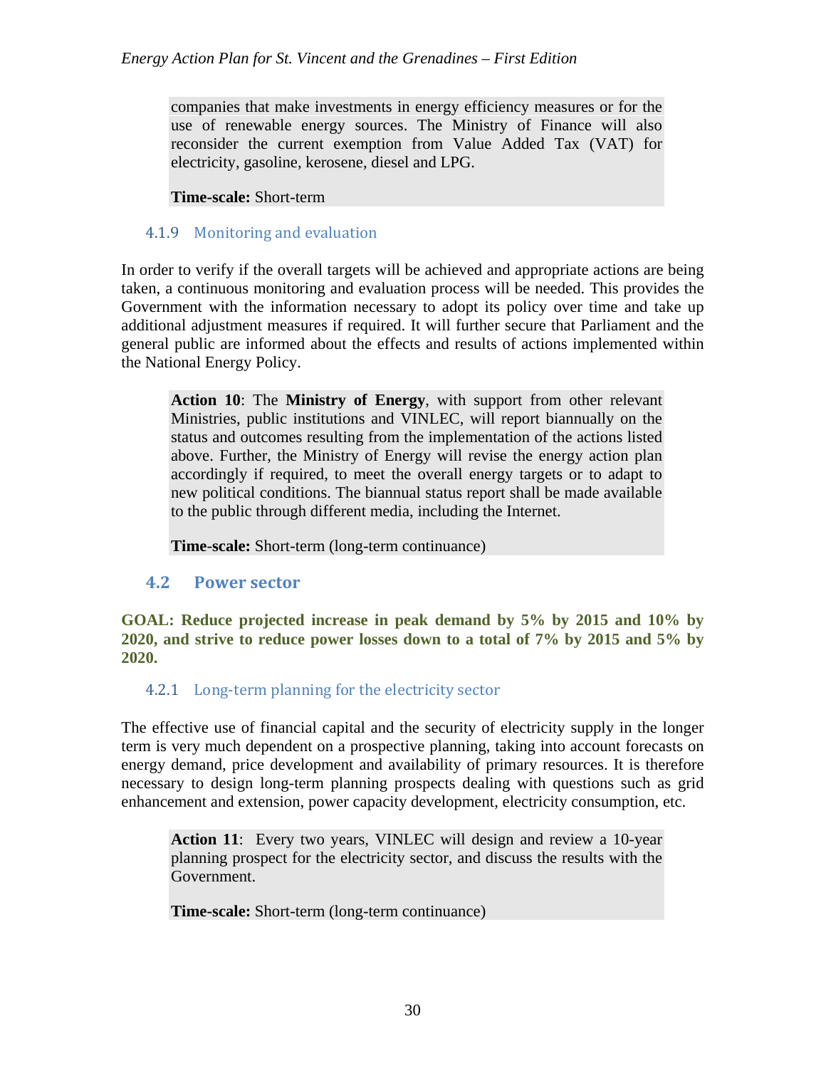companies that make investments in energy efficiency measures or for the use of renewable energy sources. The Ministry of Finance will also reconsider the current exemption from Value Added Tax (VAT) for electricity, gasoline, kerosene, diesel and LPG.

**Time-scale:** Short-term

### 4.1.9 Monitoring and evaluation

In order to verify if the overall targets will be achieved and appropriate actions are being taken, a continuous monitoring and evaluation process will be needed. This provides the Government with the information necessary to adopt its policy over time and take up additional adjustment measures if required. It will further secure that Parliament and the general public are informed about the effects and results of actions implemented within the National Energy Policy.

> **Action 10**: The **Ministry of Energy**, with support from other relevant Ministries, public institutions and VINLEC, will report biannually on the status and outcomes resulting from the implementation of the actions listed above. Further, the Ministry of Energy will revise the energy action plan accordingly if required, to meet the overall energy targets or to adapt to new political conditions. The biannual status report shall be made available to the public through different media, including the Internet.
>
> **Time-scale:** Short-term (long-term continuance)

## 4.2 Power sector

**GOAL: Reduce projected increase in peak demand by 5% by 2015 and 10% by 2020, and strive to reduce power losses down to a total of 7% by 2015 and 5% by 2020.**

### 4.2.1 Long-term planning for the electricity sector

The effective use of financial capital and the security of electricity supply in the longer term is very much dependent on a prospective planning, taking into account forecasts on energy demand, price development and availability of primary resources. It is therefore necessary to design long-term planning prospects dealing with questions such as grid enhancement and extension, power capacity development, electricity consumption, etc.

> **Action 11**: Every two years, VINLEC will design and review a 10-year planning prospect for the electricity sector, and discuss the results with the Government.
>
> **Time-scale:** Short-term (long-term continuance)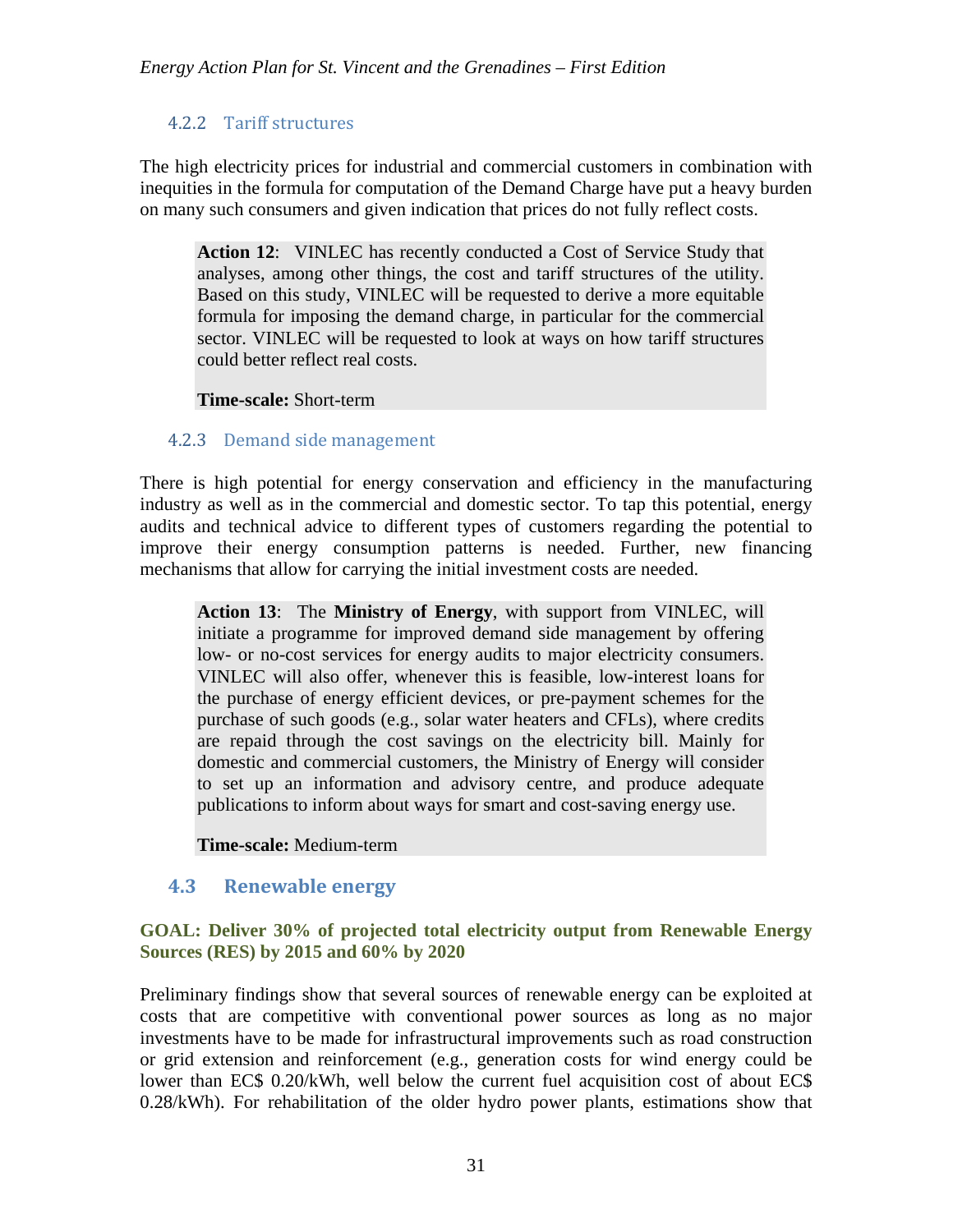### 4.2.2 Tariff structures

The high electricity prices for industrial and commercial customers in combination with inequities in the formula for computation of the Demand Charge have put a heavy burden on many such consumers and given indication that prices do not fully reflect costs.

> **Action 12**: VINLEC has recently conducted a Cost of Service Study that analyses, among other things, the cost and tariff structures of the utility. Based on this study, VINLEC will be requested to derive a more equitable formula for imposing the demand charge, in particular for the commercial sector. VINLEC will be requested to look at ways on how tariff structures could better reflect real costs.
>
> **Time-scale:** Short-term

### 4.2.3 Demand side management

There is high potential for energy conservation and efficiency in the manufacturing industry as well as in the commercial and domestic sector. To tap this potential, energy audits and technical advice to different types of customers regarding the potential to improve their energy consumption patterns is needed. Further, new financing mechanisms that allow for carrying the initial investment costs are needed.

> **Action 13**: The **Ministry of Energy**, with support from VINLEC, will initiate a programme for improved demand side management by offering low- or no-cost services for energy audits to major electricity consumers. VINLEC will also offer, whenever this is feasible, low-interest loans for the purchase of energy efficient devices, or pre-payment schemes for the purchase of such goods (e.g., solar water heaters and CFLs), where credits are repaid through the cost savings on the electricity bill. Mainly for domestic and commercial customers, the Ministry of Energy will consider to set up an information and advisory centre, and produce adequate publications to inform about ways for smart and cost-saving energy use.
>
> **Time-scale:** Medium-term

## 4.3 Renewable energy

**GOAL: Deliver 30% of projected total electricity output from Renewable Energy Sources (RES) by 2015 and 60% by 2020**

Preliminary findings show that several sources of renewable energy can be exploited at costs that are competitive with conventional power sources as long as no major investments have to be made for infrastructural improvements such as road construction or grid extension and reinforcement (e.g., generation costs for wind energy could be lower than EC$ 0.20/kWh, well below the current fuel acquisition cost of about EC$ 0.28/kWh). For rehabilitation of the older hydro power plants, estimations show that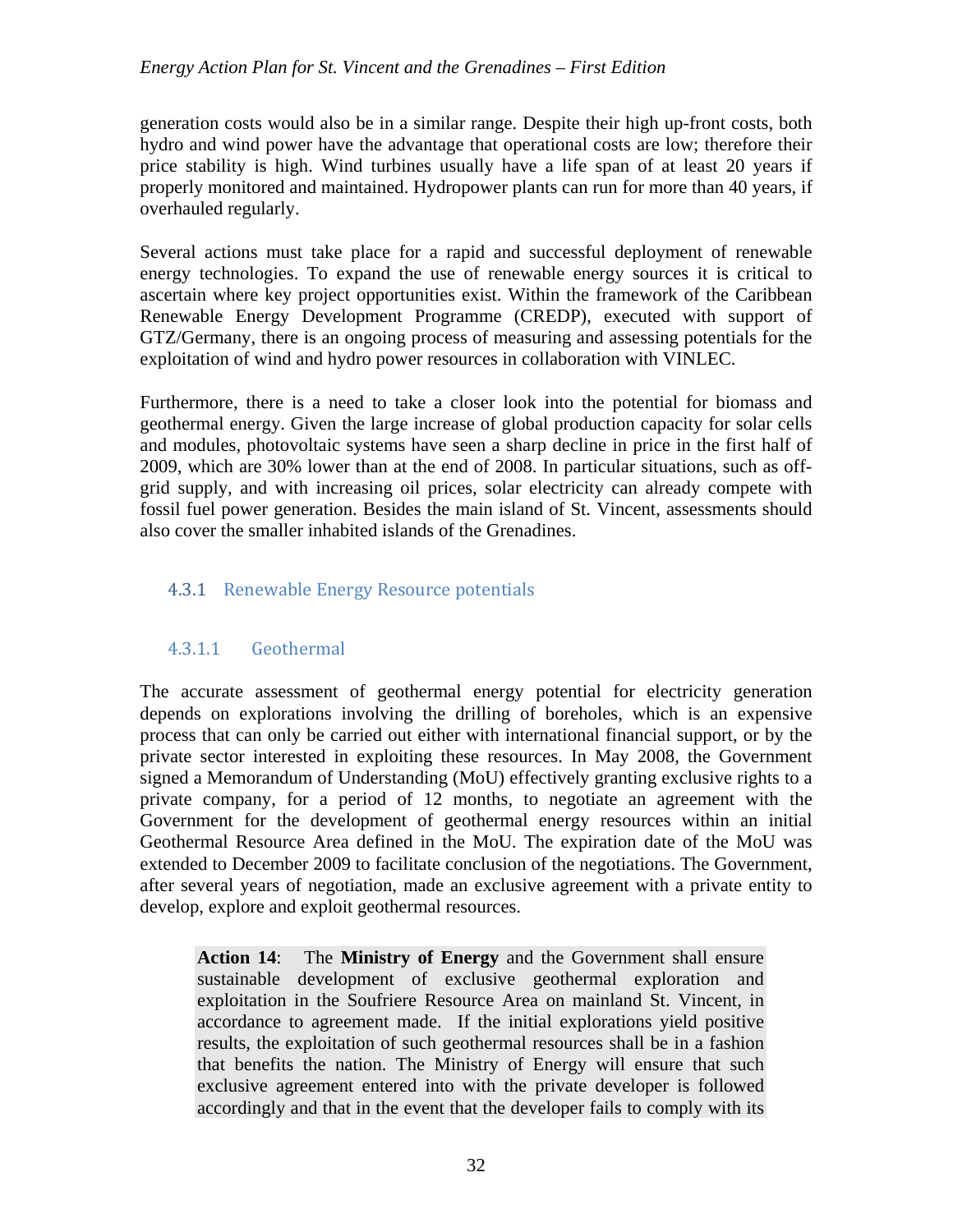generation costs would also be in a similar range. Despite their high up-front costs, both hydro and wind power have the advantage that operational costs are low; therefore their price stability is high. Wind turbines usually have a life span of at least 20 years if properly monitored and maintained. Hydropower plants can run for more than 40 years, if overhauled regularly.

Several actions must take place for a rapid and successful deployment of renewable energy technologies. To expand the use of renewable energy sources it is critical to ascertain where key project opportunities exist. Within the framework of the Caribbean Renewable Energy Development Programme (CREDP), executed with support of GTZ/Germany, there is an ongoing process of measuring and assessing potentials for the exploitation of wind and hydro power resources in collaboration with VINLEC.

Furthermore, there is a need to take a closer look into the potential for biomass and geothermal energy. Given the large increase of global production capacity for solar cells and modules, photovoltaic systems have seen a sharp decline in price in the first half of 2009, which are 30% lower than at the end of 2008. In particular situations, such as off-grid supply, and with increasing oil prices, solar electricity can already compete with fossil fuel power generation. Besides the main island of St. Vincent, assessments should also cover the smaller inhabited islands of the Grenadines.

### 4.3.1 Renewable Energy Resource potentials

#### 4.3.1.1 Geothermal

The accurate assessment of geothermal energy potential for electricity generation depends on explorations involving the drilling of boreholes, which is an expensive process that can only be carried out either with international financial support, or by the private sector interested in exploiting these resources. In May 2008, the Government signed a Memorandum of Understanding (MoU) effectively granting exclusive rights to a private company, for a period of 12 months, to negotiate an agreement with the Government for the development of geothermal energy resources within an initial Geothermal Resource Area defined in the MoU. The expiration date of the MoU was extended to December 2009 to facilitate conclusion of the negotiations. The Government, after several years of negotiation, made an exclusive agreement with a private entity to develop, explore and exploit geothermal resources.

> **Action 14**: The **Ministry of Energy** and the Government shall ensure sustainable development of exclusive geothermal exploration and exploitation in the Soufriere Resource Area on mainland St. Vincent, in accordance to agreement made. If the initial explorations yield positive results, the exploitation of such geothermal resources shall be in a fashion that benefits the nation. The Ministry of Energy will ensure that such exclusive agreement entered into with the private developer is followed accordingly and that in the event that the developer fails to comply with its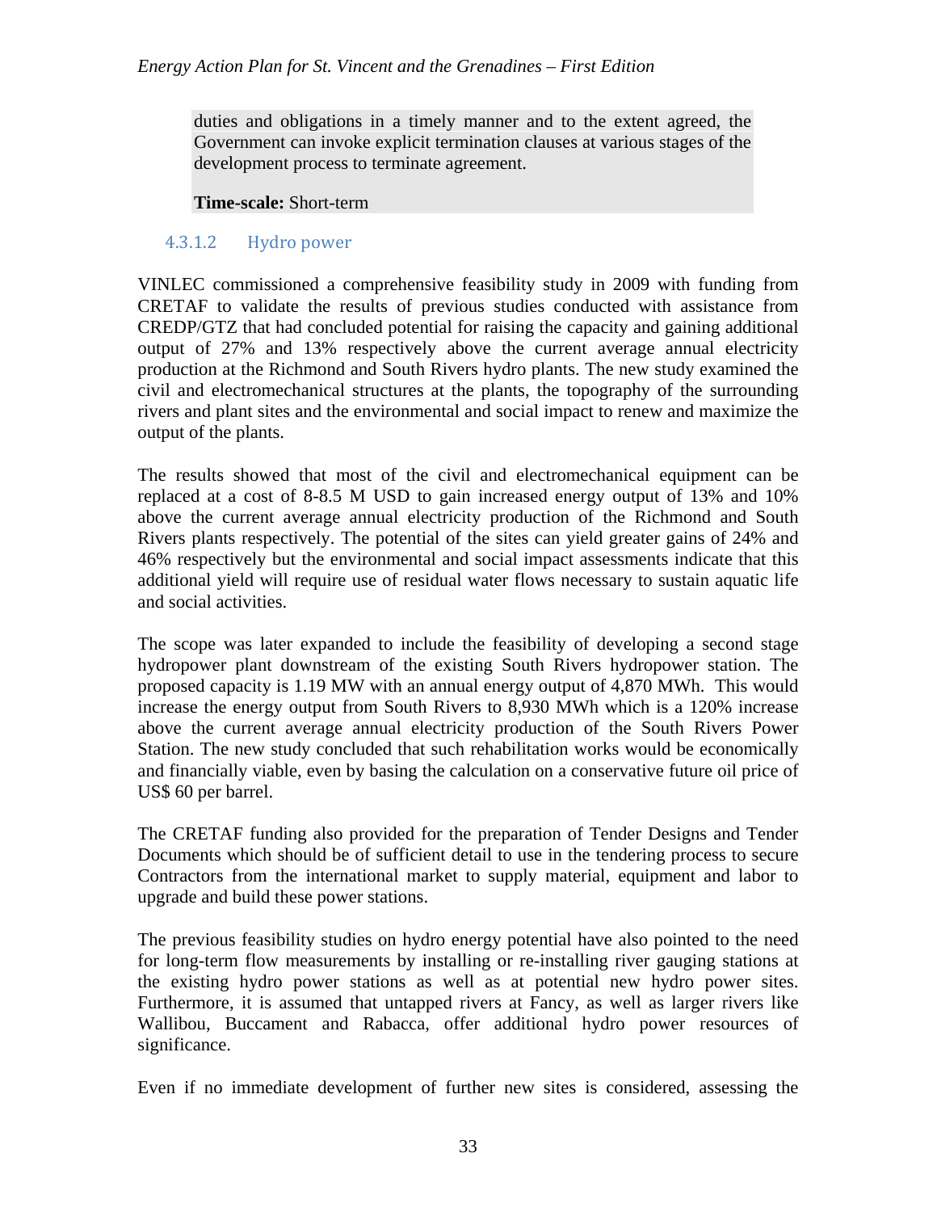duties and obligations in a timely manner and to the extent agreed, the Government can invoke explicit termination clauses at various stages of the development process to terminate agreement.

**Time-scale:** Short-term

#### 4.3.1.2 Hydro power

VINLEC commissioned a comprehensive feasibility study in 2009 with funding from CRETAF to validate the results of previous studies conducted with assistance from CREDP/GTZ that had concluded potential for raising the capacity and gaining additional output of 27% and 13% respectively above the current average annual electricity production at the Richmond and South Rivers hydro plants. The new study examined the civil and electromechanical structures at the plants, the topography of the surrounding rivers and plant sites and the environmental and social impact to renew and maximize the output of the plants.

The results showed that most of the civil and electromechanical equipment can be replaced at a cost of 8-8.5 M USD to gain increased energy output of 13% and 10% above the current average annual electricity production of the Richmond and South Rivers plants respectively. The potential of the sites can yield greater gains of 24% and 46% respectively but the environmental and social impact assessments indicate that this additional yield will require use of residual water flows necessary to sustain aquatic life and social activities.

The scope was later expanded to include the feasibility of developing a second stage hydropower plant downstream of the existing South Rivers hydropower station. The proposed capacity is 1.19 MW with an annual energy output of 4,870 MWh. This would increase the energy output from South Rivers to 8,930 MWh which is a 120% increase above the current average annual electricity production of the South Rivers Power Station. The new study concluded that such rehabilitation works would be economically and financially viable, even by basing the calculation on a conservative future oil price of US$ 60 per barrel.

The CRETAF funding also provided for the preparation of Tender Designs and Tender Documents which should be of sufficient detail to use in the tendering process to secure Contractors from the international market to supply material, equipment and labor to upgrade and build these power stations.

The previous feasibility studies on hydro energy potential have also pointed to the need for long-term flow measurements by installing or re-installing river gauging stations at the existing hydro power stations as well as at potential new hydro power sites. Furthermore, it is assumed that untapped rivers at Fancy, as well as larger rivers like Wallibou, Buccament and Rabacca, offer additional hydro power resources of significance.

Even if no immediate development of further new sites is considered, assessing the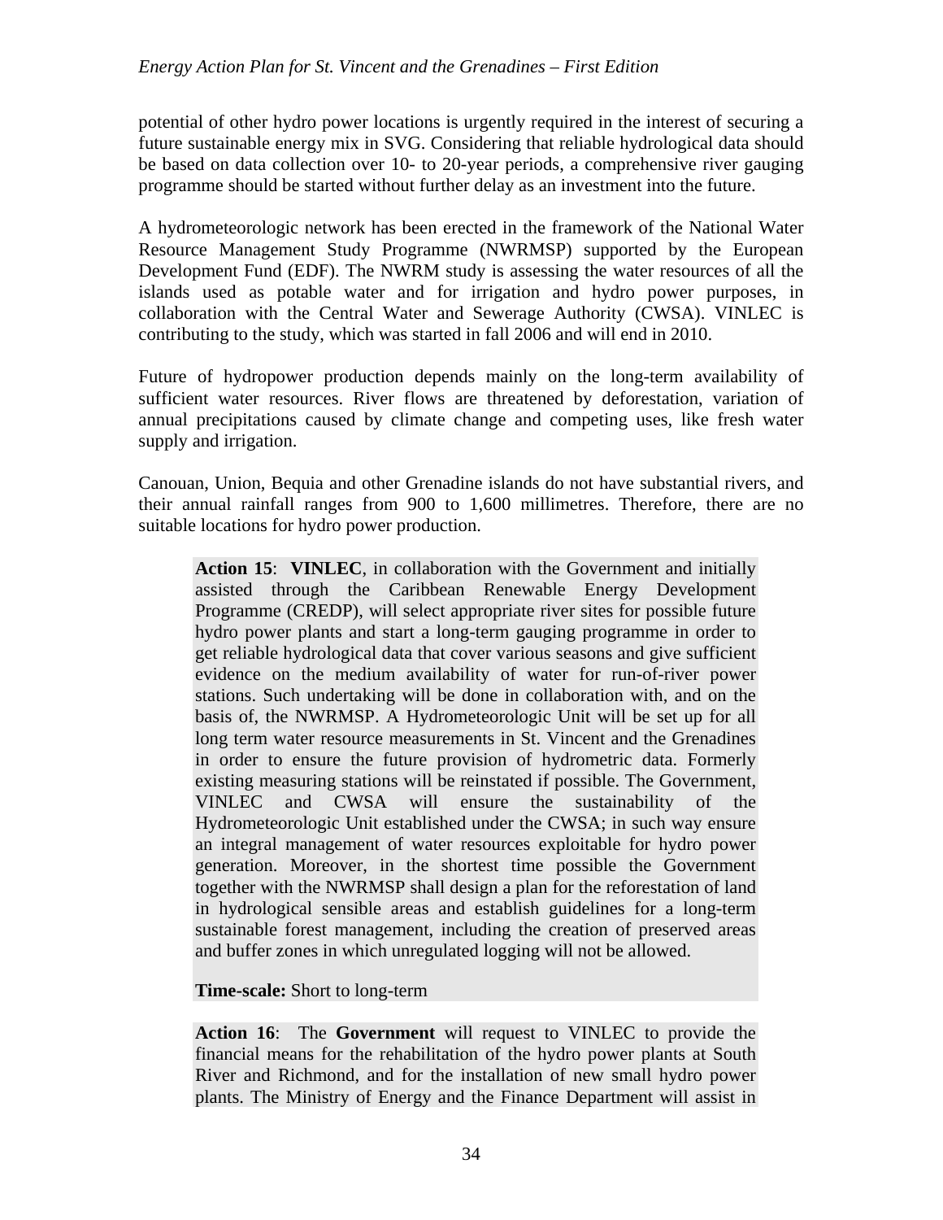potential of other hydro power locations is urgently required in the interest of securing a future sustainable energy mix in SVG. Considering that reliable hydrological data should be based on data collection over 10- to 20-year periods, a comprehensive river gauging programme should be started without further delay as an investment into the future.

A hydrometeorologic network has been erected in the framework of the National Water Resource Management Study Programme (NWRMSP) supported by the European Development Fund (EDF). The NWRM study is assessing the water resources of all the islands used as potable water and for irrigation and hydro power purposes, in collaboration with the Central Water and Sewerage Authority (CWSA). VINLEC is contributing to the study, which was started in fall 2006 and will end in 2010.

Future of hydropower production depends mainly on the long-term availability of sufficient water resources. River flows are threatened by deforestation, variation of annual precipitations caused by climate change and competing uses, like fresh water supply and irrigation.

Canouan, Union, Bequia and other Grenadine islands do not have substantial rivers, and their annual rainfall ranges from 900 to 1,600 millimetres. Therefore, there are no suitable locations for hydro power production.

> **Action 15**: **VINLEC**, in collaboration with the Government and initially assisted through the Caribbean Renewable Energy Development Programme (CREDP), will select appropriate river sites for possible future hydro power plants and start a long-term gauging programme in order to get reliable hydrological data that cover various seasons and give sufficient evidence on the medium availability of water for run-of-river power stations. Such undertaking will be done in collaboration with, and on the basis of, the NWRMSP. A Hydrometeorologic Unit will be set up for all long term water resource measurements in St. Vincent and the Grenadines in order to ensure the future provision of hydrometric data. Formerly existing measuring stations will be reinstated if possible. The Government, VINLEC and CWSA will ensure the sustainability of the Hydrometeorologic Unit established under the CWSA; in such way ensure an integral management of water resources exploitable for hydro power generation. Moreover, in the shortest time possible the Government together with the NWRMSP shall design a plan for the reforestation of land in hydrological sensible areas and establish guidelines for a long-term sustainable forest management, including the creation of preserved areas and buffer zones in which unregulated logging will not be allowed.
>
> **Time-scale:** Short to long-term

> **Action 16**: The **Government** will request to VINLEC to provide the financial means for the rehabilitation of the hydro power plants at South River and Richmond, and for the installation of new small hydro power plants. The Ministry of Energy and the Finance Department will assist in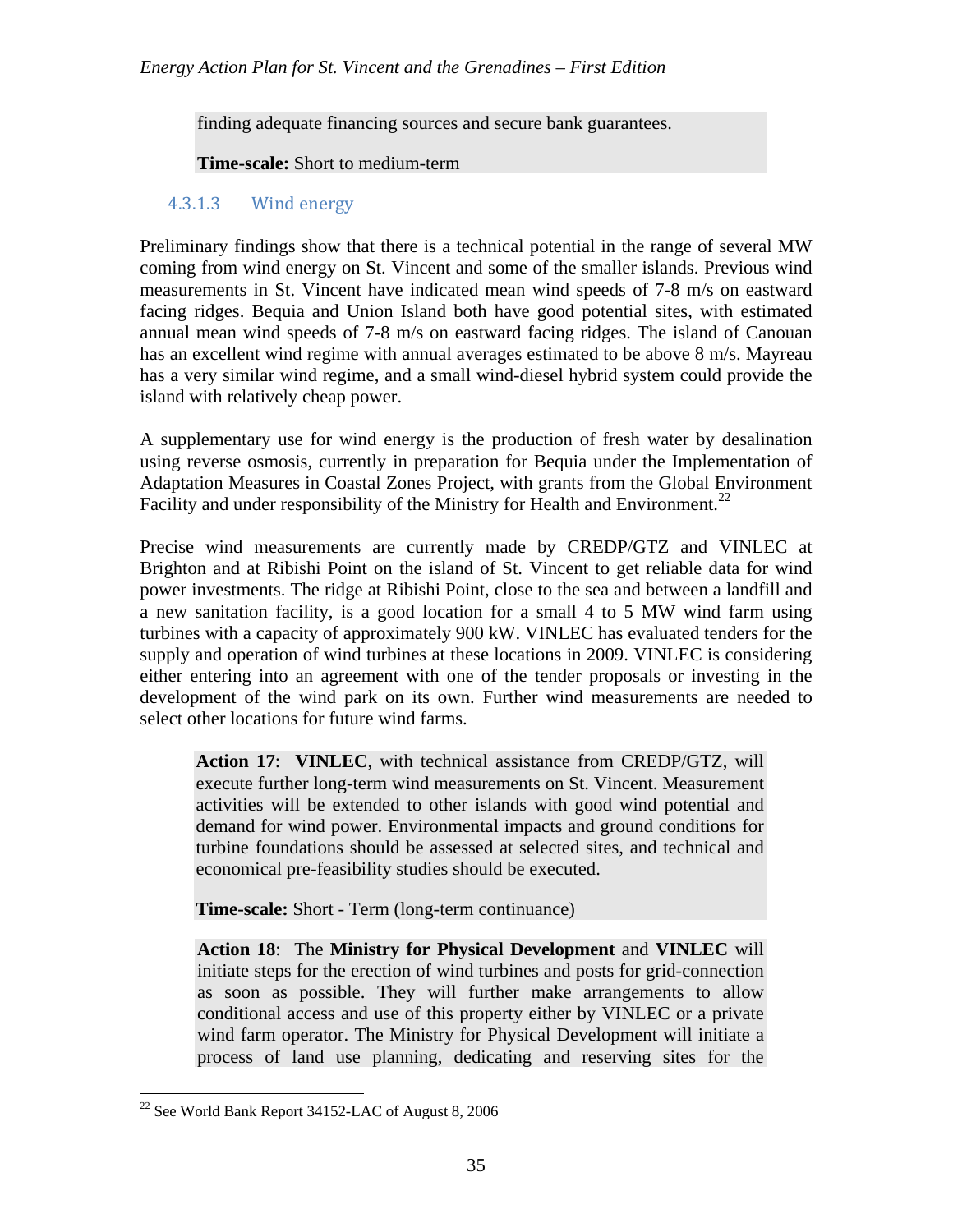finding adequate financing sources and secure bank guarantees.

**Time-scale:** Short to medium-term

#### 4.3.1.3 Wind energy

Preliminary findings show that there is a technical potential in the range of several MW coming from wind energy on St. Vincent and some of the smaller islands. Previous wind measurements in St. Vincent have indicated mean wind speeds of 7-8 m/s on eastward facing ridges. Bequia and Union Island both have good potential sites, with estimated annual mean wind speeds of 7-8 m/s on eastward facing ridges. The island of Canouan has an excellent wind regime with annual averages estimated to be above 8 m/s. Mayreau has a very similar wind regime, and a small wind-diesel hybrid system could provide the island with relatively cheap power.

A supplementary use for wind energy is the production of fresh water by desalination using reverse osmosis, currently in preparation for Bequia under the Implementation of Adaptation Measures in Coastal Zones Project, with grants from the Global Environment Facility and under responsibility of the Ministry for Health and Environment.[22]

Precise wind measurements are currently made by CREDP/GTZ and VINLEC at Brighton and at Ribishi Point on the island of St. Vincent to get reliable data for wind power investments. The ridge at Ribishi Point, close to the sea and between a landfill and a new sanitation facility, is a good location for a small 4 to 5 MW wind farm using turbines with a capacity of approximately 900 kW. VINLEC has evaluated tenders for the supply and operation of wind turbines at these locations in 2009. VINLEC is considering either entering into an agreement with one of the tender proposals or investing in the development of the wind park on its own. Further wind measurements are needed to select other locations for future wind farms.

**Action 17**: **VINLEC**, with technical assistance from CREDP/GTZ, will execute further long-term wind measurements on St. Vincent. Measurement activities will be extended to other islands with good wind potential and demand for wind power. Environmental impacts and ground conditions for turbine foundations should be assessed at selected sites, and technical and economical pre-feasibility studies should be executed.

**Time-scale:** Short - Term (long-term continuance)

**Action 18**: The **Ministry for Physical Development** and **VINLEC** will initiate steps for the erection of wind turbines and posts for grid-connection as soon as possible. They will further make arrangements to allow conditional access and use of this property either by VINLEC or a private wind farm operator. The Ministry for Physical Development will initiate a process of land use planning, dedicating and reserving sites for the

[22] See World Bank Report 34152-LAC of August 8, 2006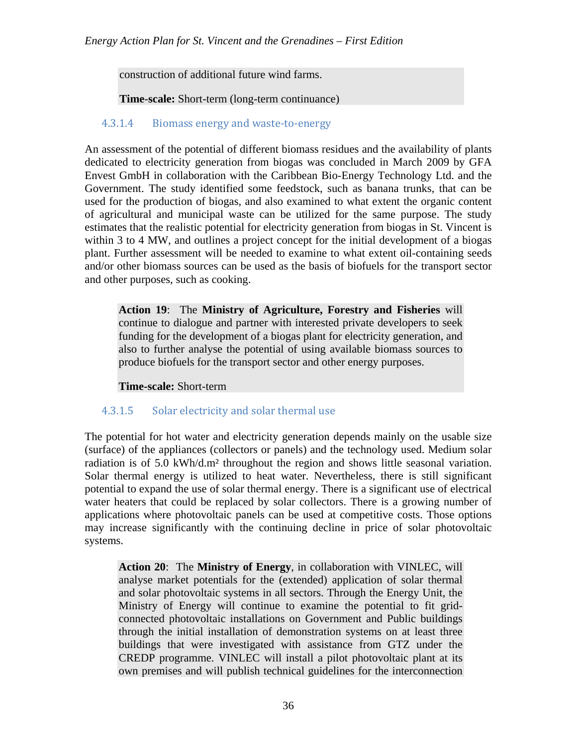construction of additional future wind farms.

**Time-scale:** Short-term (long-term continuance)

#### 4.3.1.4 Biomass energy and waste-to-energy

An assessment of the potential of different biomass residues and the availability of plants dedicated to electricity generation from biogas was concluded in March 2009 by GFA Envest GmbH in collaboration with the Caribbean Bio-Energy Technology Ltd. and the Government. The study identified some feedstock, such as banana trunks, that can be used for the production of biogas, and also examined to what extent the organic content of agricultural and municipal waste can be utilized for the same purpose. The study estimates that the realistic potential for electricity generation from biogas in St. Vincent is within 3 to 4 MW, and outlines a project concept for the initial development of a biogas plant. Further assessment will be needed to examine to what extent oil-containing seeds and/or other biomass sources can be used as the basis of biofuels for the transport sector and other purposes, such as cooking.

**Action 19**: The **Ministry of Agriculture, Forestry and Fisheries** will continue to dialogue and partner with interested private developers to seek funding for the development of a biogas plant for electricity generation, and also to further analyse the potential of using available biomass sources to produce biofuels for the transport sector and other energy purposes.

**Time-scale:** Short-term

#### 4.3.1.5 Solar electricity and solar thermal use

The potential for hot water and electricity generation depends mainly on the usable size (surface) of the appliances (collectors or panels) and the technology used. Medium solar radiation is of 5.0 kWh/d.m² throughout the region and shows little seasonal variation. Solar thermal energy is utilized to heat water. Nevertheless, there is still significant potential to expand the use of solar thermal energy. There is a significant use of electrical water heaters that could be replaced by solar collectors. There is a growing number of applications where photovoltaic panels can be used at competitive costs. Those options may increase significantly with the continuing decline in price of solar photovoltaic systems.

**Action 20**: The **Ministry of Energy**, in collaboration with VINLEC, will analyse market potentials for the (extended) application of solar thermal and solar photovoltaic systems in all sectors. Through the Energy Unit, the Ministry of Energy will continue to examine the potential to fit grid-connected photovoltaic installations on Government and Public buildings through the initial installation of demonstration systems on at least three buildings that were investigated with assistance from GTZ under the CREDP programme. VINLEC will install a pilot photovoltaic plant at its own premises and will publish technical guidelines for the interconnection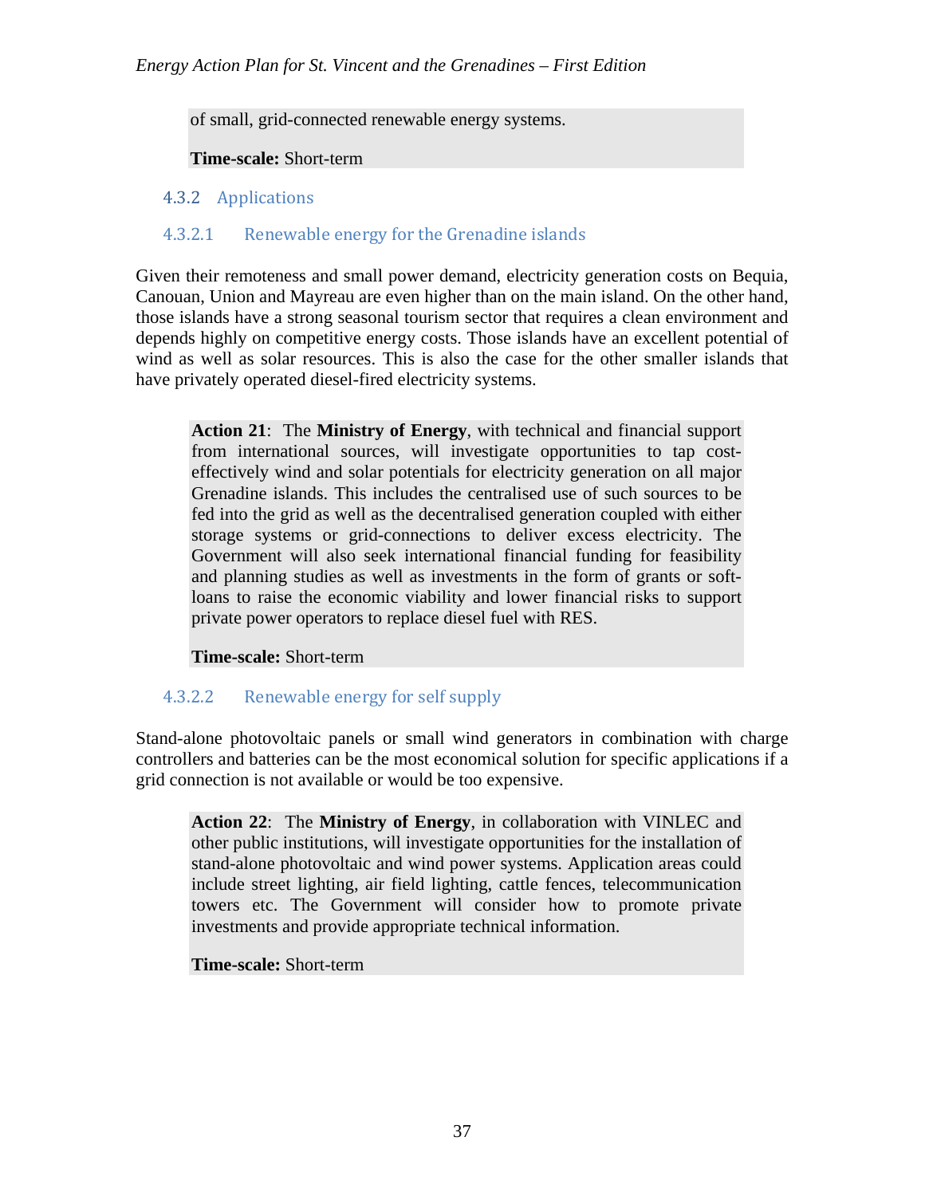of small, grid-connected renewable energy systems.

**Time-scale:** Short-term

### 4.3.2 Applications

#### 4.3.2.1 Renewable energy for the Grenadine islands

Given their remoteness and small power demand, electricity generation costs on Bequia, Canouan, Union and Mayreau are even higher than on the main island. On the other hand, those islands have a strong seasonal tourism sector that requires a clean environment and depends highly on competitive energy costs. Those islands have an excellent potential of wind as well as solar resources. This is also the case for the other smaller islands that have privately operated diesel-fired electricity systems.

**Action 21**: The **Ministry of Energy**, with technical and financial support from international sources, will investigate opportunities to tap cost-effectively wind and solar potentials for electricity generation on all major Grenadine islands. This includes the centralised use of such sources to be fed into the grid as well as the decentralised generation coupled with either storage systems or grid-connections to deliver excess electricity. The Government will also seek international financial funding for feasibility and planning studies as well as investments in the form of grants or soft-loans to raise the economic viability and lower financial risks to support private power operators to replace diesel fuel with RES.

**Time-scale:** Short-term

#### 4.3.2.2 Renewable energy for self supply

Stand-alone photovoltaic panels or small wind generators in combination with charge controllers and batteries can be the most economical solution for specific applications if a grid connection is not available or would be too expensive.

**Action 22**: The **Ministry of Energy**, in collaboration with VINLEC and other public institutions, will investigate opportunities for the installation of stand-alone photovoltaic and wind power systems. Application areas could include street lighting, air field lighting, cattle fences, telecommunication towers etc. The Government will consider how to promote private investments and provide appropriate technical information.

**Time-scale:** Short-term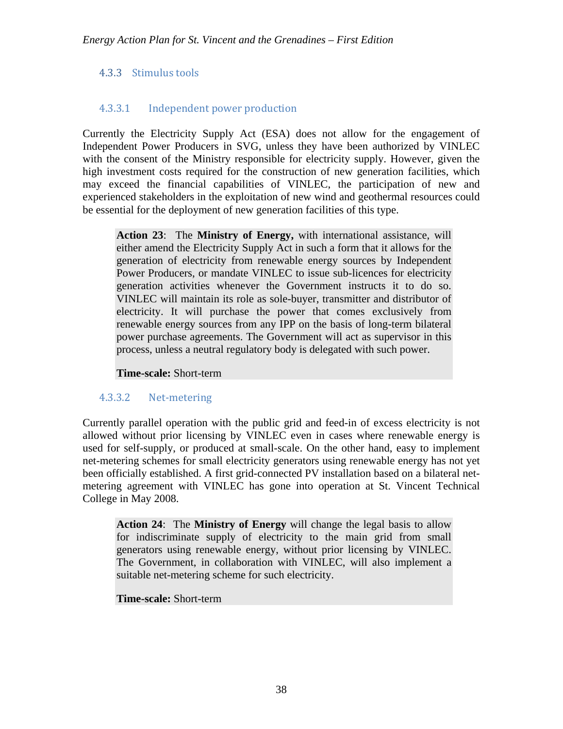### 4.3.3 Stimulus tools

#### 4.3.3.1 Independent power production

Currently the Electricity Supply Act (ESA) does not allow for the engagement of Independent Power Producers in SVG, unless they have been authorized by VINLEC with the consent of the Ministry responsible for electricity supply. However, given the high investment costs required for the construction of new generation facilities, which may exceed the financial capabilities of VINLEC, the participation of new and experienced stakeholders in the exploitation of new wind and geothermal resources could be essential for the deployment of new generation facilities of this type.

> **Action 23**: The **Ministry of Energy,** with international assistance, will either amend the Electricity Supply Act in such a form that it allows for the generation of electricity from renewable energy sources by Independent Power Producers, or mandate VINLEC to issue sub-licences for electricity generation activities whenever the Government instructs it to do so. VINLEC will maintain its role as sole-buyer, transmitter and distributor of electricity. It will purchase the power that comes exclusively from renewable energy sources from any IPP on the basis of long-term bilateral power purchase agreements. The Government will act as supervisor in this process, unless a neutral regulatory body is delegated with such power.
>
> **Time-scale:** Short-term

#### 4.3.3.2 Net-metering

Currently parallel operation with the public grid and feed-in of excess electricity is not allowed without prior licensing by VINLEC even in cases where renewable energy is used for self-supply, or produced at small-scale. On the other hand, easy to implement net-metering schemes for small electricity generators using renewable energy has not yet been officially established. A first grid-connected PV installation based on a bilateral net-metering agreement with VINLEC has gone into operation at St. Vincent Technical College in May 2008.

> **Action 24**: The **Ministry of Energy** will change the legal basis to allow for indiscriminate supply of electricity to the main grid from small generators using renewable energy, without prior licensing by VINLEC. The Government, in collaboration with VINLEC, will also implement a suitable net-metering scheme for such electricity.
>
> **Time-scale:** Short-term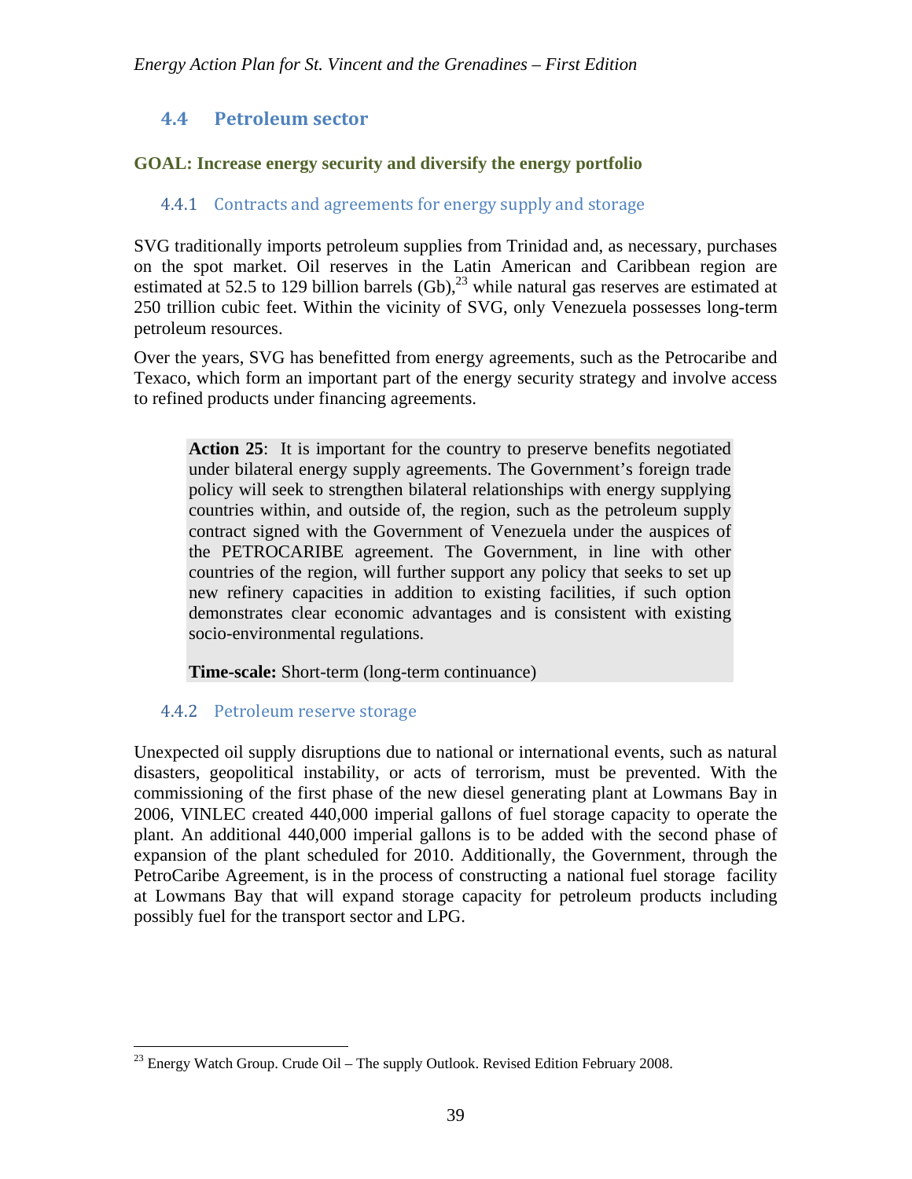## 4.4 Petroleum sector

**GOAL: Increase energy security and diversify the energy portfolio**

### 4.4.1 Contracts and agreements for energy supply and storage

SVG traditionally imports petroleum supplies from Trinidad and, as necessary, purchases on the spot market. Oil reserves in the Latin American and Caribbean region are estimated at 52.5 to 129 billion barrels (Gb),[23] while natural gas reserves are estimated at 250 trillion cubic feet. Within the vicinity of SVG, only Venezuela possesses long-term petroleum resources.

Over the years, SVG has benefitted from energy agreements, such as the Petrocaribe and Texaco, which form an important part of the energy security strategy and involve access to refined products under financing agreements.

> **Action 25**: It is important for the country to preserve benefits negotiated under bilateral energy supply agreements. The Government's foreign trade policy will seek to strengthen bilateral relationships with energy supplying countries within, and outside of, the region, such as the petroleum supply contract signed with the Government of Venezuela under the auspices of the PETROCARIBE agreement. The Government, in line with other countries of the region, will further support any policy that seeks to set up new refinery capacities in addition to existing facilities, if such option demonstrates clear economic advantages and is consistent with existing socio-environmental regulations.
>
> **Time-scale:** Short-term (long-term continuance)

### 4.4.2 Petroleum reserve storage

Unexpected oil supply disruptions due to national or international events, such as natural disasters, geopolitical instability, or acts of terrorism, must be prevented. With the commissioning of the first phase of the new diesel generating plant at Lowmans Bay in 2006, VINLEC created 440,000 imperial gallons of fuel storage capacity to operate the plant. An additional 440,000 imperial gallons is to be added with the second phase of expansion of the plant scheduled for 2010. Additionally, the Government, through the PetroCaribe Agreement, is in the process of constructing a national fuel storage facility at Lowmans Bay that will expand storage capacity for petroleum products including possibly fuel for the transport sector and LPG.

---

[23] Energy Watch Group. Crude Oil – The supply Outlook. Revised Edition February 2008.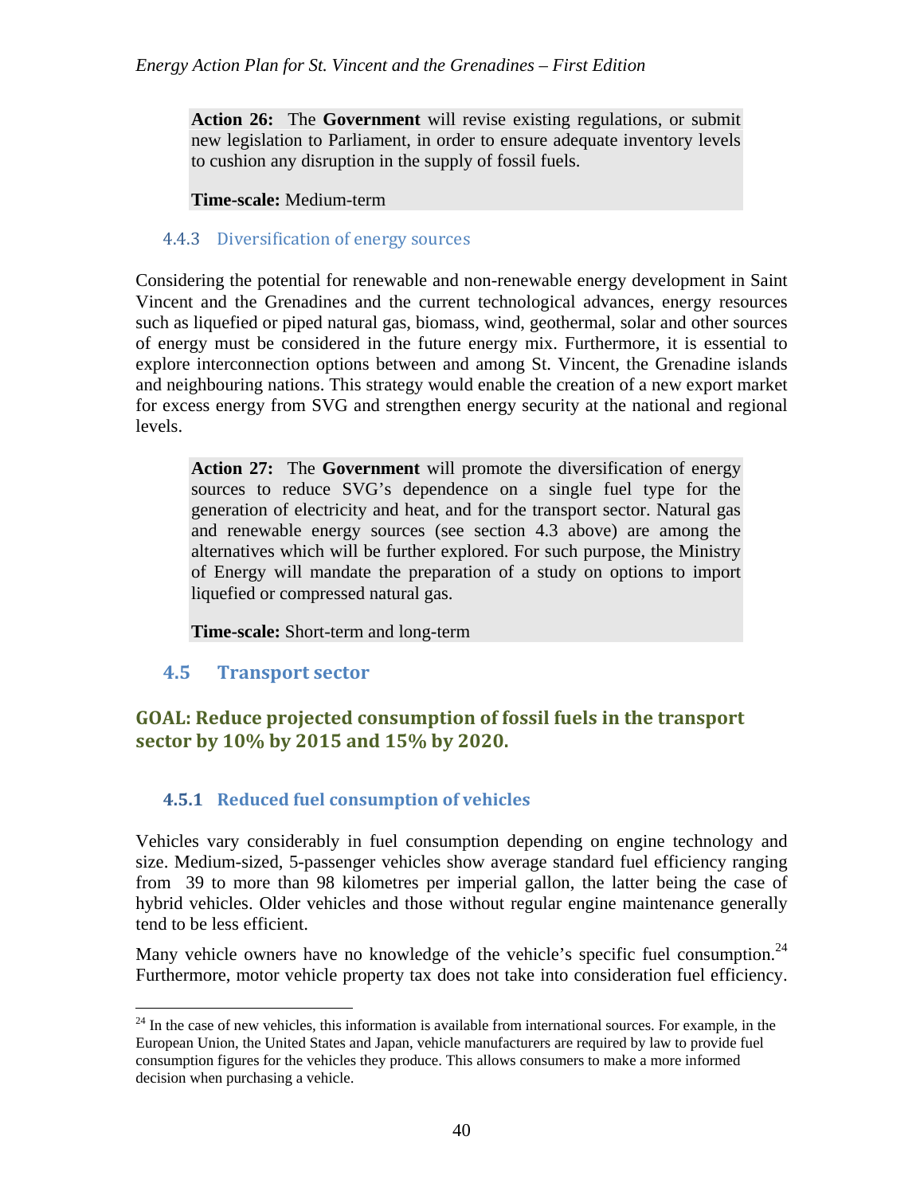**Action 26:** The **Government** will revise existing regulations, or submit new legislation to Parliament, in order to ensure adequate inventory levels to cushion any disruption in the supply of fossil fuels.

**Time-scale:** Medium-term

### 4.4.3 Diversification of energy sources

Considering the potential for renewable and non-renewable energy development in Saint Vincent and the Grenadines and the current technological advances, energy resources such as liquefied or piped natural gas, biomass, wind, geothermal, solar and other sources of energy must be considered in the future energy mix. Furthermore, it is essential to explore interconnection options between and among St. Vincent, the Grenadine islands and neighbouring nations. This strategy would enable the creation of a new export market for excess energy from SVG and strengthen energy security at the national and regional levels.

**Action 27:** The **Government** will promote the diversification of energy sources to reduce SVG's dependence on a single fuel type for the generation of electricity and heat, and for the transport sector. Natural gas and renewable energy sources (see section 4.3 above) are among the alternatives which will be further explored. For such purpose, the Ministry of Energy will mandate the preparation of a study on options to import liquefied or compressed natural gas.

**Time-scale:** Short-term and long-term

## 4.5 Transport sector

**GOAL: Reduce projected consumption of fossil fuels in the transport sector by 10% by 2015 and 15% by 2020.**

### 4.5.1 Reduced fuel consumption of vehicles

Vehicles vary considerably in fuel consumption depending on engine technology and size. Medium-sized, 5-passenger vehicles show average standard fuel efficiency ranging from 39 to more than 98 kilometres per imperial gallon, the latter being the case of hybrid vehicles. Older vehicles and those without regular engine maintenance generally tend to be less efficient.

Many vehicle owners have no knowledge of the vehicle's specific fuel consumption.[24] Furthermore, motor vehicle property tax does not take into consideration fuel efficiency.

[24] In the case of new vehicles, this information is available from international sources. For example, in the European Union, the United States and Japan, vehicle manufacturers are required by law to provide fuel consumption figures for the vehicles they produce. This allows consumers to make a more informed decision when purchasing a vehicle.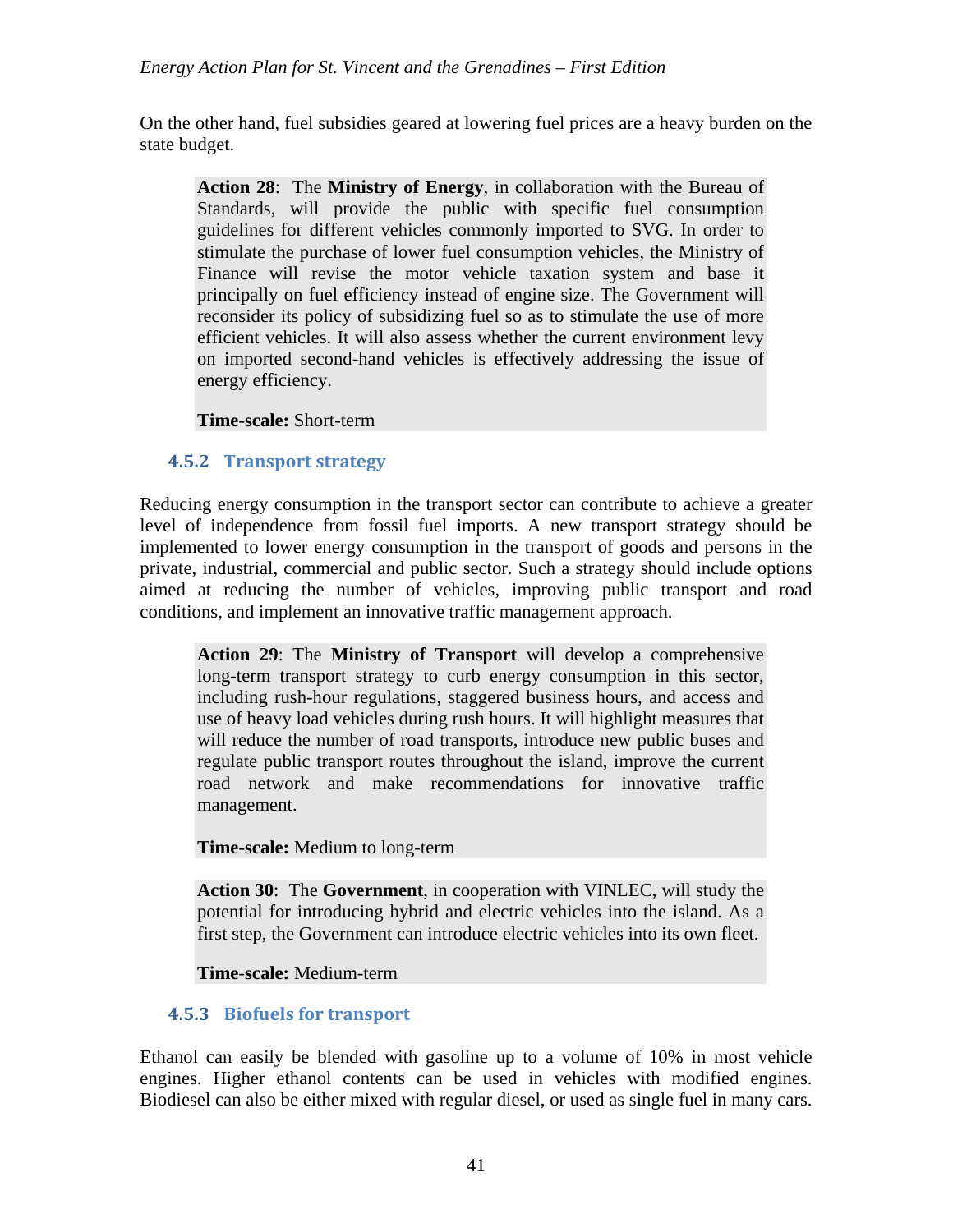On the other hand, fuel subsidies geared at lowering fuel prices are a heavy burden on the state budget.

> **Action 28**: The **Ministry of Energy**, in collaboration with the Bureau of Standards, will provide the public with specific fuel consumption guidelines for different vehicles commonly imported to SVG. In order to stimulate the purchase of lower fuel consumption vehicles, the Ministry of Finance will revise the motor vehicle taxation system and base it principally on fuel efficiency instead of engine size. The Government will reconsider its policy of subsidizing fuel so as to stimulate the use of more efficient vehicles. It will also assess whether the current environment levy on imported second-hand vehicles is effectively addressing the issue of energy efficiency.
>
> **Time-scale:** Short-term

### 4.5.2 Transport strategy

Reducing energy consumption in the transport sector can contribute to achieve a greater level of independence from fossil fuel imports. A new transport strategy should be implemented to lower energy consumption in the transport of goods and persons in the private, industrial, commercial and public sector. Such a strategy should include options aimed at reducing the number of vehicles, improving public transport and road conditions, and implement an innovative traffic management approach.

> **Action 29**: The **Ministry of Transport** will develop a comprehensive long-term transport strategy to curb energy consumption in this sector, including rush-hour regulations, staggered business hours, and access and use of heavy load vehicles during rush hours. It will highlight measures that will reduce the number of road transports, introduce new public buses and regulate public transport routes throughout the island, improve the current road network and make recommendations for innovative traffic management.
>
> **Time-scale:** Medium to long-term

> **Action 30**: The **Government**, in cooperation with VINLEC, will study the potential for introducing hybrid and electric vehicles into the island. As a first step, the Government can introduce electric vehicles into its own fleet.
>
> **Time-scale:** Medium-term

### 4.5.3 Biofuels for transport

Ethanol can easily be blended with gasoline up to a volume of 10% in most vehicle engines. Higher ethanol contents can be used in vehicles with modified engines. Biodiesel can also be either mixed with regular diesel, or used as single fuel in many cars.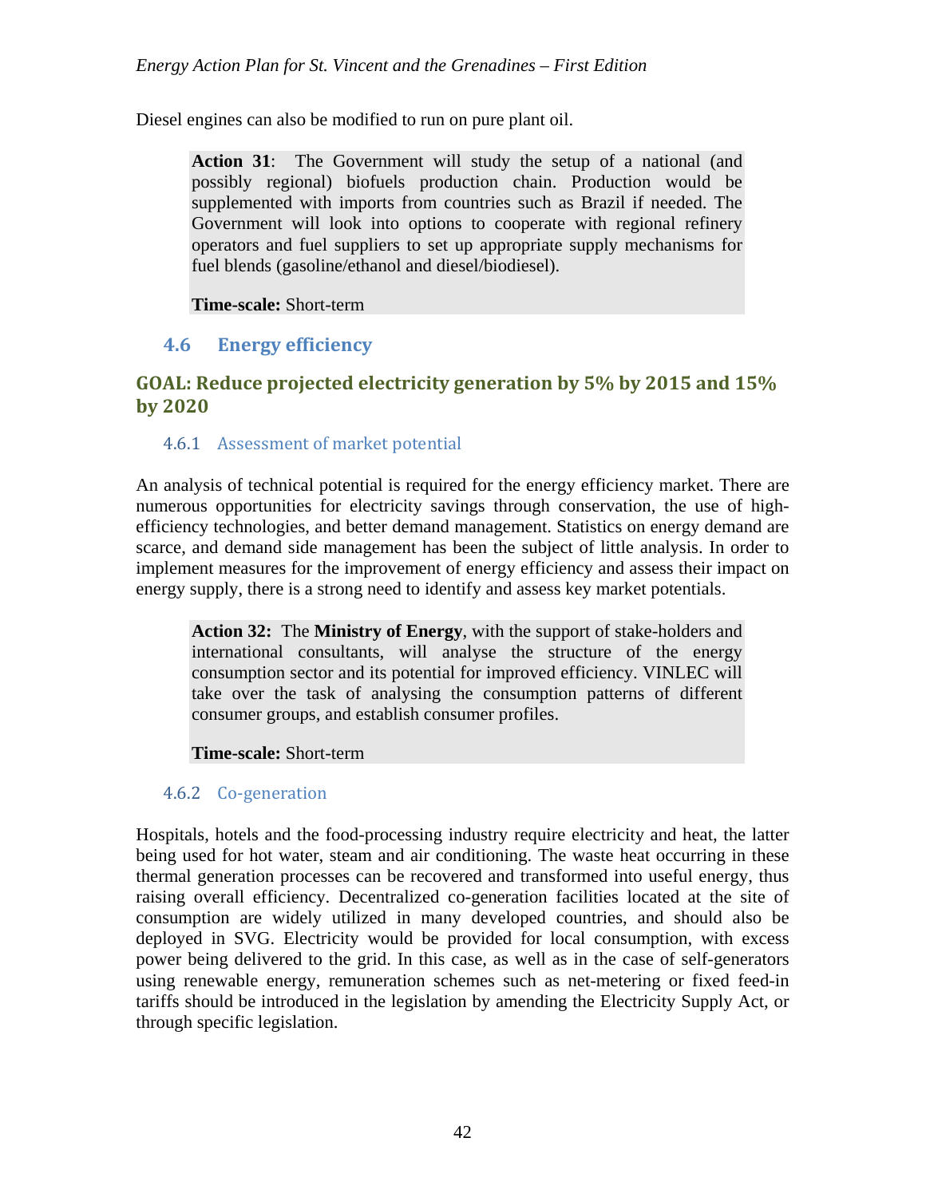Diesel engines can also be modified to run on pure plant oil.

> **Action 31**: The Government will study the setup of a national (and possibly regional) biofuels production chain. Production would be supplemented with imports from countries such as Brazil if needed. The Government will look into options to cooperate with regional refinery operators and fuel suppliers to set up appropriate supply mechanisms for fuel blends (gasoline/ethanol and diesel/biodiesel).
>
> **Time-scale:** Short-term

## 4.6 Energy efficiency

### GOAL: Reduce projected electricity generation by 5% by 2015 and 15% by 2020

### 4.6.1 Assessment of market potential

An analysis of technical potential is required for the energy efficiency market. There are numerous opportunities for electricity savings through conservation, the use of high-efficiency technologies, and better demand management. Statistics on energy demand are scarce, and demand side management has been the subject of little analysis. In order to implement measures for the improvement of energy efficiency and assess their impact on energy supply, there is a strong need to identify and assess key market potentials.

> **Action 32:** The **Ministry of Energy**, with the support of stake-holders and international consultants, will analyse the structure of the energy consumption sector and its potential for improved efficiency. VINLEC will take over the task of analysing the consumption patterns of different consumer groups, and establish consumer profiles.
>
> **Time-scale:** Short-term

### 4.6.2 Co-generation

Hospitals, hotels and the food-processing industry require electricity and heat, the latter being used for hot water, steam and air conditioning. The waste heat occurring in these thermal generation processes can be recovered and transformed into useful energy, thus raising overall efficiency. Decentralized co-generation facilities located at the site of consumption are widely utilized in many developed countries, and should also be deployed in SVG. Electricity would be provided for local consumption, with excess power being delivered to the grid. In this case, as well as in the case of self-generators using renewable energy, remuneration schemes such as net-metering or fixed feed-in tariffs should be introduced in the legislation by amending the Electricity Supply Act, or through specific legislation.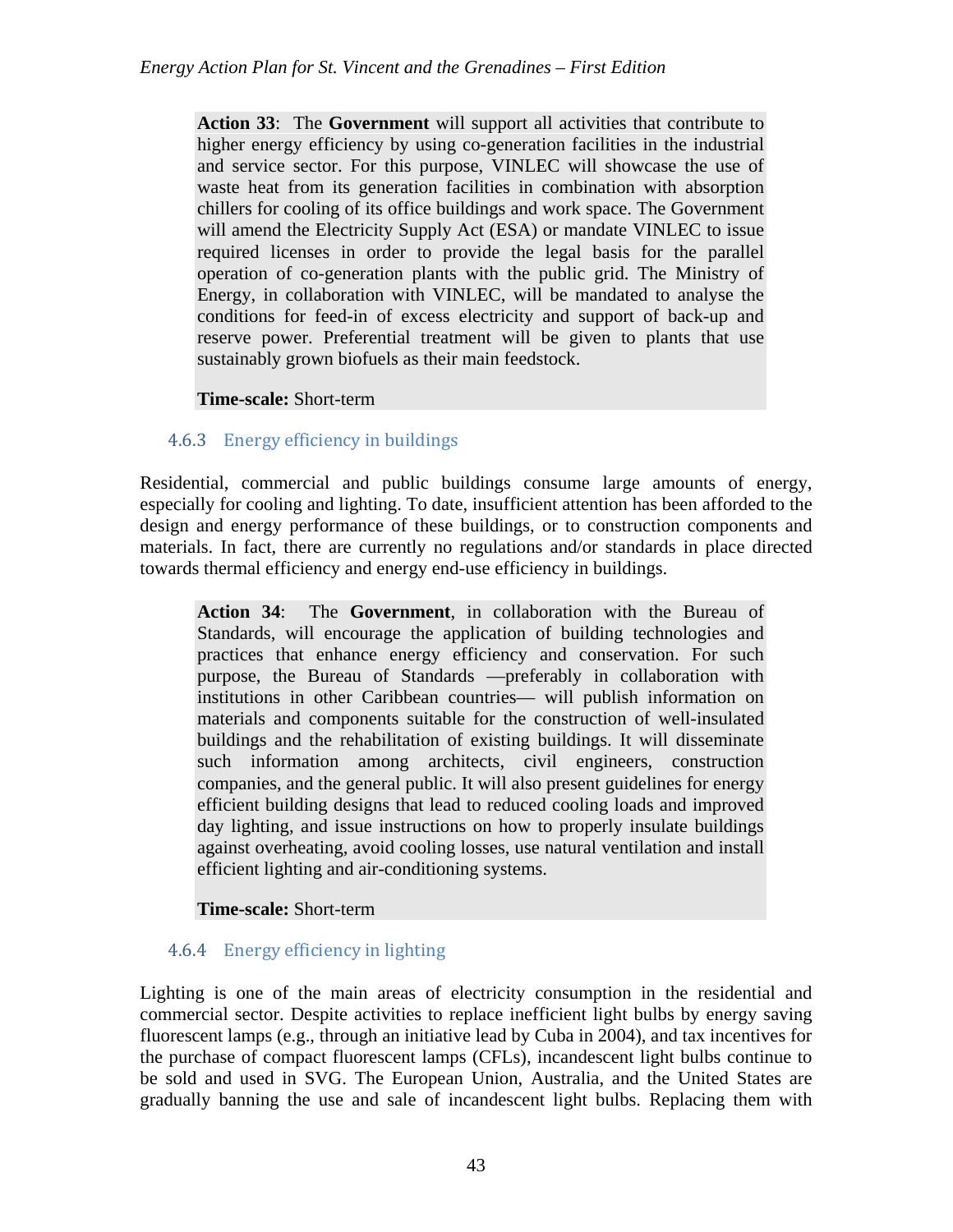**Action 33**: The **Government** will support all activities that contribute to higher energy efficiency by using co-generation facilities in the industrial and service sector. For this purpose, VINLEC will showcase the use of waste heat from its generation facilities in combination with absorption chillers for cooling of its office buildings and work space. The Government will amend the Electricity Supply Act (ESA) or mandate VINLEC to issue required licenses in order to provide the legal basis for the parallel operation of co-generation plants with the public grid. The Ministry of Energy, in collaboration with VINLEC, will be mandated to analyse the conditions for feed-in of excess electricity and support of back-up and reserve power. Preferential treatment will be given to plants that use sustainably grown biofuels as their main feedstock.

**Time-scale:** Short-term

### 4.6.3 Energy efficiency in buildings

Residential, commercial and public buildings consume large amounts of energy, especially for cooling and lighting. To date, insufficient attention has been afforded to the design and energy performance of these buildings, or to construction components and materials. In fact, there are currently no regulations and/or standards in place directed towards thermal efficiency and energy end-use efficiency in buildings.

**Action 34**: The **Government**, in collaboration with the Bureau of Standards, will encourage the application of building technologies and practices that enhance energy efficiency and conservation. For such purpose, the Bureau of Standards —preferably in collaboration with institutions in other Caribbean countries— will publish information on materials and components suitable for the construction of well-insulated buildings and the rehabilitation of existing buildings. It will disseminate such information among architects, civil engineers, construction companies, and the general public. It will also present guidelines for energy efficient building designs that lead to reduced cooling loads and improved day lighting, and issue instructions on how to properly insulate buildings against overheating, avoid cooling losses, use natural ventilation and install efficient lighting and air-conditioning systems.

**Time-scale:** Short-term

### 4.6.4 Energy efficiency in lighting

Lighting is one of the main areas of electricity consumption in the residential and commercial sector. Despite activities to replace inefficient light bulbs by energy saving fluorescent lamps (e.g., through an initiative lead by Cuba in 2004), and tax incentives for the purchase of compact fluorescent lamps (CFLs), incandescent light bulbs continue to be sold and used in SVG. The European Union, Australia, and the United States are gradually banning the use and sale of incandescent light bulbs. Replacing them with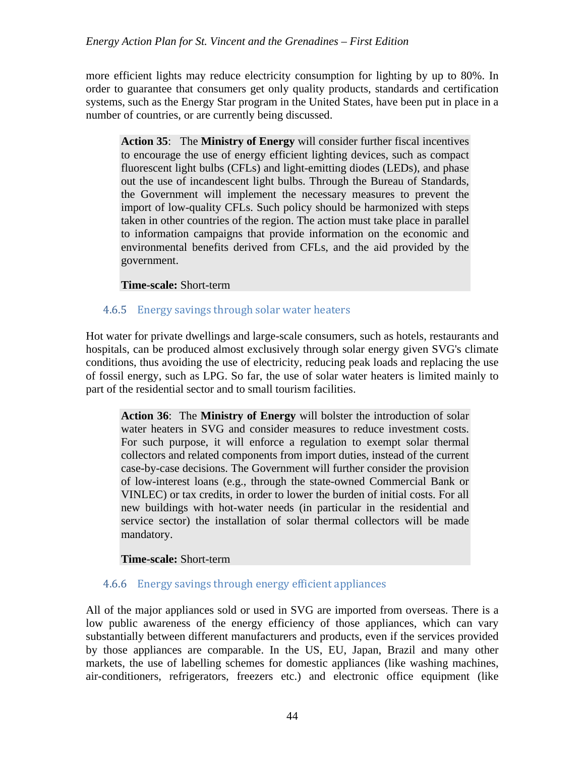more efficient lights may reduce electricity consumption for lighting by up to 80%. In order to guarantee that consumers get only quality products, standards and certification systems, such as the Energy Star program in the United States, have been put in place in a number of countries, or are currently being discussed.

> **Action 35**: The **Ministry of Energy** will consider further fiscal incentives to encourage the use of energy efficient lighting devices, such as compact fluorescent light bulbs (CFLs) and light-emitting diodes (LEDs), and phase out the use of incandescent light bulbs. Through the Bureau of Standards, the Government will implement the necessary measures to prevent the import of low-quality CFLs. Such policy should be harmonized with steps taken in other countries of the region. The action must take place in parallel to information campaigns that provide information on the economic and environmental benefits derived from CFLs, and the aid provided by the government.
>
> **Time-scale:** Short-term

### 4.6.5 Energy savings through solar water heaters

Hot water for private dwellings and large-scale consumers, such as hotels, restaurants and hospitals, can be produced almost exclusively through solar energy given SVG's climate conditions, thus avoiding the use of electricity, reducing peak loads and replacing the use of fossil energy, such as LPG. So far, the use of solar water heaters is limited mainly to part of the residential sector and to small tourism facilities.

> **Action 36**: The **Ministry of Energy** will bolster the introduction of solar water heaters in SVG and consider measures to reduce investment costs. For such purpose, it will enforce a regulation to exempt solar thermal collectors and related components from import duties, instead of the current case-by-case decisions. The Government will further consider the provision of low-interest loans (e.g., through the state-owned Commercial Bank or VINLEC) or tax credits, in order to lower the burden of initial costs. For all new buildings with hot-water needs (in particular in the residential and service sector) the installation of solar thermal collectors will be made mandatory.
>
> **Time-scale:** Short-term

### 4.6.6 Energy savings through energy efficient appliances

All of the major appliances sold or used in SVG are imported from overseas. There is a low public awareness of the energy efficiency of those appliances, which can vary substantially between different manufacturers and products, even if the services provided by those appliances are comparable. In the US, EU, Japan, Brazil and many other markets, the use of labelling schemes for domestic appliances (like washing machines, air-conditioners, refrigerators, freezers etc.) and electronic office equipment (like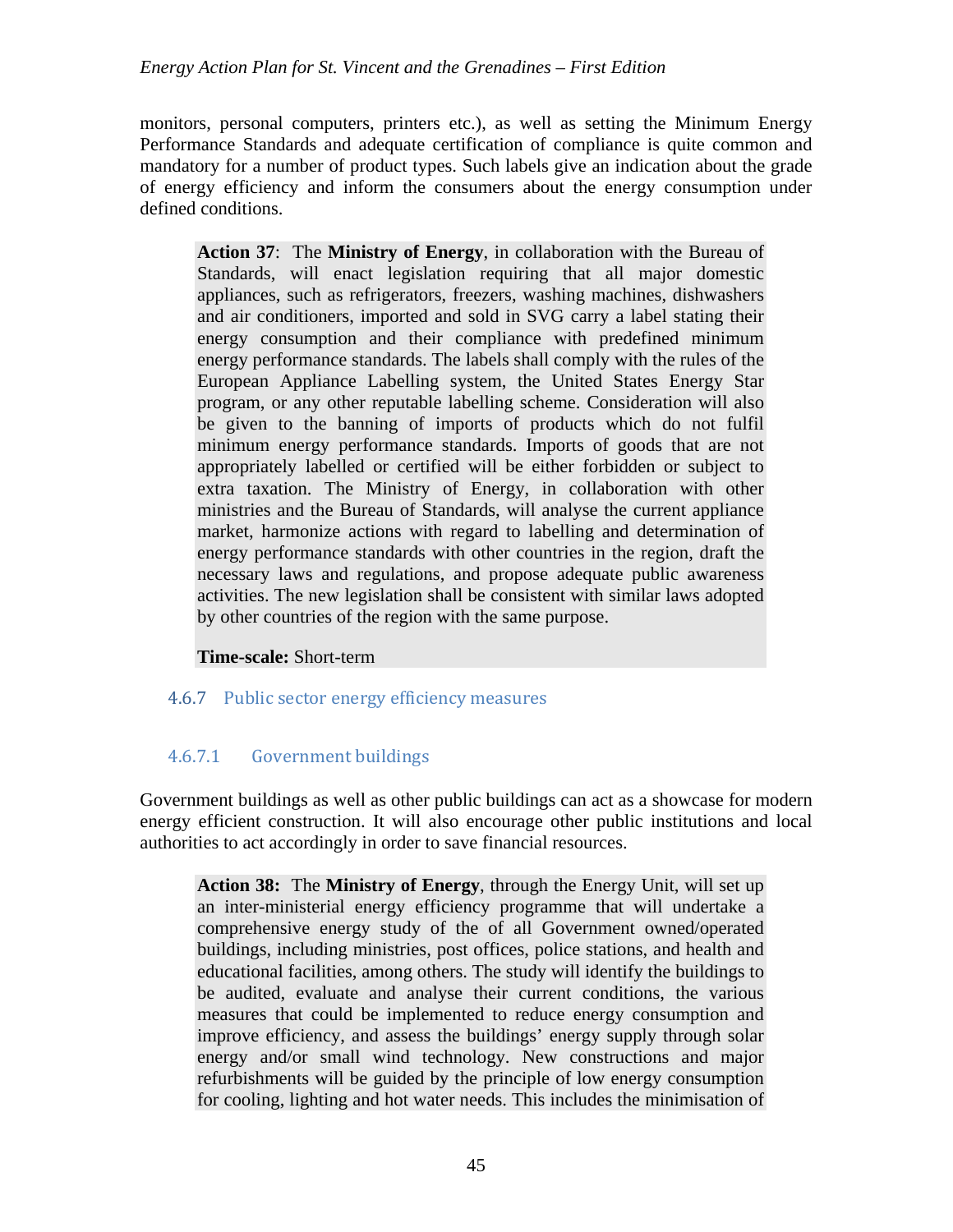monitors, personal computers, printers etc.), as well as setting the Minimum Energy Performance Standards and adequate certification of compliance is quite common and mandatory for a number of product types. Such labels give an indication about the grade of energy efficiency and inform the consumers about the energy consumption under defined conditions.

> **Action 37**: The **Ministry of Energy**, in collaboration with the Bureau of Standards, will enact legislation requiring that all major domestic appliances, such as refrigerators, freezers, washing machines, dishwashers and air conditioners, imported and sold in SVG carry a label stating their energy consumption and their compliance with predefined minimum energy performance standards. The labels shall comply with the rules of the European Appliance Labelling system, the United States Energy Star program, or any other reputable labelling scheme. Consideration will also be given to the banning of imports of products which do not fulfil minimum energy performance standards. Imports of goods that are not appropriately labelled or certified will be either forbidden or subject to extra taxation. The Ministry of Energy, in collaboration with other ministries and the Bureau of Standards, will analyse the current appliance market, harmonize actions with regard to labelling and determination of energy performance standards with other countries in the region, draft the necessary laws and regulations, and propose adequate public awareness activities. The new legislation shall be consistent with similar laws adopted by other countries of the region with the same purpose.
>
> **Time-scale:** Short-term

### 4.6.7 Public sector energy efficiency measures

#### 4.6.7.1 Government buildings

Government buildings as well as other public buildings can act as a showcase for modern energy efficient construction. It will also encourage other public institutions and local authorities to act accordingly in order to save financial resources.

> **Action 38:** The **Ministry of Energy**, through the Energy Unit, will set up an inter-ministerial energy efficiency programme that will undertake a comprehensive energy study of the of all Government owned/operated buildings, including ministries, post offices, police stations, and health and educational facilities, among others. The study will identify the buildings to be audited, evaluate and analyse their current conditions, the various measures that could be implemented to reduce energy consumption and improve efficiency, and assess the buildings' energy supply through solar energy and/or small wind technology. New constructions and major refurbishments will be guided by the principle of low energy consumption for cooling, lighting and hot water needs. This includes the minimisation of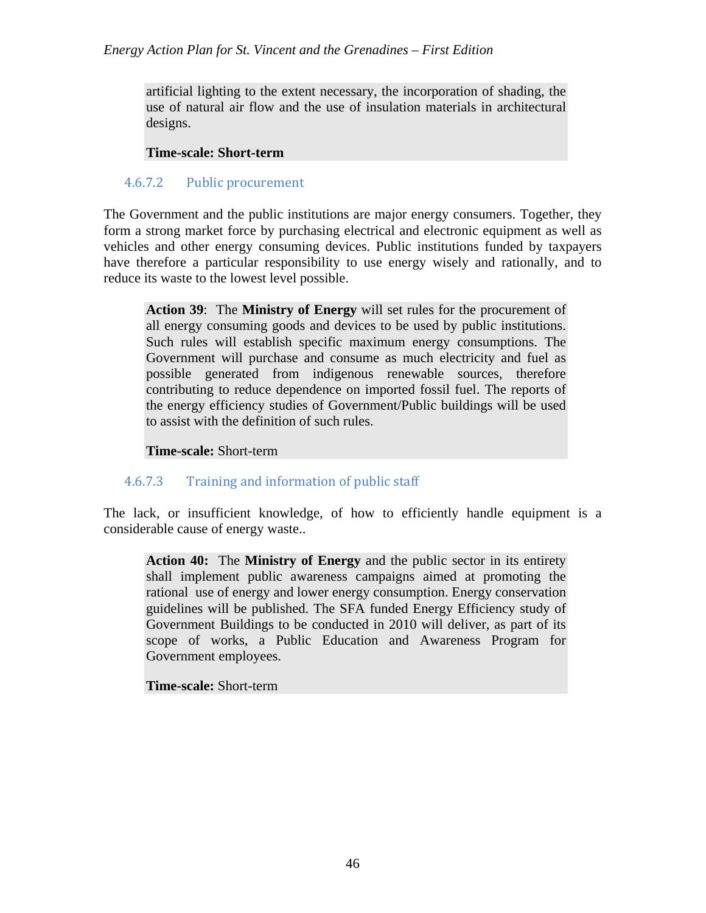artificial lighting to the extent necessary, the incorporation of shading, the use of natural air flow and the use of insulation materials in architectural designs.

**Time-scale: Short-term**

#### 4.6.7.2 Public procurement

The Government and the public institutions are major energy consumers. Together, they form a strong market force by purchasing electrical and electronic equipment as well as vehicles and other energy consuming devices. Public institutions funded by taxpayers have therefore a particular responsibility to use energy wisely and rationally, and to reduce its waste to the lowest level possible.

**Action 39**: The **Ministry of Energy** will set rules for the procurement of all energy consuming goods and devices to be used by public institutions. Such rules will establish specific maximum energy consumptions. The Government will purchase and consume as much electricity and fuel as possible generated from indigenous renewable sources, therefore contributing to reduce dependence on imported fossil fuel. The reports of the energy efficiency studies of Government/Public buildings will be used to assist with the definition of such rules.

**Time-scale:** Short-term

#### 4.6.7.3 Training and information of public staff

The lack, or insufficient knowledge, of how to efficiently handle equipment is a considerable cause of energy waste..

**Action 40:** The **Ministry of Energy** and the public sector in its entirety shall implement public awareness campaigns aimed at promoting the rational use of energy and lower energy consumption. Energy conservation guidelines will be published. The SFA funded Energy Efficiency study of Government Buildings to be conducted in 2010 will deliver, as part of its scope of works, a Public Education and Awareness Program for Government employees.

**Time-scale:** Short-term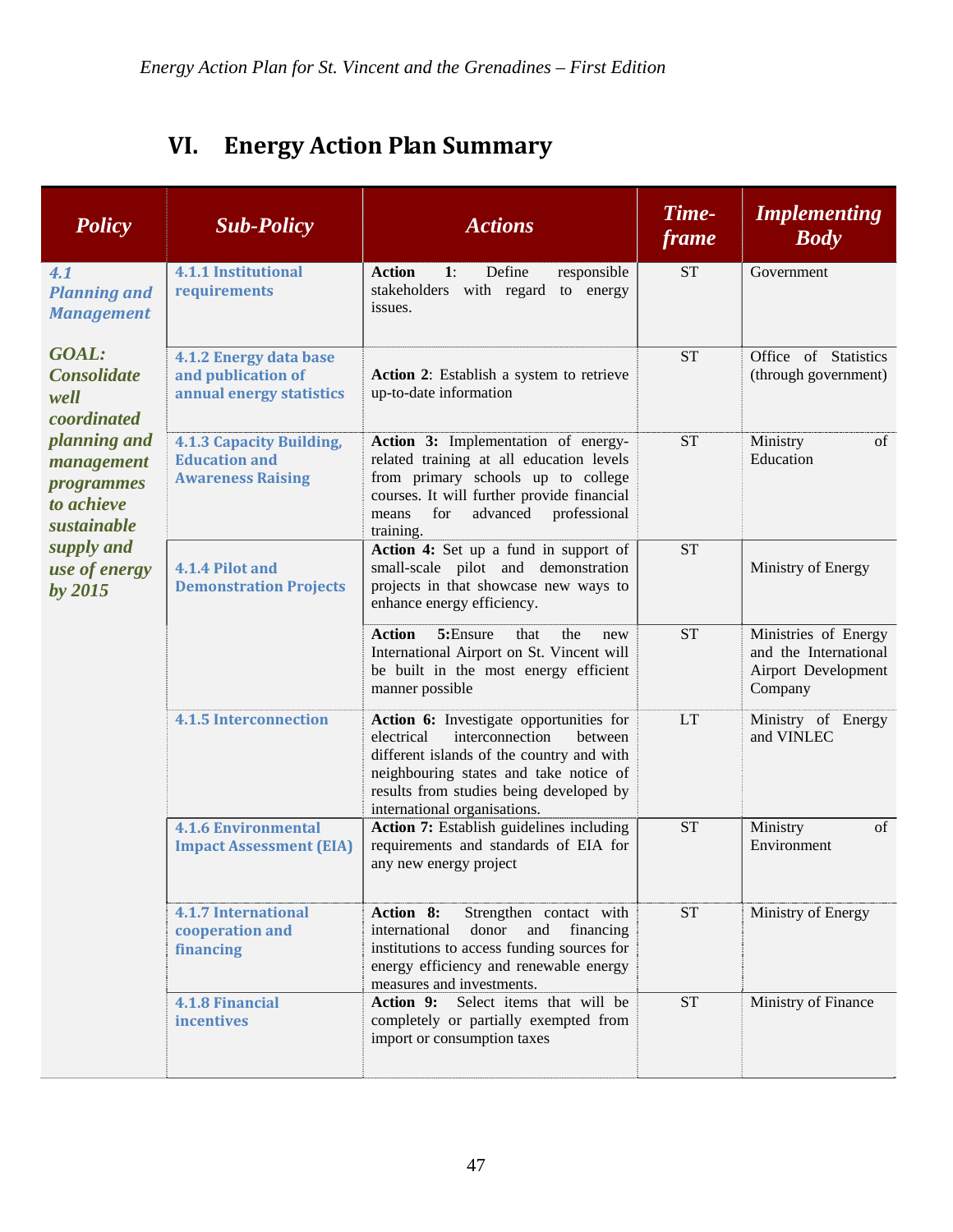# VI. Energy Action Plan Summary

| Policy | Sub-Policy | Actions | Time-frame | Implementing Body |
|---|---|---|---|---|
| **4.1 Planning and Management**<br><br>**GOAL: Consolidate well coordinated planning and management programmes to achieve sustainable supply and use of energy by 2015** | **4.1.1 Institutional requirements** | **Action 1**: Define responsible stakeholders with regard to energy issues. | ST | Government |
| | **4.1.2 Energy data base and publication of annual energy statistics** | **Action 2**: Establish a system to retrieve up-to-date information | ST | Office of Statistics (through government) |
| | **4.1.3 Capacity Building, Education and Awareness Raising** | **Action 3:** Implementation of energy-related training at all education levels from primary schools up to college courses. It will further provide financial means for advanced professional training. | ST | Ministry of Education |
| | **4.1.4 Pilot and Demonstration Projects** | **Action 4:** Set up a fund in support of small-scale pilot and demonstration projects in that showcase new ways to enhance energy efficiency. | ST | Ministry of Energy |
| | | **Action 5:**Ensure that the new International Airport on St. Vincent will be built in the most energy efficient manner possible | ST | Ministries of Energy and the International Airport Development Company |
| | **4.1.5 Interconnection** | **Action 6:** Investigate opportunities for electrical interconnection between different islands of the country and with neighbouring states and take notice of results from studies being developed by international organisations. | LT | Ministry of Energy and VINLEC |
| | **4.1.6 Environmental Impact Assessment (EIA)** | **Action 7:** Establish guidelines including requirements and standards of EIA for any new energy project | ST | Ministry of Environment |
| | **4.1.7 International cooperation and financing** | **Action 8:** Strengthen contact with international donor and financing institutions to access funding sources for energy efficiency and renewable energy measures and investments. | ST | Ministry of Energy |
| | **4.1.8 Financial incentives** | **Action 9:** Select items that will be completely or partially exempted from import or consumption taxes | ST | Ministry of Finance |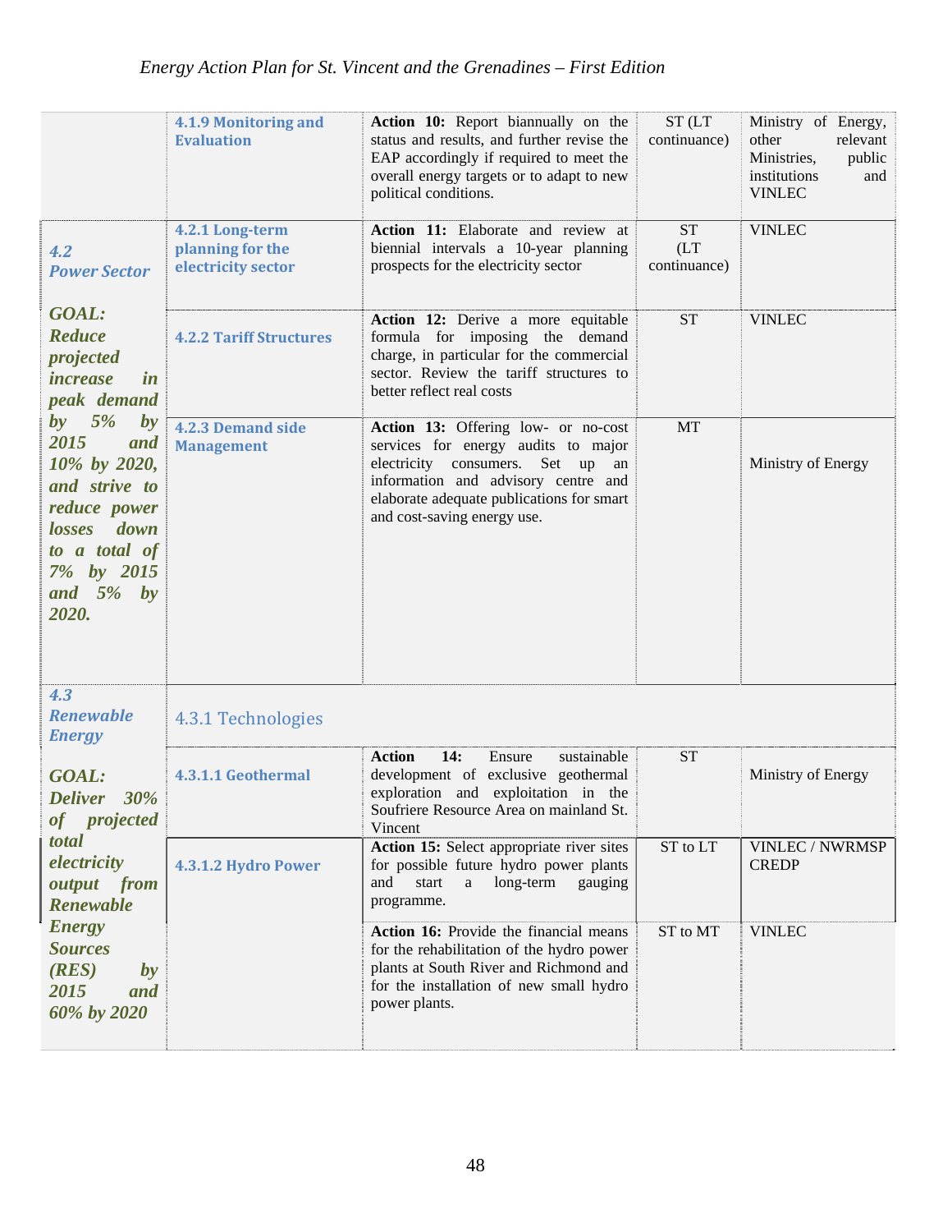| | | | | |
|---|---|---|---|---|
| | **4.1.9 Monitoring and Evaluation** | **Action 10:** Report biannually on the status and results, and further revise the EAP accordingly if required to meet the overall energy targets or to adapt to new political conditions. | ST (LT continuance) | Ministry of Energy, other relevant Ministries, public institutions and VINLEC |
| ***4.2 Power Sector*** ***GOAL: Reduce projected increase in peak demand by 5% by 2015 and 10% by 2020, and strive to reduce power losses down to a total of 7% by 2015 and 5% by 2020.*** | **4.2.1 Long-term planning for the electricity sector** | **Action 11:** Elaborate and review at biennial intervals a 10-year planning prospects for the electricity sector | ST (LT continuance) | VINLEC |
| | **4.2.2 Tariff Structures** | **Action 12:** Derive a more equitable formula for imposing the demand charge, in particular for the commercial sector. Review the tariff structures to better reflect real costs | ST | VINLEC |
| | **4.2.3 Demand side Management** | **Action 13:** Offering low- or no-cost services for energy audits to major electricity consumers. Set up an information and advisory centre and elaborate adequate publications for smart and cost-saving energy use. | MT | Ministry of Energy |
| ***4.3 Renewable Energy*** ***GOAL: Deliver 30% of projected total electricity output from Renewable Energy Sources (RES) by 2015 and 60% by 2020*** | 4.3.1 Technologies | | | |
| | **4.3.1.1 Geothermal** | **Action 14:** Ensure sustainable development of exclusive geothermal exploration and exploitation in the Soufriere Resource Area on mainland St. Vincent | ST | Ministry of Energy |
| | **4.3.1.2 Hydro Power** | **Action 15:** Select appropriate river sites for possible future hydro power plants and start a long-term gauging programme. | ST to LT | VINLEC / NWRMSP CREDP |
| | | **Action 16:** Provide the financial means for the rehabilitation of the hydro power plants at South River and Richmond and for the installation of new small hydro power plants. | ST to MT | VINLEC |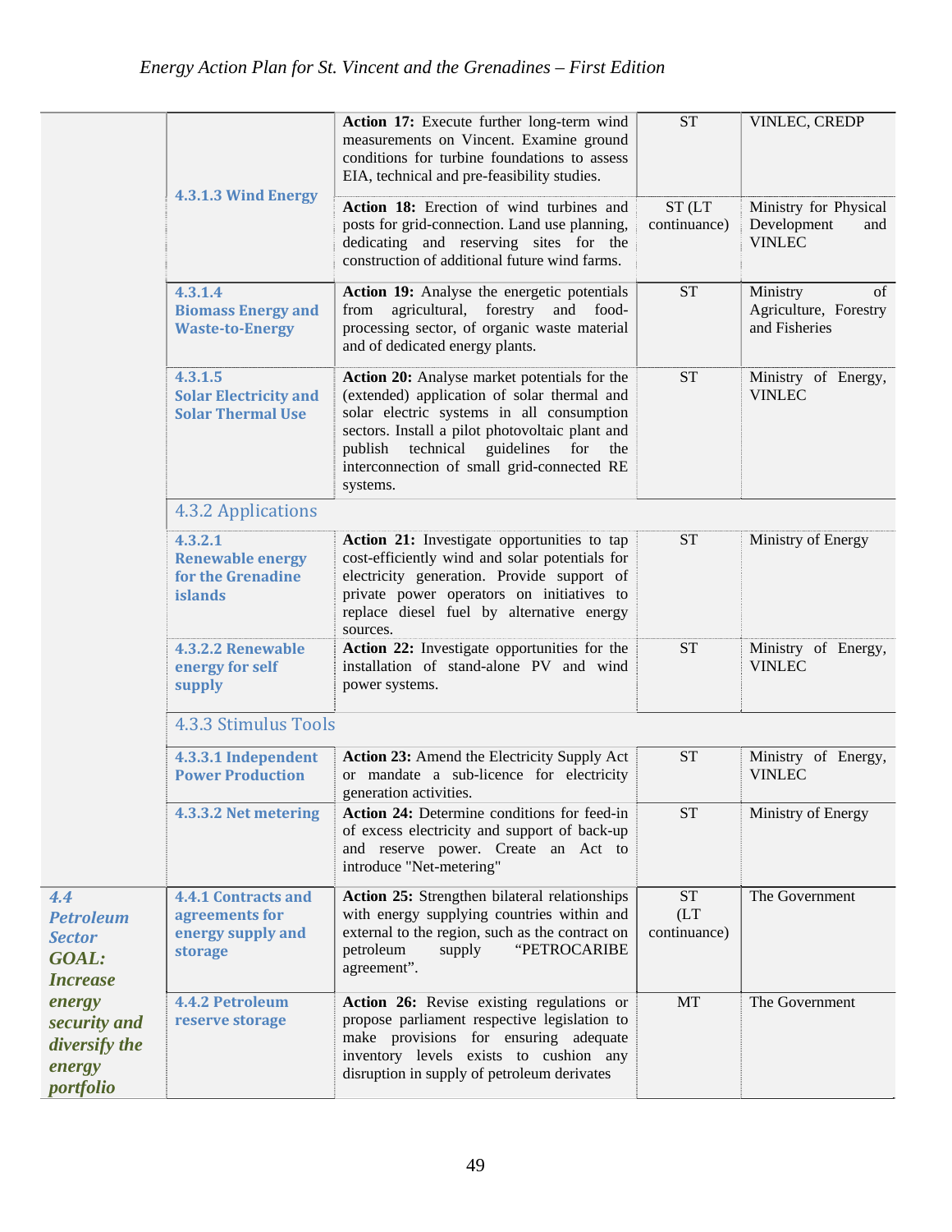| | | | | |
|---|---|---|---|---|
| | 4.3.1.3 Wind Energy | **Action 17:** Execute further long-term wind measurements on Vincent. Examine ground conditions for turbine foundations to assess EIA, technical and pre-feasibility studies. | ST | VINLEC, CREDP |
| | | **Action 18:** Erection of wind turbines and posts for grid-connection. Land use planning, dedicating and reserving sites for the construction of additional future wind farms. | ST (LT continuance) | Ministry for Physical Development and VINLEC |
| | 4.3.1.4 Biomass Energy and Waste-to-Energy | **Action 19:** Analyse the energetic potentials from agricultural, forestry and food-processing sector, of organic waste material and of dedicated energy plants. | ST | Ministry of Agriculture, Forestry and Fisheries |
| | 4.3.1.5 Solar Electricity and Solar Thermal Use | **Action 20:** Analyse market potentials for the (extended) application of solar thermal and solar electric systems in all consumption sectors. Install a pilot photovoltaic plant and publish technical guidelines for the interconnection of small grid-connected RE systems. | ST | Ministry of Energy, VINLEC |
| | 4.3.2 Applications | | | |
| | 4.3.2.1 Renewable energy for the Grenadine islands | **Action 21:** Investigate opportunities to tap cost-efficiently wind and solar potentials for electricity generation. Provide support of private power operators on initiatives to replace diesel fuel by alternative energy sources. | ST | Ministry of Energy |
| | 4.3.2.2 Renewable energy for self supply | **Action 22:** Investigate opportunities for the installation of stand-alone PV and wind power systems. | ST | Ministry of Energy, VINLEC |
| | 4.3.3 Stimulus Tools | | | |
| | 4.3.3.1 Independent Power Production | **Action 23:** Amend the Electricity Supply Act or mandate a sub-licence for electricity generation activities. | ST | Ministry of Energy, VINLEC |
| | 4.3.3.2 Net metering | **Action 24:** Determine conditions for feed-in of excess electricity and support of back-up and reserve power. Create an Act to introduce "Net-metering" | ST | Ministry of Energy |
| *4.4 Petroleum Sector GOAL: Increase energy security and diversify the energy portfolio* | 4.4.1 Contracts and agreements for energy supply and storage | **Action 25:** Strengthen bilateral relationships with energy supplying countries within and external to the region, such as the contract on petroleum supply "PETROCARIBE agreement". | ST (LT continuance) | The Government |
| | 4.4.2 Petroleum reserve storage | **Action 26:** Revise existing regulations or propose parliament respective legislation to make provisions for ensuring adequate inventory levels exists to cushion any disruption in supply of petroleum derivates | MT | The Government |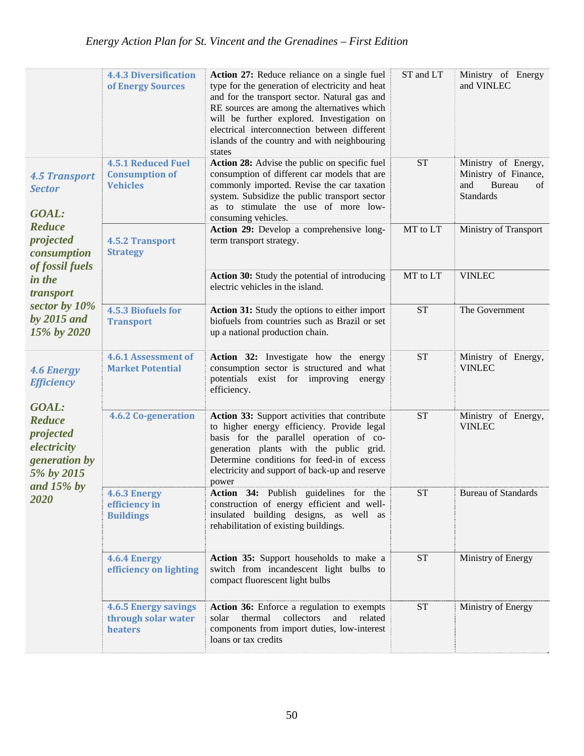| | | | | |
|---|---|---|---|---|
| | **4.4.3 Diversification of Energy Sources** | **Action 27:** Reduce reliance on a single fuel type for the generation of electricity and heat and for the transport sector. Natural gas and RE sources are among the alternatives which will be further explored. Investigation on electrical interconnection between different islands of the country and with neighbouring states | ST and LT | Ministry of Energy and VINLEC |
| ***4.5 Transport Sector*** <br><br> ***GOAL: Reduce projected consumption of fossil fuels in the transport sector by 10% by 2015 and 15% by 2020*** | **4.5.1 Reduced Fuel Consumption of Vehicles** | **Action 28:** Advise the public on specific fuel consumption of different car models that are commonly imported. Revise the car taxation system. Subsidize the public transport sector as to stimulate the use of more low-consuming vehicles. | ST | Ministry of Energy, Ministry of Finance, and Bureau of Standards |
| | **4.5.2 Transport Strategy** | **Action 29:** Develop a comprehensive long-term transport strategy. | MT to LT | Ministry of Transport |
| | | **Action 30:** Study the potential of introducing electric vehicles in the island. | MT to LT | VINLEC |
| | **4.5.3 Biofuels for Transport** | **Action 31:** Study the options to either import biofuels from countries such as Brazil or set up a national production chain. | ST | The Government |
| ***4.6 Energy Efficiency*** <br><br> ***GOAL: Reduce projected electricity generation by 5% by 2015 and 15% by 2020*** | **4.6.1 Assessment of Market Potential** | **Action 32:** Investigate how the energy consumption sector is structured and what potentials exist for improving energy efficiency. | ST | Ministry of Energy, VINLEC |
| | **4.6.2 Co-generation** | **Action 33:** Support activities that contribute to higher energy efficiency. Provide legal basis for the parallel operation of co-generation plants with the public grid. Determine conditions for feed-in of excess electricity and support of back-up and reserve power | ST | Ministry of Energy, VINLEC |
| | **4.6.3 Energy efficiency in Buildings** | **Action 34:** Publish guidelines for the construction of energy efficient and well-insulated building designs, as well as rehabilitation of existing buildings. | ST | Bureau of Standards |
| | **4.6.4 Energy efficiency on lighting** | **Action 35:** Support households to make a switch from incandescent light bulbs to compact fluorescent light bulbs | ST | Ministry of Energy |
| | **4.6.5 Energy savings through solar water heaters** | **Action 36:** Enforce a regulation to exempts solar thermal collectors and related components from import duties, low-interest loans or tax credits | ST | Ministry of Energy |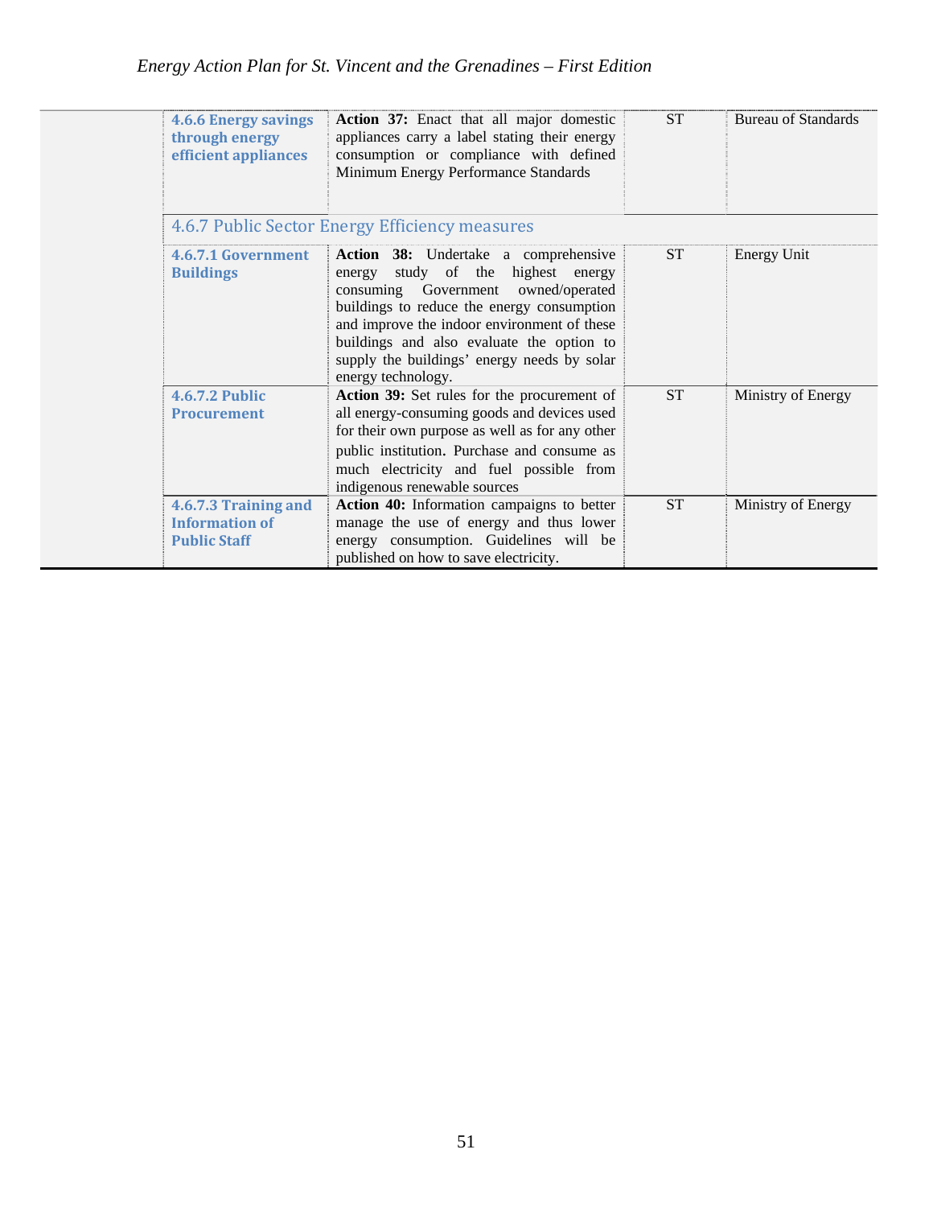| | | | | |
|---|---|---|---|---|
| | **4.6.6 Energy savings through energy efficient appliances** | **Action 37:** Enact that all major domestic appliances carry a label stating their energy consumption or compliance with defined Minimum Energy Performance Standards | ST | Bureau of Standards |
| | 4.6.7 Public Sector Energy Efficiency measures | | | |
| | **4.6.7.1 Government Buildings** | **Action 38:** Undertake a comprehensive energy study of the highest energy consuming Government owned/operated buildings to reduce the energy consumption and improve the indoor environment of these buildings and also evaluate the option to supply the buildings' energy needs by solar energy technology. | ST | Energy Unit |
| | **4.6.7.2 Public Procurement** | **Action 39:** Set rules for the procurement of all energy-consuming goods and devices used for their own purpose as well as for any other public institution. Purchase and consume as much electricity and fuel possible from indigenous renewable sources | ST | Ministry of Energy |
| | **4.6.7.3 Training and Information of Public Staff** | **Action 40:** Information campaigns to better manage the use of energy and thus lower energy consumption. Guidelines will be published on how to save electricity. | ST | Ministry of Energy |